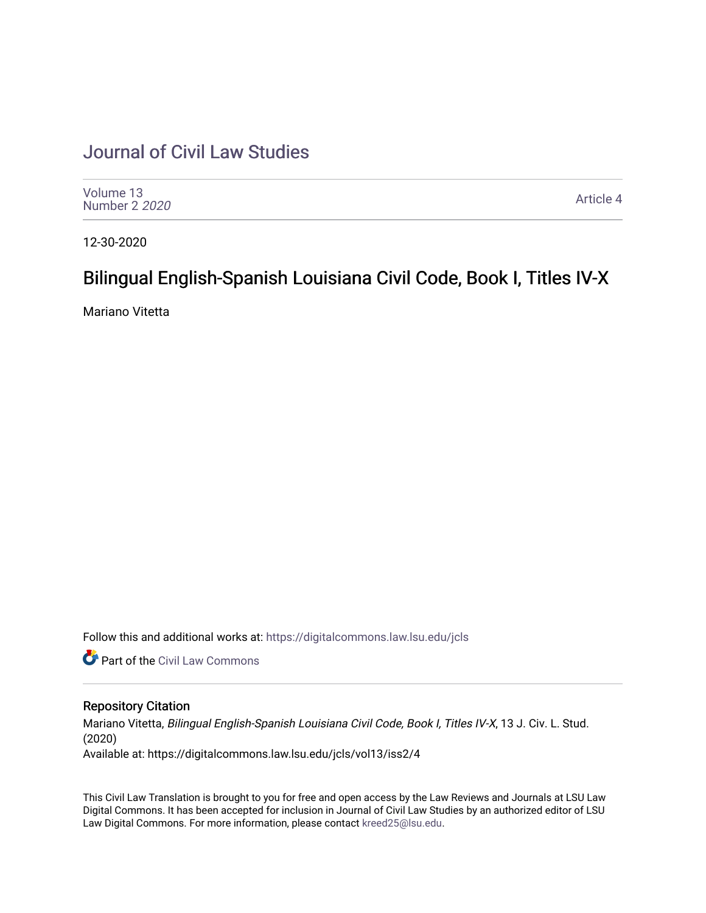# Journal of Civil Law Studies

Volume 13
Number 2 *2020*

Article 4

12-30-2020

## Bilingual English-Spanish Louisiana Civil Code, Book I, Titles IV-X

Mariano Vitetta

Follow this and additional works at: https://digitalcommons.law.lsu.edu/jcls

Part of the Civil Law Commons

### Repository Citation

Mariano Vitetta, *Bilingual English-Spanish Louisiana Civil Code, Book I, Titles IV-X*, 13 J. Civ. L. Stud. (2020)
Available at: https://digitalcommons.law.lsu.edu/jcls/vol13/iss2/4

This Civil Law Translation is brought to you for free and open access by the Law Reviews and Journals at LSU Law Digital Commons. It has been accepted for inclusion in Journal of Civil Law Studies by an authorized editor of LSU Law Digital Commons. For more information, please contact kreed25@lsu.edu.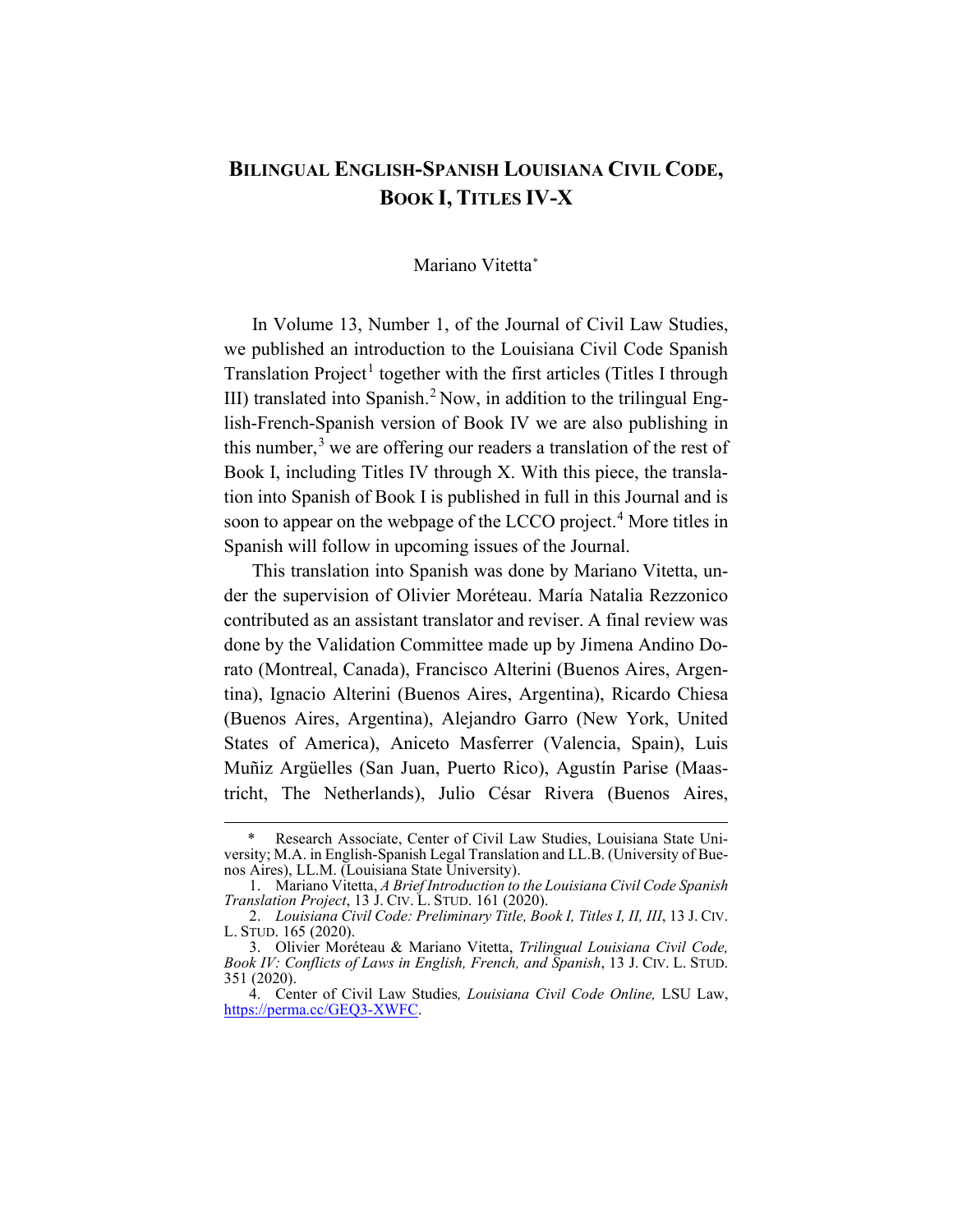# BILINGUAL ENGLISH-SPANISH LOUISIANA CIVIL CODE, BOOK I, TITLES IV-X

Mariano Vitetta[*]

In Volume 13, Number 1, of the Journal of Civil Law Studies, we published an introduction to the Louisiana Civil Code Spanish Translation Project[1] together with the first articles (Titles I through III) translated into Spanish.[2] Now, in addition to the trilingual English-French-Spanish version of Book IV we are also publishing in this number,[3] we are offering our readers a translation of the rest of Book I, including Titles IV through X. With this piece, the translation into Spanish of Book I is published in full in this Journal and is soon to appear on the webpage of the LCCO project.[4] More titles in Spanish will follow in upcoming issues of the Journal.

This translation into Spanish was done by Mariano Vitetta, under the supervision of Olivier Moréteau. María Natalia Rezzonico contributed as an assistant translator and reviser. A final review was done by the Validation Committee made up by Jimena Andino Dorato (Montreal, Canada), Francisco Alterini (Buenos Aires, Argentina), Ignacio Alterini (Buenos Aires, Argentina), Ricardo Chiesa (Buenos Aires, Argentina), Alejandro Garro (New York, United States of America), Aniceto Masferrer (Valencia, Spain), Luis Muñiz Argüelles (San Juan, Puerto Rico), Agustín Parise (Maastricht, The Netherlands), Julio César Rivera (Buenos Aires,

---

\* Research Associate, Center of Civil Law Studies, Louisiana State University; M.A. in English-Spanish Legal Translation and LL.B. (University of Buenos Aires), LL.M. (Louisiana State University).

1. Mariano Vitetta, *A Brief Introduction to the Louisiana Civil Code Spanish Translation Project*, 13 J. CIV. L. STUD. 161 (2020).

2. *Louisiana Civil Code: Preliminary Title, Book I, Titles I, II, III*, 13 J. CIV. L. STUD. 165 (2020).

3. Olivier Moréteau & Mariano Vitetta, *Trilingual Louisiana Civil Code, Book IV: Conflicts of Laws in English, French, and Spanish*, 13 J. CIV. L. STUD. 351 (2020).

4. Center of Civil Law Studies*, Louisiana Civil Code Online,* LSU Law, https://perma.cc/GEQ3-XWFC.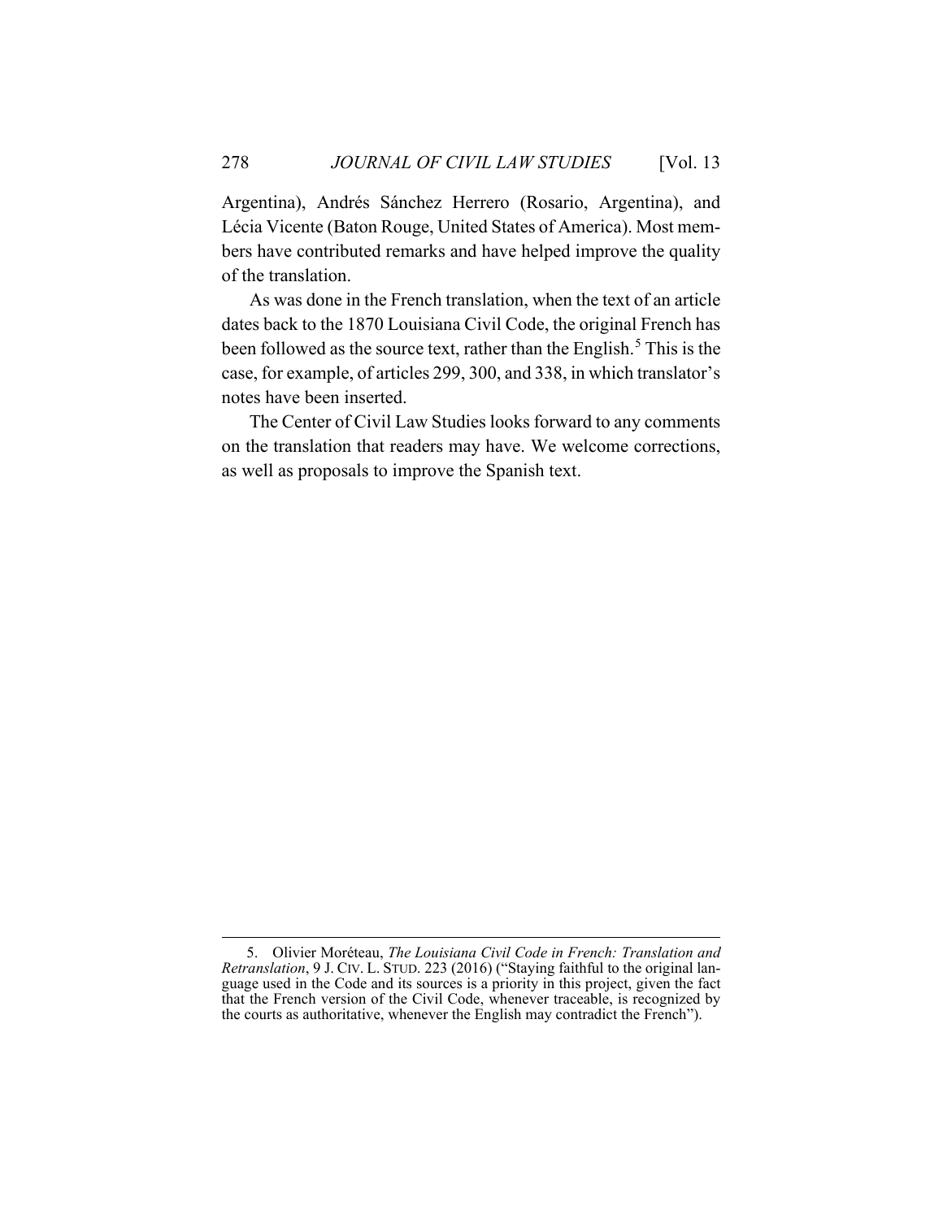Argentina), Andrés Sánchez Herrero (Rosario, Argentina), and Lécia Vicente (Baton Rouge, United States of America). Most members have contributed remarks and have helped improve the quality of the translation.

As was done in the French translation, when the text of an article dates back to the 1870 Louisiana Civil Code, the original French has been followed as the source text, rather than the English.[5] This is the case, for example, of articles 299, 300, and 338, in which translator's notes have been inserted.

The Center of Civil Law Studies looks forward to any comments on the translation that readers may have. We welcome corrections, as well as proposals to improve the Spanish text.

---

5. Olivier Moréteau, *The Louisiana Civil Code in French: Translation and Retranslation*, 9 J. CIV. L. STUD. 223 (2016) ("Staying faithful to the original language used in the Code and its sources is a priority in this project, given the fact that the French version of the Civil Code, whenever traceable, is recognized by the courts as authoritative, whenever the English may contradict the French").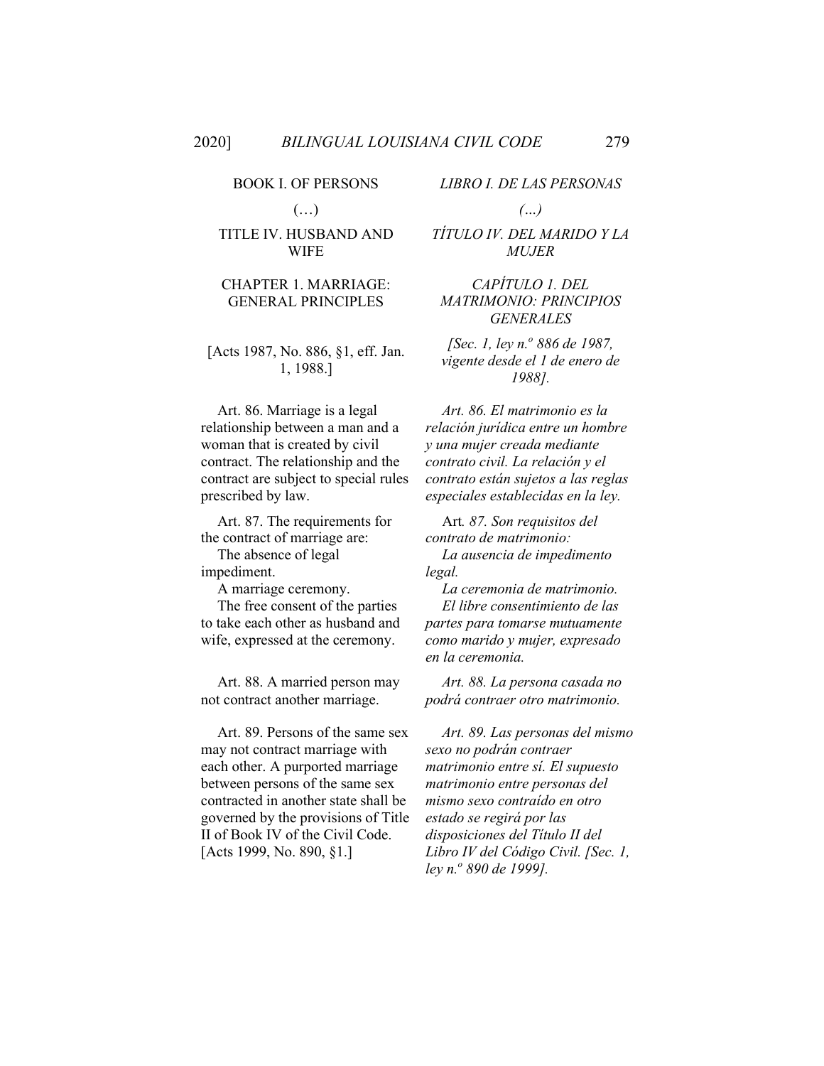BOOK I. OF PERSONS

(…)

TITLE IV. HUSBAND AND WIFE

CHAPTER 1. MARRIAGE: GENERAL PRINCIPLES

[Acts 1987, No. 886, §1, eff. Jan. 1, 1988.]

Art. 86. Marriage is a legal relationship between a man and a woman that is created by civil contract. The relationship and the contract are subject to special rules prescribed by law.

Art. 87. The requirements for the contract of marriage are:
The absence of legal impediment.
A marriage ceremony.
The free consent of the parties to take each other as husband and wife, expressed at the ceremony.

Art. 88. A married person may not contract another marriage.

Art. 89. Persons of the same sex may not contract marriage with each other. A purported marriage between persons of the same sex contracted in another state shall be governed by the provisions of Title II of Book IV of the Civil Code. [Acts 1999, No. 890, §1.]

*LIBRO I. DE LAS PERSONAS*

*(…)*

*TÍTULO IV. DEL MARIDO Y LA MUJER*

*CAPÍTULO 1. DEL MATRIMONIO: PRINCIPIOS GENERALES*

*[Sec. 1, ley n.º 886 de 1987, vigente desde el 1 de enero de 1988].*

*Art. 86. El matrimonio es la relación jurídica entre un hombre y una mujer creada mediante contrato civil. La relación y el contrato están sujetos a las reglas especiales establecidas en la ley.*

Art*. 87. Son requisitos del contrato de matrimonio:*
*La ausencia de impedimento legal.*
*La ceremonia de matrimonio.*
*El libre consentimiento de las partes para tomarse mutuamente como marido y mujer, expresado en la ceremonia.*

*Art. 88. La persona casada no podrá contraer otro matrimonio.*

*Art. 89. Las personas del mismo sexo no podrán contraer matrimonio entre sí. El supuesto matrimonio entre personas del mismo sexo contraído en otro estado se regirá por las disposiciones del Título II del Libro IV del Código Civil. [Sec. 1, ley n.º 890 de 1999].*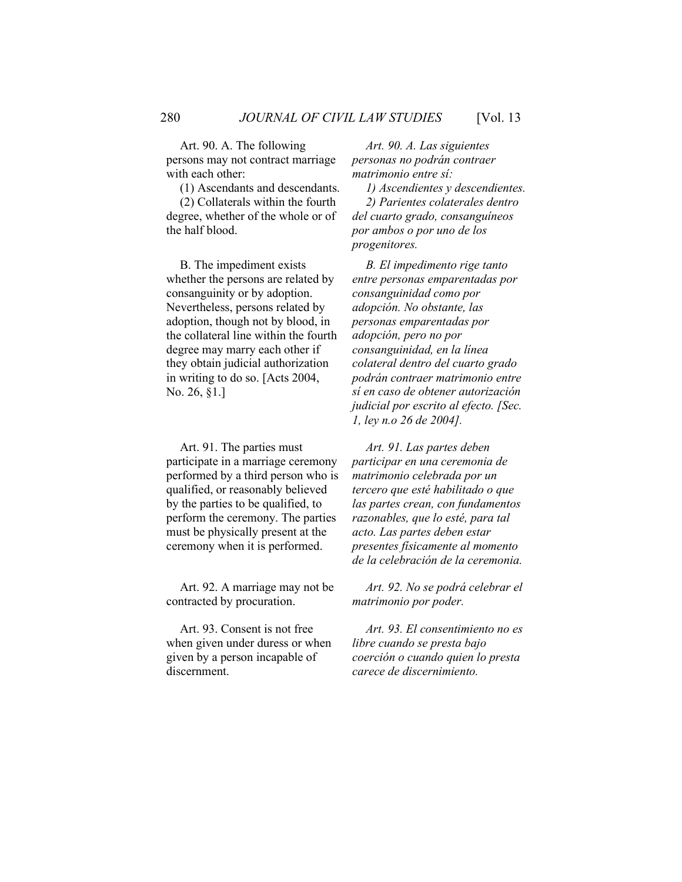Art. 90. A. The following persons may not contract marriage with each other:

(1) Ascendants and descendants.

(2) Collaterals within the fourth degree, whether of the whole or of the half blood.

B. The impediment exists whether the persons are related by consanguinity or by adoption. Nevertheless, persons related by adoption, though not by blood, in the collateral line within the fourth degree may marry each other if they obtain judicial authorization in writing to do so. [Acts 2004, No. 26, §1.]

*Art. 90. A. Las siguientes personas no podrán contraer matrimonio entre sí:*

*1) Ascendientes y descendientes.*

*2) Parientes colaterales dentro del cuarto grado, consanguíneos por ambos o por uno de los progenitores.*

*B. El impedimento rige tanto entre personas emparentadas por consanguinidad como por adopción. No obstante, las personas emparentadas por adopción, pero no por consanguinidad, en la línea colateral dentro del cuarto grado podrán contraer matrimonio entre sí en caso de obtener autorización judicial por escrito al efecto. [Sec. 1, ley n.o 26 de 2004].*

Art. 91. The parties must participate in a marriage ceremony performed by a third person who is qualified, or reasonably believed by the parties to be qualified, to perform the ceremony. The parties must be physically present at the ceremony when it is performed.

*Art. 91. Las partes deben participar en una ceremonia de matrimonio celebrada por un tercero que esté habilitado o que las partes crean, con fundamentos razonables, que lo esté, para tal acto. Las partes deben estar presentes físicamente al momento de la celebración de la ceremonia.*

Art. 92. A marriage may not be contracted by procuration.

*Art. 92. No se podrá celebrar el matrimonio por poder.*

Art. 93. Consent is not free when given under duress or when given by a person incapable of discernment.

*Art. 93. El consentimiento no es libre cuando se presta bajo coerción o cuando quien lo presta carece de discernimiento.*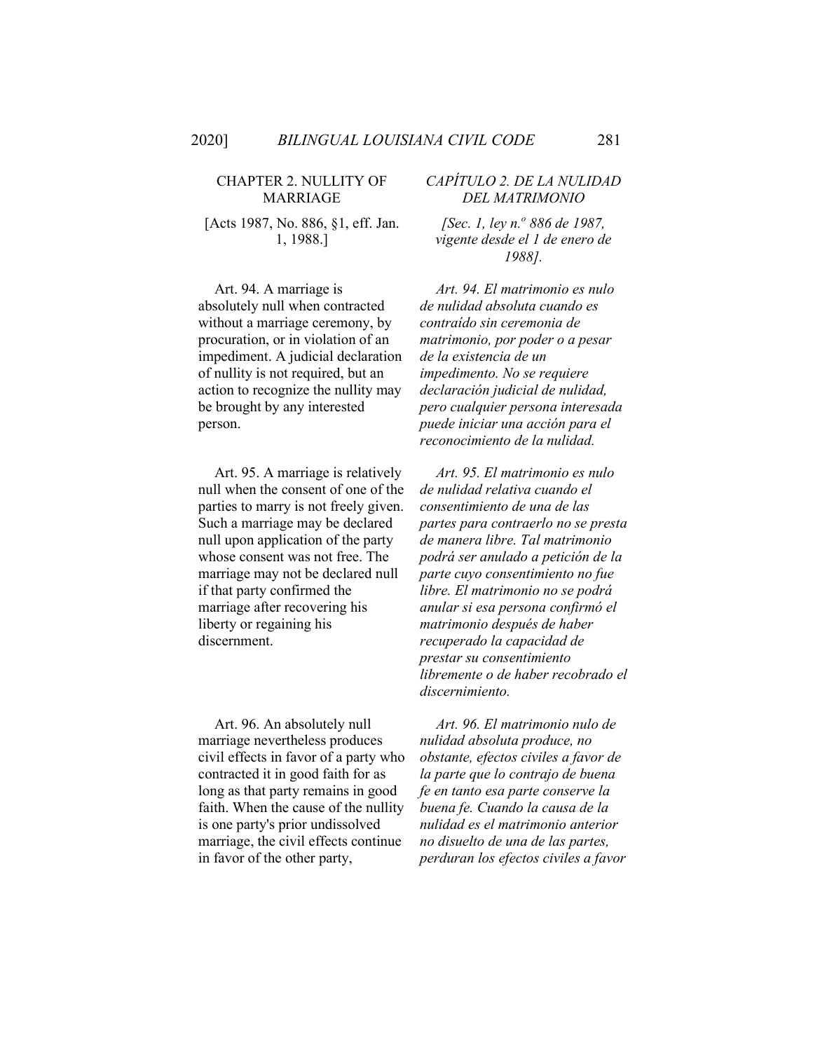## CHAPTER 2. NULLITY OF MARRIAGE

[Acts 1987, No. 886, §1, eff. Jan. 1, 1988.]

## *CAPÍTULO 2. DE LA NULIDAD DEL MATRIMONIO*

*[Sec. 1, ley n.º 886 de 1987, vigente desde el 1 de enero de 1988].*

Art. 94. A marriage is absolutely null when contracted without a marriage ceremony, by procuration, or in violation of an impediment. A judicial declaration of nullity is not required, but an action to recognize the nullity may be brought by any interested person.

*Art. 94. El matrimonio es nulo de nulidad absoluta cuando es contraído sin ceremonia de matrimonio, por poder o a pesar de la existencia de un impedimento. No se requiere declaración judicial de nulidad, pero cualquier persona interesada puede iniciar una acción para el reconocimiento de la nulidad.*

Art. 95. A marriage is relatively null when the consent of one of the parties to marry is not freely given. Such a marriage may be declared null upon application of the party whose consent was not free. The marriage may not be declared null if that party confirmed the marriage after recovering his liberty or regaining his discernment.

*Art. 95. El matrimonio es nulo de nulidad relativa cuando el consentimiento de una de las partes para contraerlo no se presta de manera libre. Tal matrimonio podrá ser anulado a petición de la parte cuyo consentimiento no fue libre. El matrimonio no se podrá anular si esa persona confirmó el matrimonio después de haber recuperado la capacidad de prestar su consentimiento libremente o de haber recobrado el discernimiento.*

Art. 96. An absolutely null marriage nevertheless produces civil effects in favor of a party who contracted it in good faith for as long as that party remains in good faith. When the cause of the nullity is one party's prior undissolved marriage, the civil effects continue in favor of the other party,

*Art. 96. El matrimonio nulo de nulidad absoluta produce, no obstante, efectos civiles a favor de la parte que lo contrajo de buena fe en tanto esa parte conserve la buena fe. Cuando la causa de la nulidad es el matrimonio anterior no disuelto de una de las partes, perduran los efectos civiles a favor*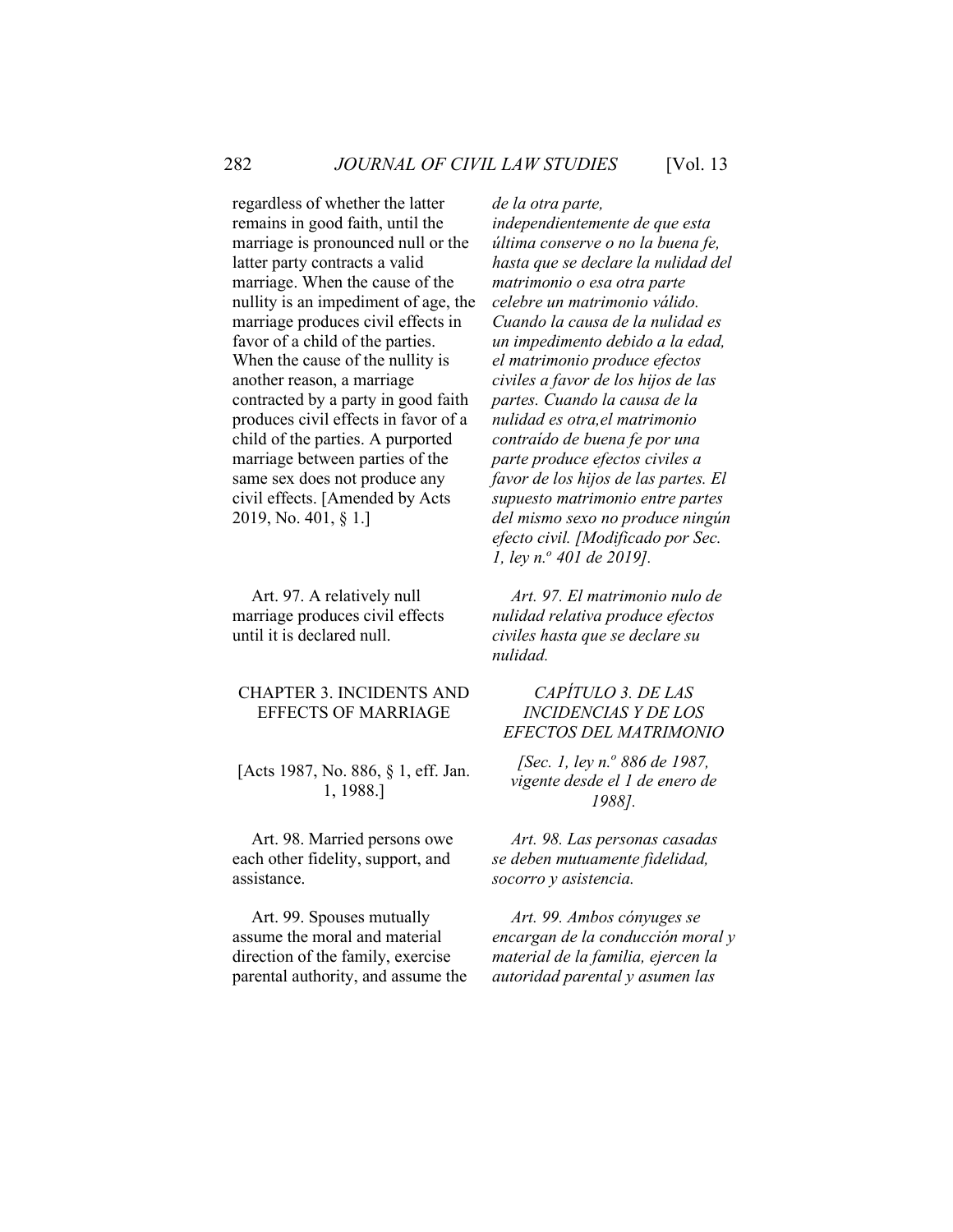regardless of whether the latter remains in good faith, until the marriage is pronounced null or the latter party contracts a valid marriage. When the cause of the nullity is an impediment of age, the marriage produces civil effects in favor of a child of the parties. When the cause of the nullity is another reason, a marriage contracted by a party in good faith produces civil effects in favor of a child of the parties. A purported marriage between parties of the same sex does not produce any civil effects. [Amended by Acts 2019, No. 401, § 1.]

*de la otra parte, independientemente de que esta última conserve o no la buena fe, hasta que se declare la nulidad del matrimonio o esa otra parte celebre un matrimonio válido. Cuando la causa de la nulidad es un impedimento debido a la edad, el matrimonio produce efectos civiles a favor de los hijos de las partes. Cuando la causa de la nulidad es otra,el matrimonio contraído de buena fe por una parte produce efectos civiles a favor de los hijos de las partes. El supuesto matrimonio entre partes del mismo sexo no produce ningún efecto civil. [Modificado por Sec. 1, ley n.º 401 de 2019].*

Art. 97. A relatively null marriage produces civil effects until it is declared null.

*Art. 97. El matrimonio nulo de nulidad relativa produce efectos civiles hasta que se declare su nulidad.*

## CHAPTER 3. INCIDENTS AND EFFECTS OF MARRIAGE

## *CAPÍTULO 3. DE LAS INCIDENCIAS Y DE LOS EFECTOS DEL MATRIMONIO*

[Acts 1987, No. 886, § 1, eff. Jan. 1, 1988.]

*[Sec. 1, ley n.º 886 de 1987, vigente desde el 1 de enero de 1988].*

Art. 98. Married persons owe each other fidelity, support, and assistance.

*Art. 98. Las personas casadas se deben mutuamente fidelidad, socorro y asistencia.*

Art. 99. Spouses mutually assume the moral and material direction of the family, exercise parental authority, and assume the

*Art. 99. Ambos cónyuges se encargan de la conducción moral y material de la familia, ejercen la autoridad parental y asumen las*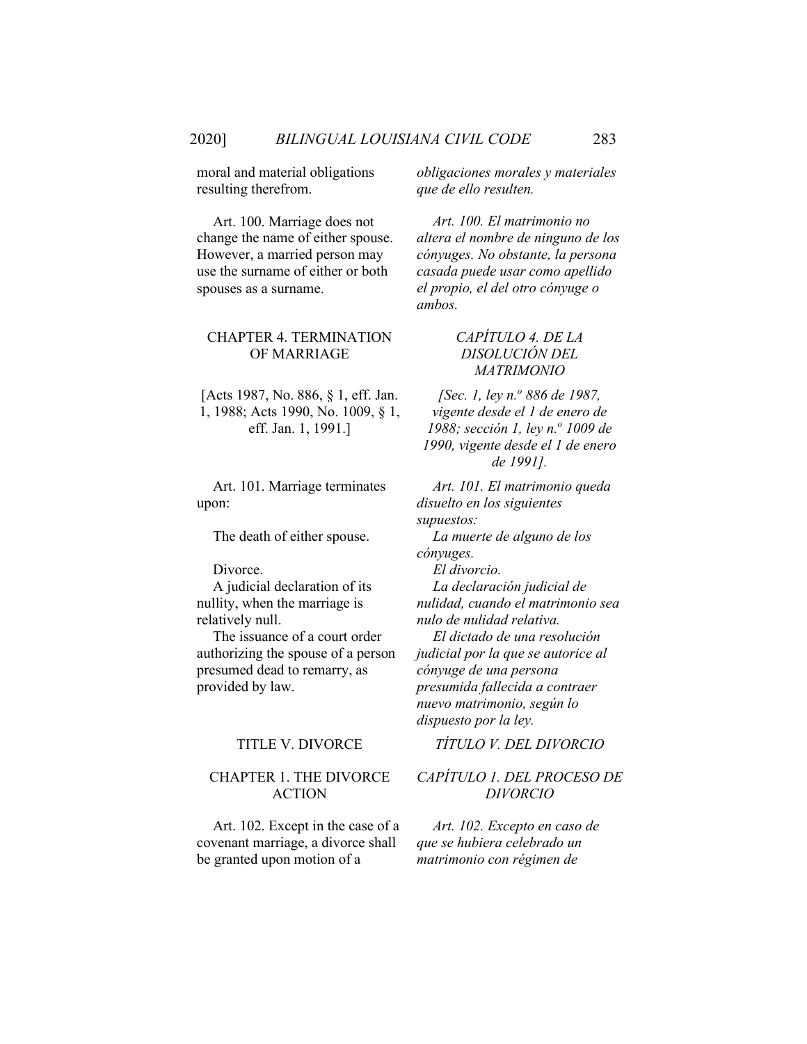moral and material obligations resulting therefrom.

*obligaciones morales y materiales que de ello resulten.*

Art. 100. Marriage does not change the name of either spouse. However, a married person may use the surname of either or both spouses as a surname.

*Art. 100. El matrimonio no altera el nombre de ninguno de los cónyuges. No obstante, la persona casada puede usar como apellido el propio, el del otro cónyuge o ambos.*

## CHAPTER 4. TERMINATION OF MARRIAGE

## *CAPÍTULO 4. DE LA DISOLUCIÓN DEL MATRIMONIO*

[Acts 1987, No. 886, § 1, eff. Jan. 1, 1988; Acts 1990, No. 1009, § 1, eff. Jan. 1, 1991.]

*[Sec. 1, ley n.º 886 de 1987, vigente desde el 1 de enero de 1988; sección 1, ley n.º 1009 de 1990, vigente desde el 1 de enero de 1991].*

Art. 101. Marriage terminates upon:

The death of either spouse.

Divorce.

A judicial declaration of its nullity, when the marriage is relatively null.

The issuance of a court order authorizing the spouse of a person presumed dead to remarry, as provided by law.

*Art. 101. El matrimonio queda disuelto en los siguientes supuestos:*

*La muerte de alguno de los cónyuges.*

*El divorcio.*

*La declaración judicial de nulidad, cuando el matrimonio sea nulo de nulidad relativa.*

*El dictado de una resolución judicial por la que se autorice al cónyuge de una persona presumida fallecida a contraer nuevo matrimonio, según lo dispuesto por la ley.*

# TITLE V. DIVORCE

# *TÍTULO V. DEL DIVORCIO*

## CHAPTER 1. THE DIVORCE ACTION

## *CAPÍTULO 1. DEL PROCESO DE DIVORCIO*

Art. 102. Except in the case of a covenant marriage, a divorce shall be granted upon motion of a

*Art. 102. Excepto en caso de que se hubiera celebrado un matrimonio con régimen de*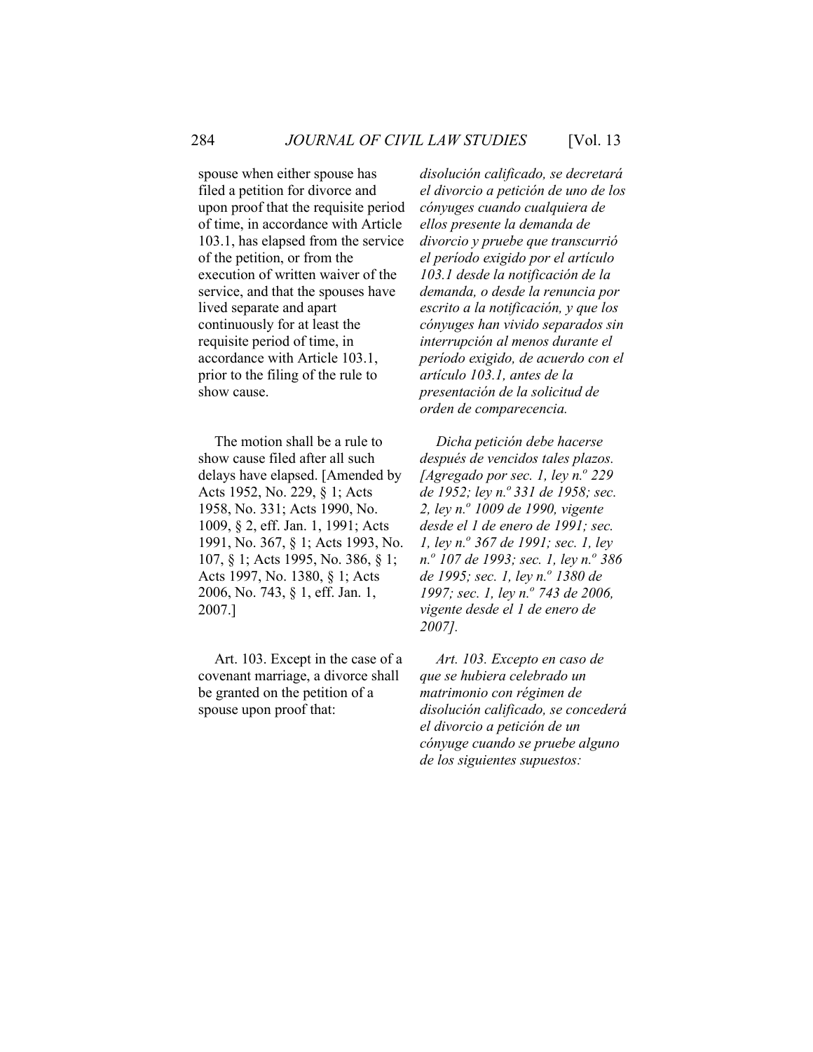spouse when either spouse has filed a petition for divorce and upon proof that the requisite period of time, in accordance with Article 103.1, has elapsed from the service of the petition, or from the execution of written waiver of the service, and that the spouses have lived separate and apart continuously for at least the requisite period of time, in accordance with Article 103.1, prior to the filing of the rule to show cause.

*disolución calificado, se decretará el divorcio a petición de uno de los cónyuges cuando cualquiera de ellos presente la demanda de divorcio y pruebe que transcurrió el período exigido por el artículo 103.1 desde la notificación de la demanda, o desde la renuncia por escrito a la notificación, y que los cónyuges han vivido separados sin interrupción al menos durante el período exigido, de acuerdo con el artículo 103.1, antes de la presentación de la solicitud de orden de comparecencia.*

The motion shall be a rule to show cause filed after all such delays have elapsed. [Amended by Acts 1952, No. 229, § 1; Acts 1958, No. 331; Acts 1990, No. 1009, § 2, eff. Jan. 1, 1991; Acts 1991, No. 367, § 1; Acts 1993, No. 107, § 1; Acts 1995, No. 386, § 1; Acts 1997, No. 1380, § 1; Acts 2006, No. 743, § 1, eff. Jan. 1, 2007.]

*Dicha petición debe hacerse después de vencidos tales plazos. [Agregado por sec. 1, ley n.º 229 de 1952; ley n.º 331 de 1958; sec. 2, ley n.º 1009 de 1990, vigente desde el 1 de enero de 1991; sec. 1, ley n.º 367 de 1991; sec. 1, ley n.º 107 de 1993; sec. 1, ley n.º 386 de 1995; sec. 1, ley n.º 1380 de 1997; sec. 1, ley n.º 743 de 2006, vigente desde el 1 de enero de 2007].*

Art. 103. Except in the case of a covenant marriage, a divorce shall be granted on the petition of a spouse upon proof that:

*Art. 103. Excepto en caso de que se hubiera celebrado un matrimonio con régimen de disolución calificado, se concederá el divorcio a petición de un cónyuge cuando se pruebe alguno de los siguientes supuestos:*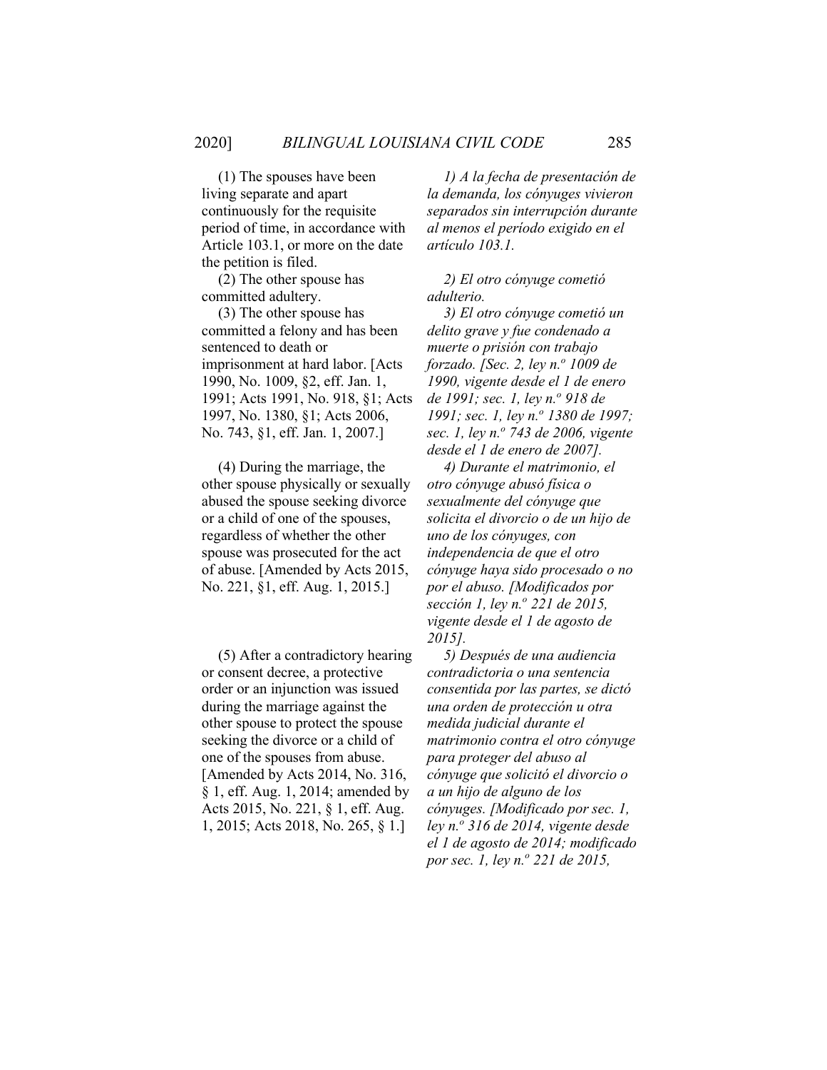(1) The spouses have been living separate and apart continuously for the requisite period of time, in accordance with Article 103.1, or more on the date the petition is filed.

*1) A la fecha de presentación de la demanda, los cónyuges vivieron separados sin interrupción durante al menos el período exigido en el artículo 103.1.*

(2) The other spouse has committed adultery.

*2) El otro cónyuge cometió adulterio.*

(3) The other spouse has committed a felony and has been sentenced to death or imprisonment at hard labor. [Acts 1990, No. 1009, §2, eff. Jan. 1, 1991; Acts 1991, No. 918, §1; Acts 1997, No. 1380, §1; Acts 2006, No. 743, §1, eff. Jan. 1, 2007.]

*3) El otro cónyuge cometió un delito grave y fue condenado a muerte o prisión con trabajo forzado. [Sec. 2, ley n.º 1009 de 1990, vigente desde el 1 de enero de 1991; sec. 1, ley n.º 918 de 1991; sec. 1, ley n.º 1380 de 1997; sec. 1, ley n.º 743 de 2006, vigente desde el 1 de enero de 2007].*

(4) During the marriage, the other spouse physically or sexually abused the spouse seeking divorce or a child of one of the spouses, regardless of whether the other spouse was prosecuted for the act of abuse. [Amended by Acts 2015, No. 221, §1, eff. Aug. 1, 2015.]

*4) Durante el matrimonio, el otro cónyuge abusó física o sexualmente del cónyuge que solicita el divorcio o de un hijo de uno de los cónyuges, con independencia de que el otro cónyuge haya sido procesado o no por el abuso. [Modificados por sección 1, ley n.º 221 de 2015, vigente desde el 1 de agosto de 2015].*

(5) After a contradictory hearing or consent decree, a protective order or an injunction was issued during the marriage against the other spouse to protect the spouse seeking the divorce or a child of one of the spouses from abuse. [Amended by Acts 2014, No. 316, § 1, eff. Aug. 1, 2014; amended by Acts 2015, No. 221, § 1, eff. Aug. 1, 2015; Acts 2018, No. 265, § 1.]

*5) Después de una audiencia contradictoria o una sentencia consentida por las partes, se dictó una orden de protección u otra medida judicial durante el matrimonio contra el otro cónyuge para proteger del abuso al cónyuge que solicitó el divorcio o a un hijo de alguno de los cónyuges. [Modificado por sec. 1, ley n.º 316 de 2014, vigente desde el 1 de agosto de 2014; modificado por sec. 1, ley n.º 221 de 2015,*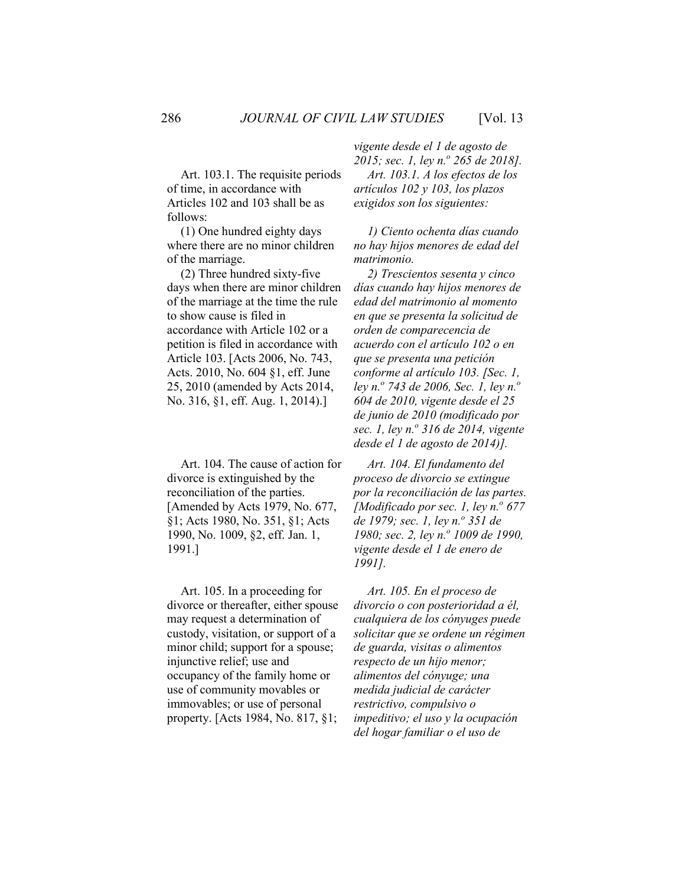*vigente desde el 1 de agosto de 2015; sec. 1, ley n.º 265 de 2018].*

Art. 103.1. The requisite periods of time, in accordance with Articles 102 and 103 shall be as follows:

(1) One hundred eighty days where there are no minor children of the marriage.

(2) Three hundred sixty-five days when there are minor children of the marriage at the time the rule to show cause is filed in accordance with Article 102 or a petition is filed in accordance with Article 103. [Acts 2006, No. 743, Acts. 2010, No. 604 §1, eff. June 25, 2010 (amended by Acts 2014, No. 316, §1, eff. Aug. 1, 2014).]

*Art. 103.1. A los efectos de los artículos 102 y 103, los plazos exigidos son los siguientes:*

*1) Ciento ochenta días cuando no hay hijos menores de edad del matrimonio.*

*2) Trescientos sesenta y cinco días cuando hay hijos menores de edad del matrimonio al momento en que se presenta la solicitud de orden de comparecencia de acuerdo con el artículo 102 o en que se presenta una petición conforme al artículo 103. [Sec. 1, ley n.º 743 de 2006, Sec. 1, ley n.º 604 de 2010, vigente desde el 25 de junio de 2010 (modificado por sec. 1, ley n.º 316 de 2014, vigente desde el 1 de agosto de 2014)].*

Art. 104. The cause of action for divorce is extinguished by the reconciliation of the parties. [Amended by Acts 1979, No. 677, §1; Acts 1980, No. 351, §1; Acts 1990, No. 1009, §2, eff. Jan. 1, 1991.]

*Art. 104. El fundamento del proceso de divorcio se extingue por la reconciliación de las partes. [Modificado por sec. 1, ley n.º 677 de 1979; sec. 1, ley n.º 351 de 1980; sec. 2, ley n.º 1009 de 1990, vigente desde el 1 de enero de 1991].*

Art. 105. In a proceeding for divorce or thereafter, either spouse may request a determination of custody, visitation, or support of a minor child; support for a spouse; injunctive relief; use and occupancy of the family home or use of community movables or immovables; or use of personal property. [Acts 1984, No. 817, §1;

*Art. 105. En el proceso de divorcio o con posterioridad a él, cualquiera de los cónyuges puede solicitar que se ordene un régimen de guarda, visitas o alimentos respecto de un hijo menor; alimentos del cónyuge; una medida judicial de carácter restrictivo, compulsivo o impeditivo; el uso y la ocupación del hogar familiar o el uso de*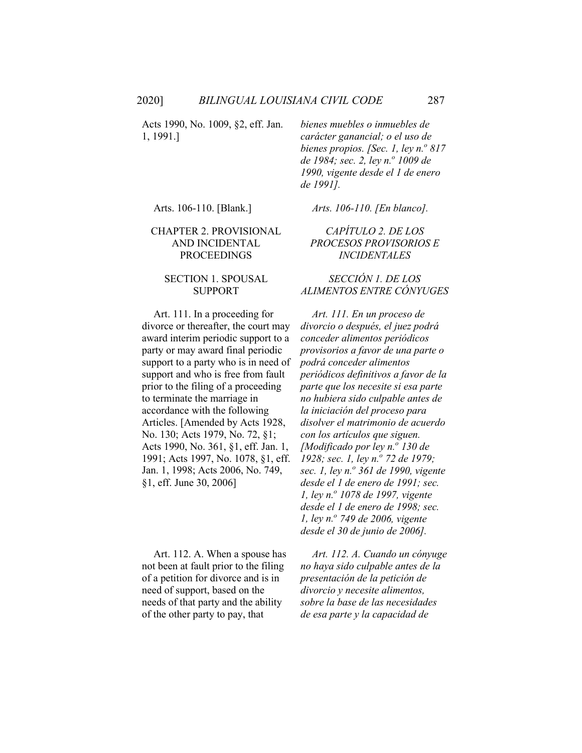Acts 1990, No. 1009, §2, eff. Jan. 1, 1991.]

*bienes muebles o inmuebles de carácter ganancial; o el uso de bienes propios. [Sec. 1, ley n.º 817 de 1984; sec. 2, ley n.º 1009 de 1990, vigente desde el 1 de enero de 1991].*

Arts. 106-110. [Blank.]

*Arts. 106-110. [En blanco].*

## CHAPTER 2. PROVISIONAL AND INCIDENTAL PROCEEDINGS

## *CAPÍTULO 2. DE LOS PROCESOS PROVISORIOS E INCIDENTALES*

### SECTION 1. SPOUSAL SUPPORT

### *SECCIÓN 1. DE LOS ALIMENTOS ENTRE CÓNYUGES*

Art. 111. In a proceeding for divorce or thereafter, the court may award interim periodic support to a party or may award final periodic support to a party who is in need of support and who is free from fault prior to the filing of a proceeding to terminate the marriage in accordance with the following Articles. [Amended by Acts 1928, No. 130; Acts 1979, No. 72, §1; Acts 1990, No. 361, §1, eff. Jan. 1, 1991; Acts 1997, No. 1078, §1, eff. Jan. 1, 1998; Acts 2006, No. 749, §1, eff. June 30, 2006]

*Art. 111. En un proceso de divorcio o después, el juez podrá conceder alimentos periódicos provisorios a favor de una parte o podrá conceder alimentos periódicos definitivos a favor de la parte que los necesite si esa parte no hubiera sido culpable antes de la iniciación del proceso para disolver el matrimonio de acuerdo con los artículos que siguen. [Modificado por ley n.º 130 de 1928; sec. 1, ley n.º 72 de 1979; sec. 1, ley n.º 361 de 1990, vigente desde el 1 de enero de 1991; sec. 1, ley n.º 1078 de 1997, vigente desde el 1 de enero de 1998; sec. 1, ley n.º 749 de 2006, vigente desde el 30 de junio de 2006].*

Art. 112. A. When a spouse has not been at fault prior to the filing of a petition for divorce and is in need of support, based on the needs of that party and the ability of the other party to pay, that

*Art. 112. A. Cuando un cónyuge no haya sido culpable antes de la presentación de la petición de divorcio y necesite alimentos, sobre la base de las necesidades de esa parte y la capacidad de*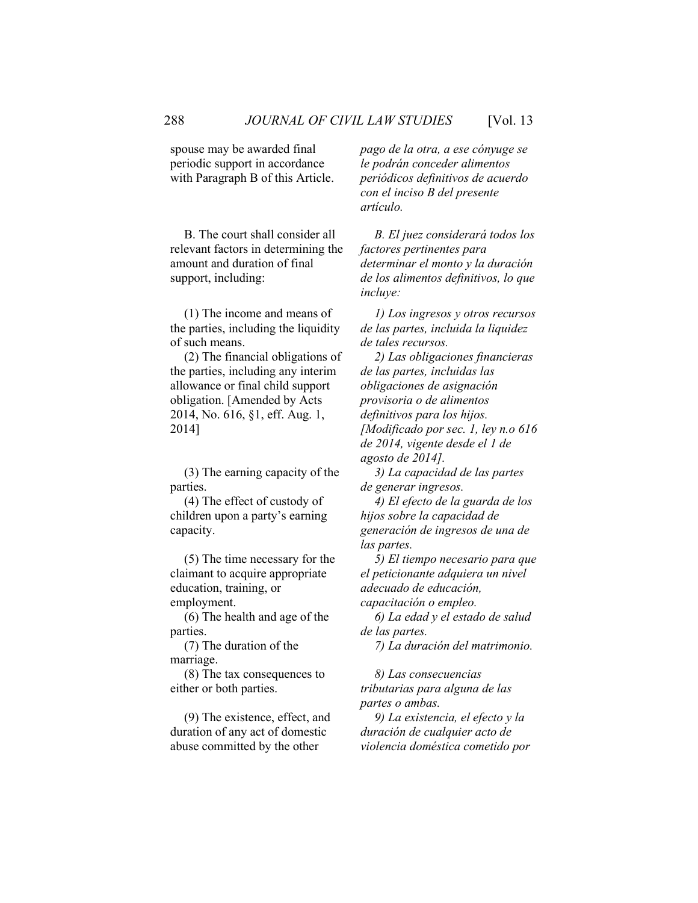spouse may be awarded final periodic support in accordance with Paragraph B of this Article.

*pago de la otra, a ese cónyuge se le podrán conceder alimentos periódicos definitivos de acuerdo con el inciso B del presente artículo.*

B. The court shall consider all relevant factors in determining the amount and duration of final support, including:

*B. El juez considerará todos los factores pertinentes para determinar el monto y la duración de los alimentos definitivos, lo que incluye:*

(1) The income and means of the parties, including the liquidity of such means.

*1) Los ingresos y otros recursos de las partes, incluida la liquidez de tales recursos.*

(2) The financial obligations of the parties, including any interim allowance or final child support obligation. [Amended by Acts 2014, No. 616, §1, eff. Aug. 1, 2014]

*2) Las obligaciones financieras de las partes, incluidas las obligaciones de asignación provisoria o de alimentos definitivos para los hijos. [Modificado por sec. 1, ley n.o 616 de 2014, vigente desde el 1 de agosto de 2014].*

(3) The earning capacity of the parties.

*3) La capacidad de las partes de generar ingresos.*

(4) The effect of custody of children upon a party's earning capacity.

*4) El efecto de la guarda de los hijos sobre la capacidad de generación de ingresos de una de las partes.*

(5) The time necessary for the claimant to acquire appropriate education, training, or employment.

*5) El tiempo necesario para que el peticionante adquiera un nivel adecuado de educación, capacitación o empleo.*

(6) The health and age of the parties.

*6) La edad y el estado de salud de las partes.*

(7) The duration of the marriage.

*7) La duración del matrimonio.*

(8) The tax consequences to either or both parties.

*8) Las consecuencias tributarias para alguna de las partes o ambas.*

(9) The existence, effect, and duration of any act of domestic abuse committed by the other

*9) La existencia, el efecto y la duración de cualquier acto de violencia doméstica cometido por*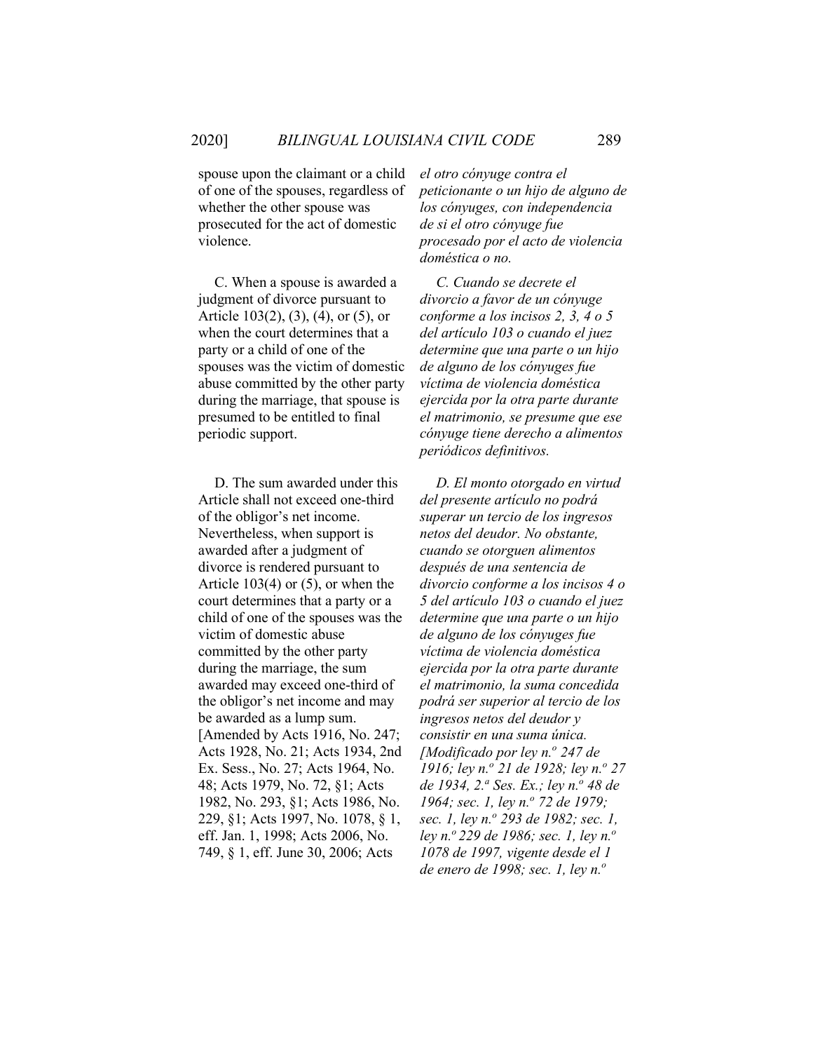spouse upon the claimant or a child of one of the spouses, regardless of whether the other spouse was prosecuted for the act of domestic violence.

*el otro cónyuge contra el peticionante o un hijo de alguno de los cónyuges, con independencia de si el otro cónyuge fue procesado por el acto de violencia doméstica o no.*

C. When a spouse is awarded a judgment of divorce pursuant to Article 103(2), (3), (4), or (5), or when the court determines that a party or a child of one of the spouses was the victim of domestic abuse committed by the other party during the marriage, that spouse is presumed to be entitled to final periodic support.

*C. Cuando se decrete el divorcio a favor de un cónyuge conforme a los incisos 2, 3, 4 o 5 del artículo 103 o cuando el juez determine que una parte o un hijo de alguno de los cónyuges fue víctima de violencia doméstica ejercida por la otra parte durante el matrimonio, se presume que ese cónyuge tiene derecho a alimentos periódicos definitivos.*

D. The sum awarded under this Article shall not exceed one-third of the obligor's net income. Nevertheless, when support is awarded after a judgment of divorce is rendered pursuant to Article 103(4) or (5), or when the court determines that a party or a child of one of the spouses was the victim of domestic abuse committed by the other party during the marriage, the sum awarded may exceed one-third of the obligor's net income and may be awarded as a lump sum. [Amended by Acts 1916, No. 247; Acts 1928, No. 21; Acts 1934, 2nd Ex. Sess., No. 27; Acts 1964, No. 48; Acts 1979, No. 72, §1; Acts 1982, No. 293, §1; Acts 1986, No. 229, §1; Acts 1997, No. 1078, § 1, eff. Jan. 1, 1998; Acts 2006, No. 749, § 1, eff. June 30, 2006; Acts

*D. El monto otorgado en virtud del presente artículo no podrá superar un tercio de los ingresos netos del deudor. No obstante, cuando se otorguen alimentos después de una sentencia de divorcio conforme a los incisos 4 o 5 del artículo 103 o cuando el juez determine que una parte o un hijo de alguno de los cónyuges fue víctima de violencia doméstica ejercida por la otra parte durante el matrimonio, la suma concedida podrá ser superior al tercio de los ingresos netos del deudor y consistir en una suma única. [Modificado por ley n.º 247 de 1916; ley n.º 21 de 1928; ley n.º 27 de 1934, 2.ª Ses. Ex.; ley n.º 48 de 1964; sec. 1, ley n.º 72 de 1979; sec. 1, ley n.º 293 de 1982; sec. 1, ley n.º 229 de 1986; sec. 1, ley n.º 1078 de 1997, vigente desde el 1 de enero de 1998; sec. 1, ley n.º*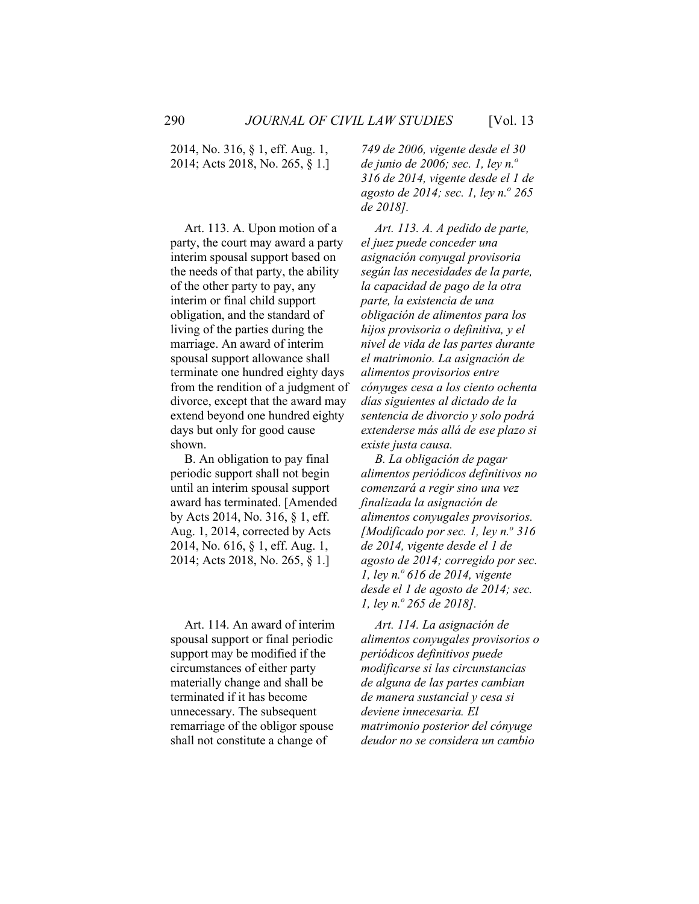2014, No. 316, § 1, eff. Aug. 1, 2014; Acts 2018, No. 265, § 1.]

*749 de 2006, vigente desde el 30 de junio de 2006; sec. 1, ley n.º 316 de 2014, vigente desde el 1 de agosto de 2014; sec. 1, ley n.º 265 de 2018].*

Art. 113. A. Upon motion of a party, the court may award a party interim spousal support based on the needs of that party, the ability of the other party to pay, any interim or final child support obligation, and the standard of living of the parties during the marriage. An award of interim spousal support allowance shall terminate one hundred eighty days from the rendition of a judgment of divorce, except that the award may extend beyond one hundred eighty days but only for good cause shown.

B. An obligation to pay final periodic support shall not begin until an interim spousal support award has terminated. [Amended by Acts 2014, No. 316, § 1, eff. Aug. 1, 2014, corrected by Acts 2014, No. 616, § 1, eff. Aug. 1, 2014; Acts 2018, No. 265, § 1.]

*Art. 113. A. A pedido de parte, el juez puede conceder una asignación conyugal provisoria según las necesidades de la parte, la capacidad de pago de la otra parte, la existencia de una obligación de alimentos para los hijos provisoria o definitiva, y el nivel de vida de las partes durante el matrimonio. La asignación de alimentos provisorios entre cónyuges cesa a los ciento ochenta días siguientes al dictado de la sentencia de divorcio y solo podrá extenderse más allá de ese plazo si existe justa causa.*

*B. La obligación de pagar alimentos periódicos definitivos no comenzará a regir sino una vez finalizada la asignación de alimentos conyugales provisorios. [Modificado por sec. 1, ley n.º 316 de 2014, vigente desde el 1 de agosto de 2014; corregido por sec. 1, ley n.º 616 de 2014, vigente desde el 1 de agosto de 2014; sec. 1, ley n.º 265 de 2018].*

Art. 114. An award of interim spousal support or final periodic support may be modified if the circumstances of either party materially change and shall be terminated if it has become unnecessary. The subsequent remarriage of the obligor spouse shall not constitute a change of

*Art. 114. La asignación de alimentos conyugales provisorios o periódicos definitivos puede modificarse si las circunstancias de alguna de las partes cambian de manera sustancial y cesa si deviene innecesaria. El matrimonio posterior del cónyuge deudor no se considera un cambio*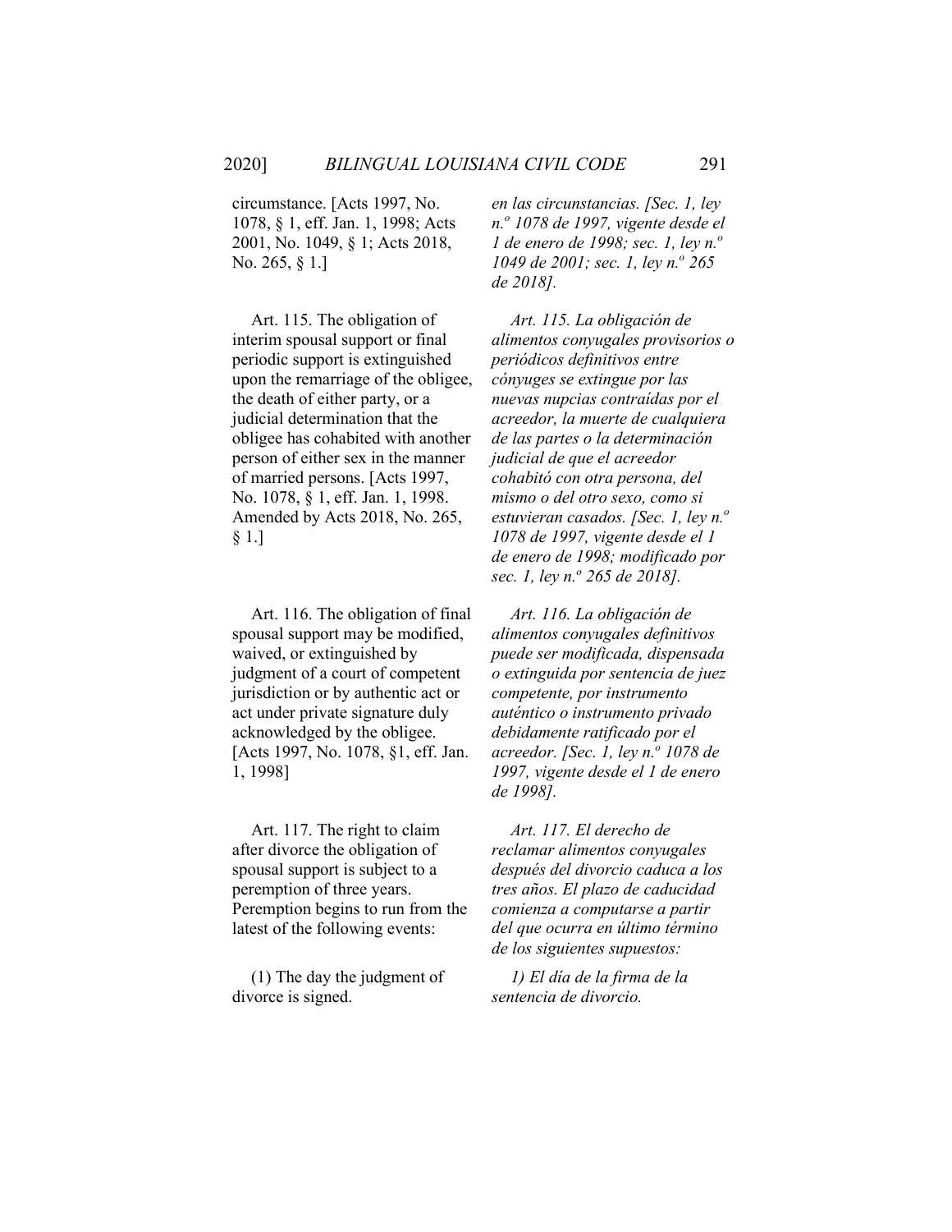circumstance. [Acts 1997, No. 1078, § 1, eff. Jan. 1, 1998; Acts 2001, No. 1049, § 1; Acts 2018, No. 265, § 1.]

*en las circunstancias. [Sec. 1, ley n.º 1078 de 1997, vigente desde el 1 de enero de 1998; sec. 1, ley n.º 1049 de 2001; sec. 1, ley n.º 265 de 2018].*

Art. 115. The obligation of interim spousal support or final periodic support is extinguished upon the remarriage of the obligee, the death of either party, or a judicial determination that the obligee has cohabited with another person of either sex in the manner of married persons. [Acts 1997, No. 1078, § 1, eff. Jan. 1, 1998. Amended by Acts 2018, No. 265, § 1.]

*Art. 115. La obligación de alimentos conyugales provisorios o periódicos definitivos entre cónyuges se extingue por las nuevas nupcias contraídas por el acreedor, la muerte de cualquiera de las partes o la determinación judicial de que el acreedor cohabitó con otra persona, del mismo o del otro sexo, como si estuvieran casados. [Sec. 1, ley n.º 1078 de 1997, vigente desde el 1 de enero de 1998; modificado por sec. 1, ley n.º 265 de 2018].*

Art. 116. The obligation of final spousal support may be modified, waived, or extinguished by judgment of a court of competent jurisdiction or by authentic act or act under private signature duly acknowledged by the obligee. [Acts 1997, No. 1078, §1, eff. Jan. 1, 1998]

*Art. 116. La obligación de alimentos conyugales definitivos puede ser modificada, dispensada o extinguida por sentencia de juez competente, por instrumento auténtico o instrumento privado debidamente ratificado por el acreedor. [Sec. 1, ley n.º 1078 de 1997, vigente desde el 1 de enero de 1998].*

Art. 117. The right to claim after divorce the obligation of spousal support is subject to a peremption of three years. Peremption begins to run from the latest of the following events:

*Art. 117. El derecho de reclamar alimentos conyugales después del divorcio caduca a los tres años. El plazo de caducidad comienza a computarse a partir del que ocurra en último término de los siguientes supuestos:*

(1) The day the judgment of divorce is signed.

*1) El día de la firma de la sentencia de divorcio.*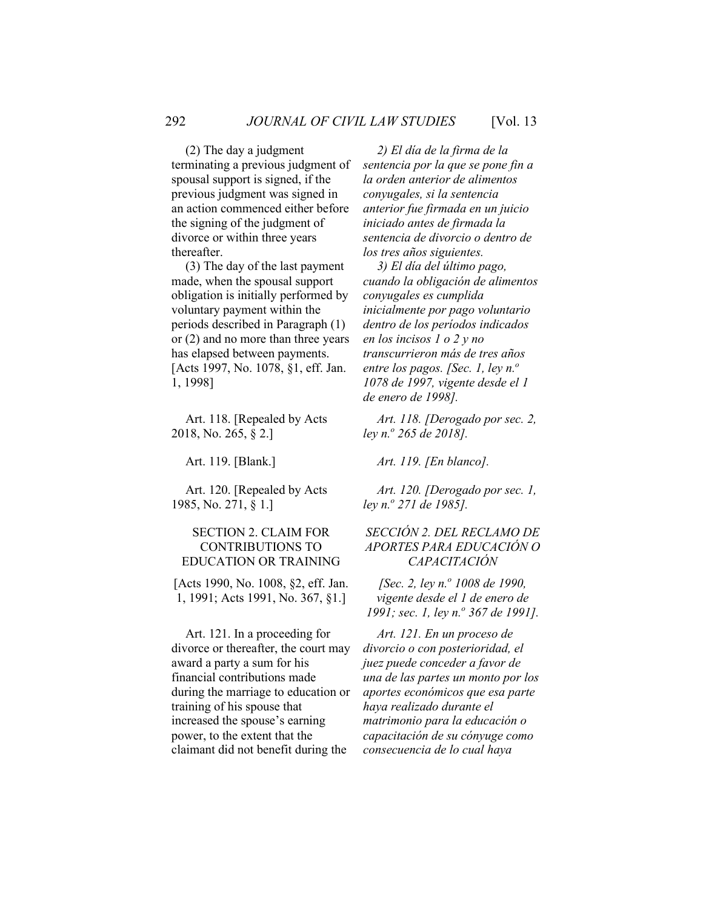(2) The day a judgment terminating a previous judgment of spousal support is signed, if the previous judgment was signed in an action commenced either before the signing of the judgment of divorce or within three years thereafter.

*2) El día de la firma de la sentencia por la que se pone fin a la orden anterior de alimentos conyugales, si la sentencia anterior fue firmada en un juicio iniciado antes de firmada la sentencia de divorcio o dentro de los tres años siguientes.*

(3) The day of the last payment made, when the spousal support obligation is initially performed by voluntary payment within the periods described in Paragraph (1) or (2) and no more than three years has elapsed between payments. [Acts 1997, No. 1078, §1, eff. Jan. 1, 1998]

*3) El día del último pago, cuando la obligación de alimentos conyugales es cumplida inicialmente por pago voluntario dentro de los períodos indicados en los incisos 1 o 2 y no transcurrieron más de tres años entre los pagos. [Sec. 1, ley n.º 1078 de 1997, vigente desde el 1 de enero de 1998].*

Art. 118. [Repealed by Acts 2018, No. 265, § 2.]

*Art. 118. [Derogado por sec. 2, ley n.º 265 de 2018].*

Art. 119. [Blank.]

*Art. 119. [En blanco].*

Art. 120. [Repealed by Acts 1985, No. 271, § 1.]

*Art. 120. [Derogado por sec. 1, ley n.º 271 de 1985].*

### SECTION 2. CLAIM FOR CONTRIBUTIONS TO EDUCATION OR TRAINING

[Acts 1990, No. 1008, §2, eff. Jan. 1, 1991; Acts 1991, No. 367, §1.]

### *SECCIÓN 2. DEL RECLAMO DE APORTES PARA EDUCACIÓN O CAPACITACIÓN*

*[Sec. 2, ley n.º 1008 de 1990, vigente desde el 1 de enero de 1991; sec. 1, ley n.º 367 de 1991].*

Art. 121. In a proceeding for divorce or thereafter, the court may award a party a sum for his financial contributions made during the marriage to education or training of his spouse that increased the spouse's earning power, to the extent that the claimant did not benefit during the

*Art. 121. En un proceso de divorcio o con posterioridad, el juez puede conceder a favor de una de las partes un monto por los aportes económicos que esa parte haya realizado durante el matrimonio para la educación o capacitación de su cónyuge como consecuencia de lo cual haya*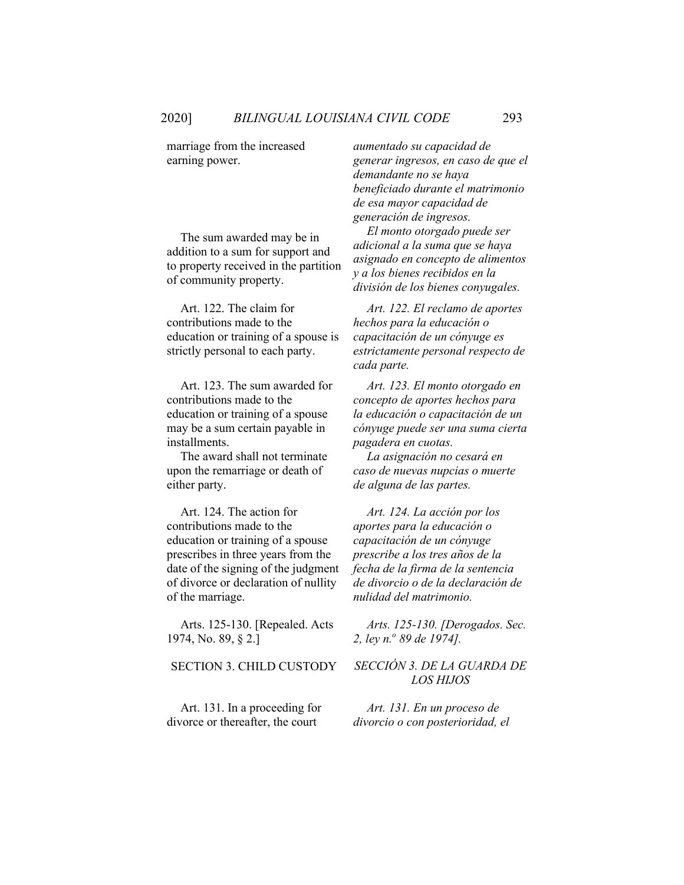marriage from the increased earning power.

*aumentado su capacidad de generar ingresos, en caso de que el demandante no se haya beneficiado durante el matrimonio de esa mayor capacidad de generación de ingresos.*

The sum awarded may be in addition to a sum for support and to property received in the partition of community property.

*El monto otorgado puede ser adicional a la suma que se haya asignado en concepto de alimentos y a los bienes recibidos en la división de los bienes conyugales.*

Art. 122. The claim for contributions made to the education or training of a spouse is strictly personal to each party.

*Art. 122. El reclamo de aportes hechos para la educación o capacitación de un cónyuge es estrictamente personal respecto de cada parte.*

Art. 123. The sum awarded for contributions made to the education or training of a spouse may be a sum certain payable in installments.

The award shall not terminate upon the remarriage or death of either party.

*Art. 123. El monto otorgado en concepto de aportes hechos para la educación o capacitación de un cónyuge puede ser una suma cierta pagadera en cuotas.*

*La asignación no cesará en caso de nuevas nupcias o muerte de alguna de las partes.*

Art. 124. The action for contributions made to the education or training of a spouse prescribes in three years from the date of the signing of the judgment of divorce or declaration of nullity of the marriage.

*Art. 124. La acción por los aportes para la educación o capacitación de un cónyuge prescribe a los tres años de la fecha de la firma de la sentencia de divorcio o de la declaración de nulidad del matrimonio.*

Arts. 125-130. [Repealed. Acts 1974, No. 89, § 2.]

*Arts. 125-130. [Derogados. Sec. 2, ley n.º 89 de 1974].*

## SECTION 3. CHILD CUSTODY

## *SECCIÓN 3. DE LA GUARDA DE LOS HIJOS*

Art. 131. In a proceeding for divorce or thereafter, the court

*Art. 131. En un proceso de divorcio o con posterioridad, el*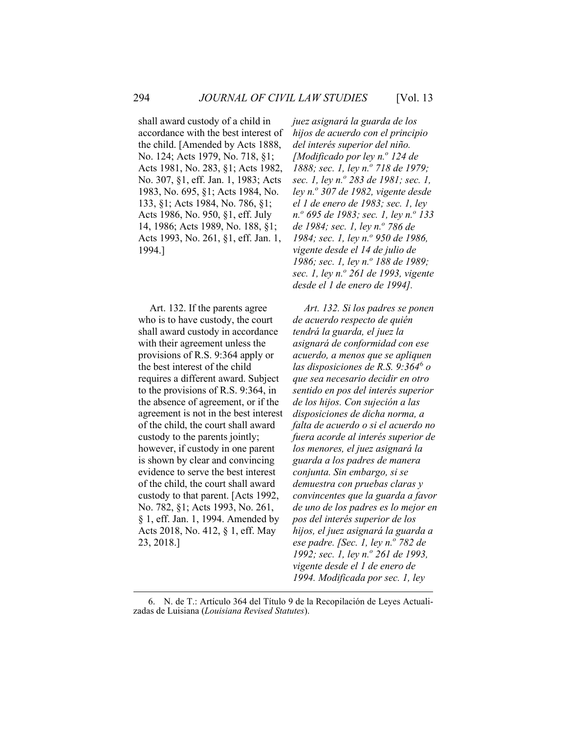shall award custody of a child in accordance with the best interest of the child. [Amended by Acts 1888, No. 124; Acts 1979, No. 718, §1; Acts 1981, No. 283, §1; Acts 1982, No. 307, §1, eff. Jan. 1, 1983; Acts 1983, No. 695, §1; Acts 1984, No. 133, §1; Acts 1984, No. 786, §1; Acts 1986, No. 950, §1, eff. July 14, 1986; Acts 1989, No. 188, §1; Acts 1993, No. 261, §1, eff. Jan. 1, 1994.]

*juez asignará la guarda de los hijos de acuerdo con el principio del interés superior del niño. [Modificado por ley n.º 124 de 1888; sec. 1, ley n.º 718 de 1979; sec. 1, ley n.º 283 de 1981; sec. 1, ley n.º 307 de 1982, vigente desde el 1 de enero de 1983; sec. 1, ley n.º 695 de 1983; sec. 1, ley n.º 133 de 1984; sec. 1, ley n.º 786 de 1984; sec. 1, ley n.º 950 de 1986, vigente desde el 14 de julio de 1986; sec. 1, ley n.º 188 de 1989; sec. 1, ley n.º 261 de 1993, vigente desde el 1 de enero de 1994].*

Art. 132. If the parents agree who is to have custody, the court shall award custody in accordance with their agreement unless the provisions of R.S. 9:364 apply or the best interest of the child requires a different award. Subject to the provisions of R.S. 9:364, in the absence of agreement, or if the agreement is not in the best interest of the child, the court shall award custody to the parents jointly; however, if custody in one parent is shown by clear and convincing evidence to serve the best interest of the child, the court shall award custody to that parent. [Acts 1992, No. 782, §1; Acts 1993, No. 261, § 1, eff. Jan. 1, 1994. Amended by Acts 2018, No. 412, § 1, eff. May 23, 2018.]

*Art. 132. Si los padres se ponen de acuerdo respecto de quién tendrá la guarda, el juez la asignará de conformidad con ese acuerdo, a menos que se apliquen las disposiciones de R.S. 9:364*[6] *o que sea necesario decidir en otro sentido en pos del interés superior de los hijos. Con sujeción a las disposiciones de dicha norma, a falta de acuerdo o si el acuerdo no fuera acorde al interés superior de los menores, el juez asignará la guarda a los padres de manera conjunta. Sin embargo, si se demuestra con pruebas claras y convincentes que la guarda a favor de uno de los padres es lo mejor en pos del interés superior de los hijos, el juez asignará la guarda a ese padre. [Sec. 1, ley n.º 782 de 1992; sec. 1, ley n.º 261 de 1993, vigente desde el 1 de enero de 1994. Modificada por sec. 1, ley*

6. N. de T.: Artículo 364 del Título 9 de la Recopilación de Leyes Actualizadas de Luisiana (*Louisiana Revised Statutes*).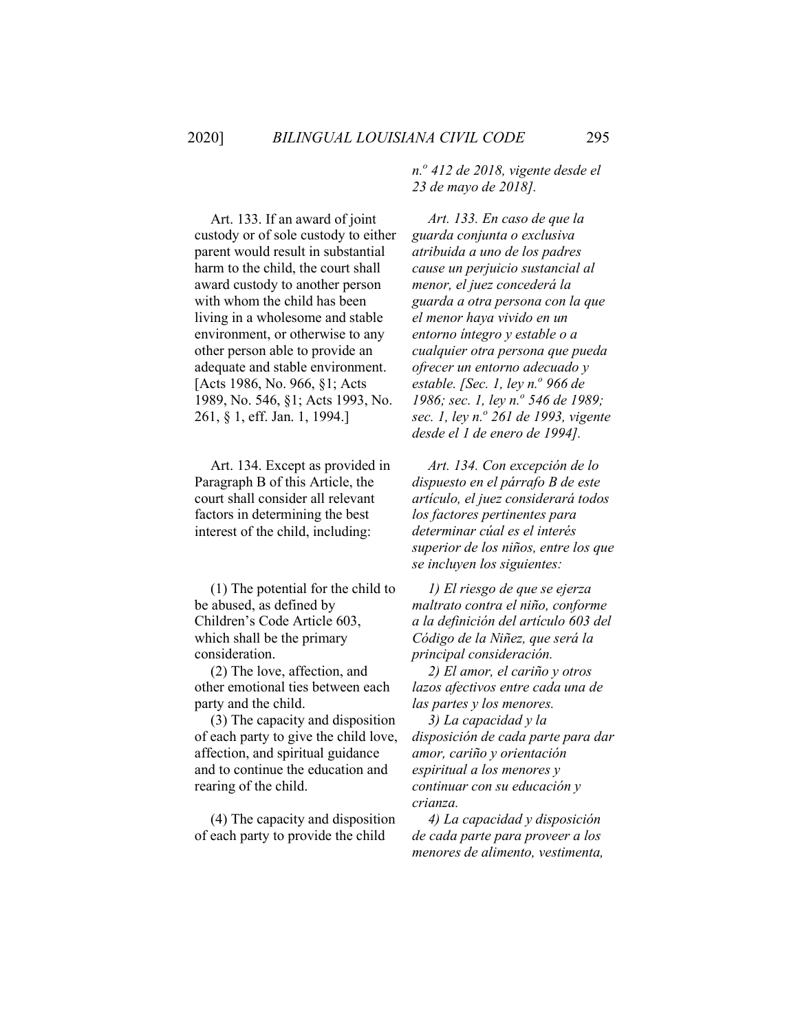*n.º 412 de 2018, vigente desde el 23 de mayo de 2018].*

Art. 133. If an award of joint custody or of sole custody to either parent would result in substantial harm to the child, the court shall award custody to another person with whom the child has been living in a wholesome and stable environment, or otherwise to any other person able to provide an adequate and stable environment. [Acts 1986, No. 966, §1; Acts 1989, No. 546, §1; Acts 1993, No. 261, § 1, eff. Jan. 1, 1994.]

*Art. 133. En caso de que la guarda conjunta o exclusiva atribuida a uno de los padres cause un perjuicio sustancial al menor, el juez concederá la guarda a otra persona con la que el menor haya vivido en un entorno íntegro y estable o a cualquier otra persona que pueda ofrecer un entorno adecuado y estable. [Sec. 1, ley n.º 966 de 1986; sec. 1, ley n.º 546 de 1989; sec. 1, ley n.º 261 de 1993, vigente desde el 1 de enero de 1994].*

Art. 134. Except as provided in Paragraph B of this Article, the court shall consider all relevant factors in determining the best interest of the child, including:

(1) The potential for the child to be abused, as defined by Children's Code Article 603, which shall be the primary consideration.

(2) The love, affection, and other emotional ties between each party and the child.

(3) The capacity and disposition of each party to give the child love, affection, and spiritual guidance and to continue the education and rearing of the child.

(4) The capacity and disposition of each party to provide the child

*Art. 134. Con excepción de lo dispuesto en el párrafo B de este artículo, el juez considerará todos los factores pertinentes para determinar cúal es el interés superior de los niños, entre los que se incluyen los siguientes:*

*1) El riesgo de que se ejerza maltrato contra el niño, conforme a la definición del artículo 603 del Código de la Niñez, que será la principal consideración.*

*2) El amor, el cariño y otros lazos afectivos entre cada una de las partes y los menores.*

*3) La capacidad y la disposición de cada parte para dar amor, cariño y orientación espiritual a los menores y continuar con su educación y crianza.*

*4) La capacidad y disposición de cada parte para proveer a los menores de alimento, vestimenta,*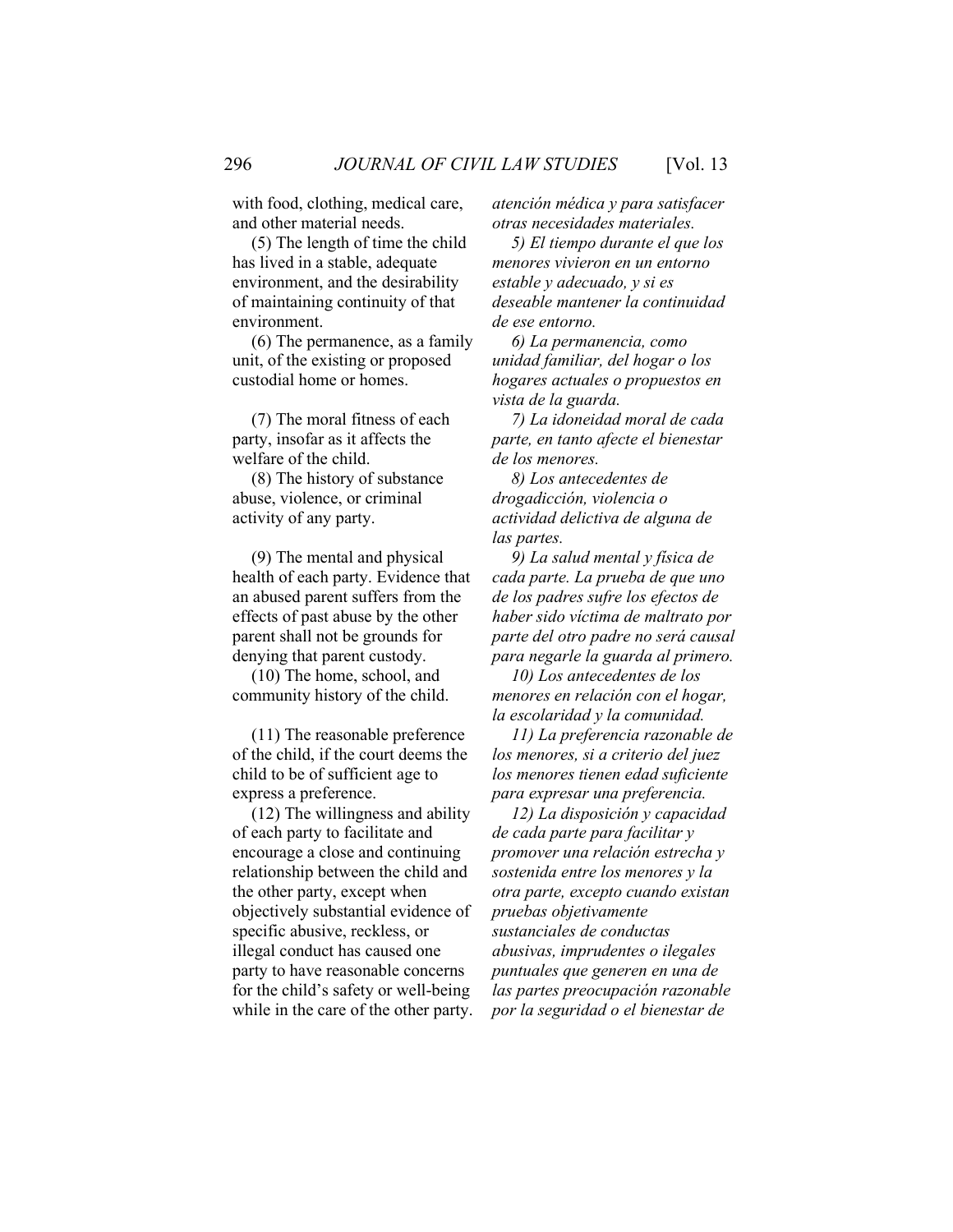with food, clothing, medical care, and other material needs.

(5) The length of time the child has lived in a stable, adequate environment, and the desirability of maintaining continuity of that environment.

(6) The permanence, as a family unit, of the existing or proposed custodial home or homes.

(7) The moral fitness of each party, insofar as it affects the welfare of the child.

(8) The history of substance abuse, violence, or criminal activity of any party.

(9) The mental and physical health of each party. Evidence that an abused parent suffers from the effects of past abuse by the other parent shall not be grounds for denying that parent custody.

(10) The home, school, and community history of the child.

(11) The reasonable preference of the child, if the court deems the child to be of sufficient age to express a preference.

(12) The willingness and ability of each party to facilitate and encourage a close and continuing relationship between the child and the other party, except when objectively substantial evidence of specific abusive, reckless, or illegal conduct has caused one party to have reasonable concerns for the child's safety or well-being while in the care of the other party.

*atención médica y para satisfacer otras necesidades materiales.*

*5) El tiempo durante el que los menores vivieron en un entorno estable y adecuado, y si es deseable mantener la continuidad de ese entorno.*

*6) La permanencia, como unidad familiar, del hogar o los hogares actuales o propuestos en vista de la guarda.*

*7) La idoneidad moral de cada parte, en tanto afecte el bienestar de los menores.*

*8) Los antecedentes de drogadicción, violencia o actividad delictiva de alguna de las partes.*

*9) La salud mental y física de cada parte. La prueba de que uno de los padres sufre los efectos de haber sido víctima de maltrato por parte del otro padre no será causal para negarle la guarda al primero.*

*10) Los antecedentes de los menores en relación con el hogar, la escolaridad y la comunidad.*

*11) La preferencia razonable de los menores, si a criterio del juez los menores tienen edad suficiente para expresar una preferencia.*

*12) La disposición y capacidad de cada parte para facilitar y promover una relación estrecha y sostenida entre los menores y la otra parte, excepto cuando existan pruebas objetivamente sustanciales de conductas abusivas, imprudentes o ilegales puntuales que generen en una de las partes preocupación razonable por la seguridad o el bienestar de*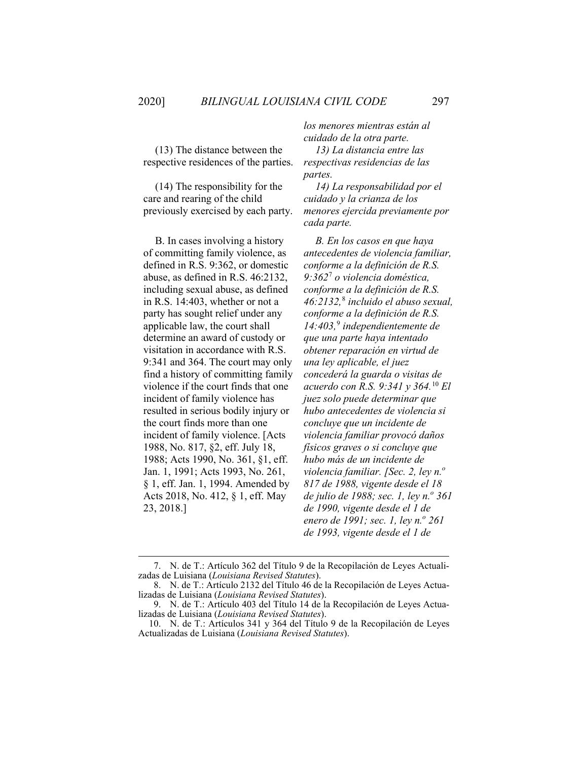*los menores mientras están al cuidado de la otra parte.*

(13) The distance between the respective residences of the parties.

*13) La distancia entre las respectivas residencias de las partes.*

(14) The responsibility for the care and rearing of the child previously exercised by each party.

*14) La responsabilidad por el cuidado y la crianza de los menores ejercida previamente por cada parte.*

B. In cases involving a history of committing family violence, as defined in R.S. 9:362, or domestic abuse, as defined in R.S. 46:2132, including sexual abuse, as defined in R.S. 14:403, whether or not a party has sought relief under any applicable law, the court shall determine an award of custody or visitation in accordance with R.S. 9:341 and 364. The court may only find a history of committing family violence if the court finds that one incident of family violence has resulted in serious bodily injury or the court finds more than one incident of family violence. [Acts 1988, No. 817, §2, eff. July 18, 1988; Acts 1990, No. 361, §1, eff. Jan. 1, 1991; Acts 1993, No. 261, § 1, eff. Jan. 1, 1994. Amended by Acts 2018, No. 412, § 1, eff. May 23, 2018.]

*B. En los casos en que haya antecedentes de violencia familiar, conforme a la definición de R.S. 9:362*[7] *o violencia doméstica, conforme a la definición de R.S. 46:2132,*[8] *incluido el abuso sexual, conforme a la definición de R.S. 14:403,*[9] *independientemente de que una parte haya intentado obtener reparación en virtud de una ley aplicable, el juez concederá la guarda o visitas de acuerdo con R.S. 9:341 y 364.*[10] *El juez solo puede determinar que hubo antecedentes de violencia si concluye que un incidente de violencia familiar provocó daños físicos graves o si concluye que hubo más de un incidente de violencia familiar. [Sec. 2, ley n.º 817 de 1988, vigente desde el 18 de julio de 1988; sec. 1, ley n.º 361 de 1990, vigente desde el 1 de enero de 1991; sec. 1, ley n.º 261 de 1993, vigente desde el 1 de*

---

7. N. de T.: Artículo 362 del Título 9 de la Recopilación de Leyes Actualizadas de Luisiana (*Louisiana Revised Statutes*).

8. N. de T.: Artículo 2132 del Título 46 de la Recopilación de Leyes Actualizadas de Luisiana (*Louisiana Revised Statutes*).

9. N. de T.: Artículo 403 del Título 14 de la Recopilación de Leyes Actualizadas de Luisiana (*Louisiana Revised Statutes*).

10. N. de T.: Artículos 341 y 364 del Título 9 de la Recopilación de Leyes Actualizadas de Luisiana (*Louisiana Revised Statutes*).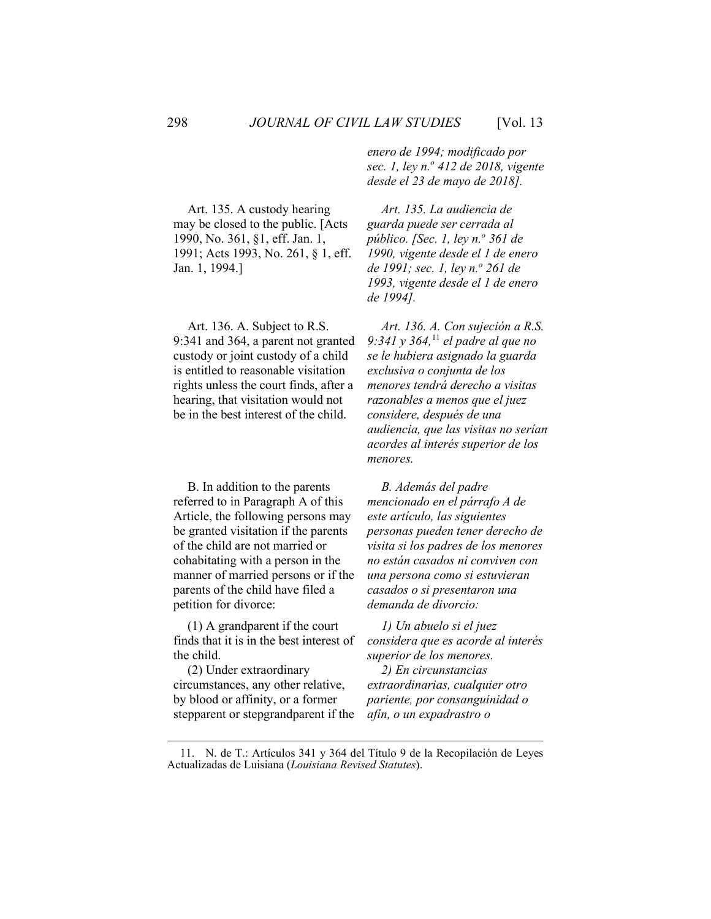*enero de 1994; modificado por sec. 1, ley n.º 412 de 2018, vigente desde el 23 de mayo de 2018].*

Art. 135. A custody hearing may be closed to the public. [Acts 1990, No. 361, §1, eff. Jan. 1, 1991; Acts 1993, No. 261, § 1, eff. Jan. 1, 1994.]

*Art. 135. La audiencia de guarda puede ser cerrada al público. [Sec. 1, ley n.º 361 de 1990, vigente desde el 1 de enero de 1991; sec. 1, ley n.º 261 de 1993, vigente desde el 1 de enero de 1994].*

Art. 136. A. Subject to R.S. 9:341 and 364, a parent not granted custody or joint custody of a child is entitled to reasonable visitation rights unless the court finds, after a hearing, that visitation would not be in the best interest of the child.

*Art. 136. A. Con sujeción a R.S. 9:341 y 364,*[11] *el padre al que no se le hubiera asignado la guarda exclusiva o conjunta de los menores tendrá derecho a visitas razonables a menos que el juez considere, después de una audiencia, que las visitas no serían acordes al interés superior de los menores.*

B. In addition to the parents referred to in Paragraph A of this Article, the following persons may be granted visitation if the parents of the child are not married or cohabitating with a person in the manner of married persons or if the parents of the child have filed a petition for divorce:

*B. Además del padre mencionado en el párrafo A de este artículo, las siguientes personas pueden tener derecho de visita si los padres de los menores no están casados ni conviven con una persona como si estuvieran casados o si presentaron una demanda de divorcio:*

(1) A grandparent if the court finds that it is in the best interest of the child.

*1) Un abuelo si el juez considera que es acorde al interés superior de los menores.*

(2) Under extraordinary circumstances, any other relative, by blood or affinity, or a former stepparent or stepgrandparent if the

*2) En circunstancias extraordinarias, cualquier otro pariente, por consanguinidad o afín, o un expadrastro o*

---

11. N. de T.: Artículos 341 y 364 del Título 9 de la Recopilación de Leyes Actualizadas de Luisiana (*Louisiana Revised Statutes*).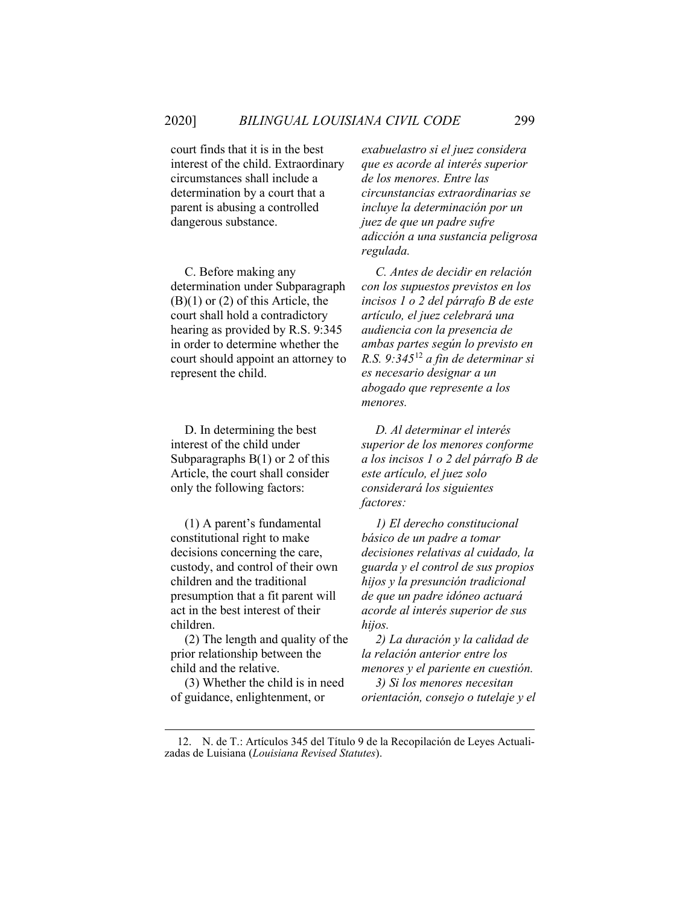court finds that it is in the best interest of the child. Extraordinary circumstances shall include a determination by a court that a parent is abusing a controlled dangerous substance.

*exabuelastro si el juez considera que es acorde al interés superior de los menores. Entre las circunstancias extraordinarias se incluye la determinación por un juez de que un padre sufre adicción a una sustancia peligrosa regulada.*

C. Before making any determination under Subparagraph (B)(1) or (2) of this Article, the court shall hold a contradictory hearing as provided by R.S. 9:345 in order to determine whether the court should appoint an attorney to represent the child.

*C. Antes de decidir en relación con los supuestos previstos en los incisos 1 o 2 del párrafo B de este artículo, el juez celebrará una audiencia con la presencia de ambas partes según lo previsto en R.S. 9:345*[12] *a fin de determinar si es necesario designar a un abogado que represente a los menores.*

D. In determining the best interest of the child under Subparagraphs B(1) or 2 of this Article, the court shall consider only the following factors:

*D. Al determinar el interés superior de los menores conforme a los incisos 1 o 2 del párrafo B de este artículo, el juez solo considerará los siguientes factores:*

(1) A parent's fundamental constitutional right to make decisions concerning the care, custody, and control of their own children and the traditional presumption that a fit parent will act in the best interest of their children.

*1) El derecho constitucional básico de un padre a tomar decisiones relativas al cuidado, la guarda y el control de sus propios hijos y la presunción tradicional de que un padre idóneo actuará acorde al interés superior de sus hijos.*

(2) The length and quality of the prior relationship between the child and the relative.

*2) La duración y la calidad de la relación anterior entre los menores y el pariente en cuestión.*

(3) Whether the child is in need of guidance, enlightenment, or

*3) Si los menores necesitan orientación, consejo o tutelaje y el*

---

12. N. de T.: Artículos 345 del Título 9 de la Recopilación de Leyes Actualizadas de Luisiana (*Louisiana Revised Statutes*).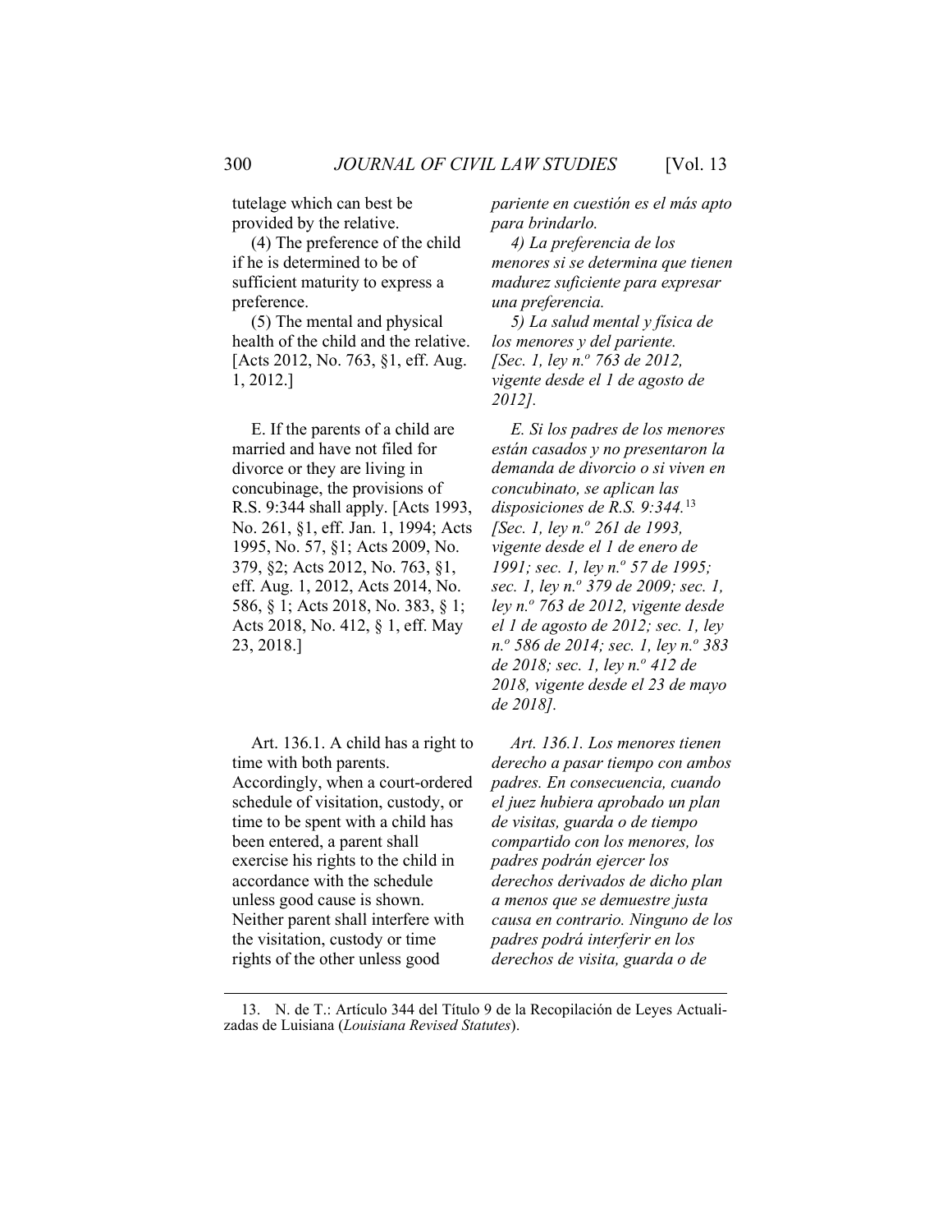tutelage which can best be provided by the relative.

*pariente en cuestión es el más apto para brindarlo.*

(4) The preference of the child if he is determined to be of sufficient maturity to express a preference.

*4) La preferencia de los menores si se determina que tienen madurez suficiente para expresar una preferencia.*

(5) The mental and physical health of the child and the relative. [Acts 2012, No. 763, §1, eff. Aug. 1, 2012.]

*5) La salud mental y física de los menores y del pariente. [Sec. 1, ley n.º 763 de 2012, vigente desde el 1 de agosto de 2012].*

E. If the parents of a child are married and have not filed for divorce or they are living in concubinage, the provisions of R.S. 9:344 shall apply. [Acts 1993, No. 261, §1, eff. Jan. 1, 1994; Acts 1995, No. 57, §1; Acts 2009, No. 379, §2; Acts 2012, No. 763, §1, eff. Aug. 1, 2012, Acts 2014, No. 586, § 1; Acts 2018, No. 383, § 1; Acts 2018, No. 412, § 1, eff. May 23, 2018.]

*E. Si los padres de los menores están casados y no presentaron la demanda de divorcio o si viven en concubinato, se aplican las disposiciones de R.S. 9:344.*[13] *[Sec. 1, ley n.º 261 de 1993, vigente desde el 1 de enero de 1991; sec. 1, ley n.º 57 de 1995; sec. 1, ley n.º 379 de 2009; sec. 1, ley n.º 763 de 2012, vigente desde el 1 de agosto de 2012; sec. 1, ley n.º 586 de 2014; sec. 1, ley n.º 383 de 2018; sec. 1, ley n.º 412 de 2018, vigente desde el 23 de mayo de 2018].*

Art. 136.1. A child has a right to time with both parents. Accordingly, when a court-ordered schedule of visitation, custody, or time to be spent with a child has been entered, a parent shall exercise his rights to the child in accordance with the schedule unless good cause is shown. Neither parent shall interfere with the visitation, custody or time rights of the other unless good

*Art. 136.1. Los menores tienen derecho a pasar tiempo con ambos padres. En consecuencia, cuando el juez hubiera aprobado un plan de visitas, guarda o de tiempo compartido con los menores, los padres podrán ejercer los derechos derivados de dicho plan a menos que se demuestre justa causa en contrario. Ninguno de los padres podrá interferir en los derechos de visita, guarda o de*

---

13. N. de T.: Artículo 344 del Título 9 de la Recopilación de Leyes Actualizadas de Luisiana (*Louisiana Revised Statutes*).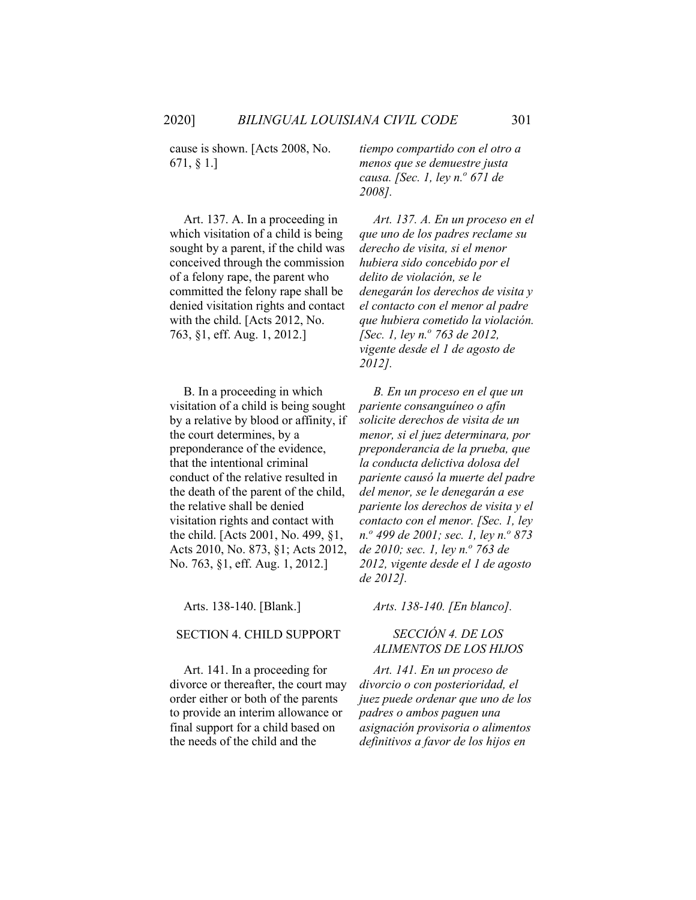cause is shown. [Acts 2008, No. 671, § 1.]

*tiempo compartido con el otro a menos que se demuestre justa causa. [Sec. 1, ley n.º 671 de 2008].*

Art. 137. A. In a proceeding in which visitation of a child is being sought by a parent, if the child was conceived through the commission of a felony rape, the parent who committed the felony rape shall be denied visitation rights and contact with the child. [Acts 2012, No. 763, §1, eff. Aug. 1, 2012.]

*Art. 137. A. En un proceso en el que uno de los padres reclame su derecho de visita, si el menor hubiera sido concebido por el delito de violación, se le denegarán los derechos de visita y el contacto con el menor al padre que hubiera cometido la violación. [Sec. 1, ley n.º 763 de 2012, vigente desde el 1 de agosto de 2012].*

B. In a proceeding in which visitation of a child is being sought by a relative by blood or affinity, if the court determines, by a preponderance of the evidence, that the intentional criminal conduct of the relative resulted in the death of the parent of the child, the relative shall be denied visitation rights and contact with the child. [Acts 2001, No. 499, §1, Acts 2010, No. 873, §1; Acts 2012, No. 763, §1, eff. Aug. 1, 2012.]

*B. En un proceso en el que un pariente consanguíneo o afín solicite derechos de visita de un menor, si el juez determinara, por preponderancia de la prueba, que la conducta delictiva dolosa del pariente causó la muerte del padre del menor, se le denegarán a ese pariente los derechos de visita y el contacto con el menor. [Sec. 1, ley n.º 499 de 2001; sec. 1, ley n.º 873 de 2010; sec. 1, ley n.º 763 de 2012, vigente desde el 1 de agosto de 2012].*

Arts. 138-140. [Blank.]

*Arts. 138-140. [En blanco].*

## SECTION 4. CHILD SUPPORT

## *SECCIÓN 4. DE LOS ALIMENTOS DE LOS HIJOS*

Art. 141. In a proceeding for divorce or thereafter, the court may order either or both of the parents to provide an interim allowance or final support for a child based on the needs of the child and the

*Art. 141. En un proceso de divorcio o con posterioridad, el juez puede ordenar que uno de los padres o ambos paguen una asignación provisoria o alimentos definitivos a favor de los hijos en*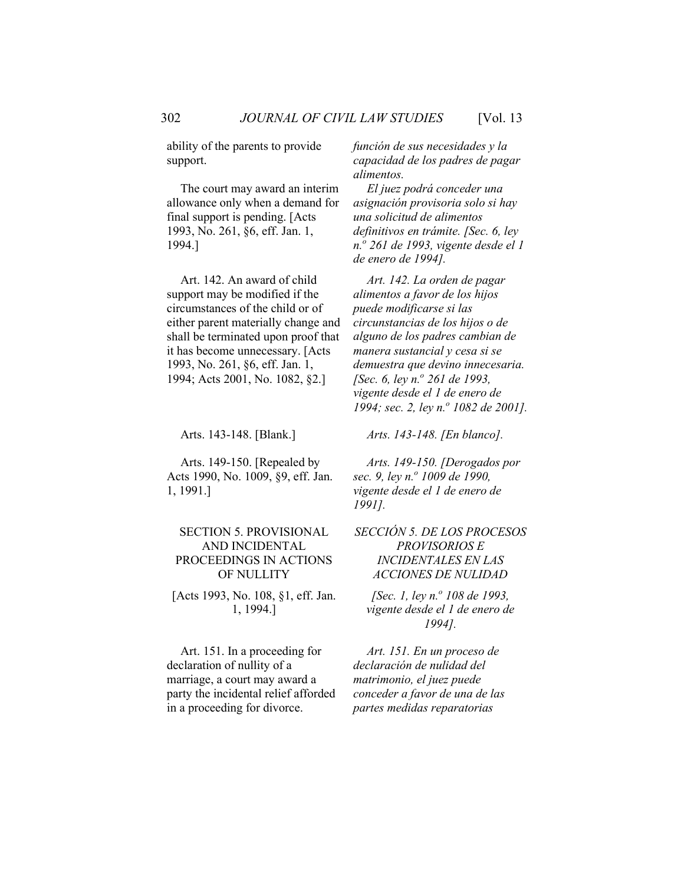ability of the parents to provide support.

*función de sus necesidades y la capacidad de los padres de pagar alimentos.*

The court may award an interim allowance only when a demand for final support is pending. [Acts 1993, No. 261, §6, eff. Jan. 1, 1994.]

*El juez podrá conceder una asignación provisoria solo si hay una solicitud de alimentos definitivos en trámite. [Sec. 6, ley n.º 261 de 1993, vigente desde el 1 de enero de 1994].*

Art. 142. An award of child support may be modified if the circumstances of the child or of either parent materially change and shall be terminated upon proof that it has become unnecessary. [Acts 1993, No. 261, §6, eff. Jan. 1, 1994; Acts 2001, No. 1082, §2.]

*Art. 142. La orden de pagar alimentos a favor de los hijos puede modificarse si las circunstancias de los hijos o de alguno de los padres cambian de manera sustancial y cesa si se demuestra que devino innecesaria. [Sec. 6, ley n.º 261 de 1993, vigente desde el 1 de enero de 1994; sec. 2, ley n.º 1082 de 2001].*

Arts. 143-148. [Blank.]

*Arts. 143-148. [En blanco].*

Arts. 149-150. [Repealed by Acts 1990, No. 1009, §9, eff. Jan. 1, 1991.]

*Arts. 149-150. [Derogados por sec. 9, ley n.º 1009 de 1990, vigente desde el 1 de enero de 1991].*

## SECTION 5. PROVISIONAL AND INCIDENTAL PROCEEDINGS IN ACTIONS OF NULLITY

[Acts 1993, No. 108, §1, eff. Jan. 1, 1994.]

## *SECCIÓN 5. DE LOS PROCESOS PROVISORIOS E INCIDENTALES EN LAS ACCIONES DE NULIDAD*

*[Sec. 1, ley n.º 108 de 1993, vigente desde el 1 de enero de 1994].*

Art. 151. In a proceeding for declaration of nullity of a marriage, a court may award a party the incidental relief afforded in a proceeding for divorce.

*Art. 151. En un proceso de declaración de nulidad del matrimonio, el juez puede conceder a favor de una de las partes medidas reparatorias*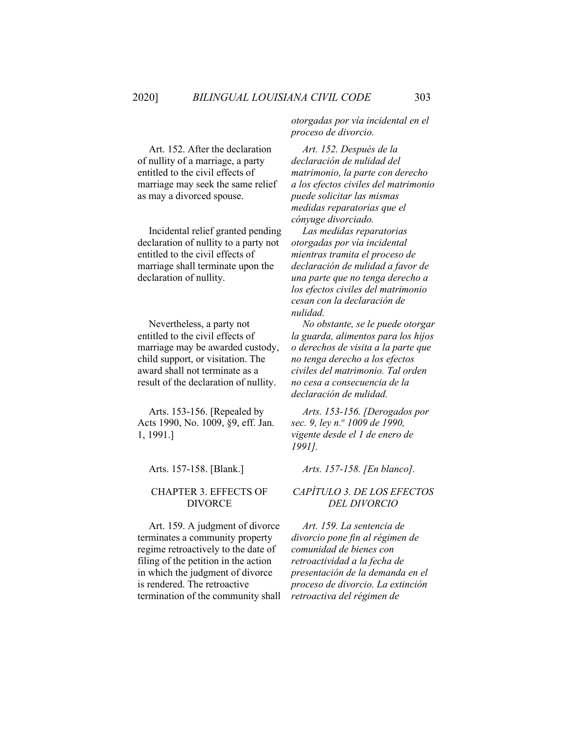*otorgadas por vía incidental en el proceso de divorcio.*

Art. 152. After the declaration of nullity of a marriage, a party entitled to the civil effects of marriage may seek the same relief as may a divorced spouse.

*Art. 152. Después de la declaración de nulidad del matrimonio, la parte con derecho a los efectos civiles del matrimonio puede solicitar las mismas medidas reparatorias que el cónyuge divorciado.*

Incidental relief granted pending declaration of nullity to a party not entitled to the civil effects of marriage shall terminate upon the declaration of nullity.

*Las medidas reparatorias otorgadas por vía incidental mientras tramita el proceso de declaración de nulidad a favor de una parte que no tenga derecho a los efectos civiles del matrimonio cesan con la declaración de nulidad.*

Nevertheless, a party not entitled to the civil effects of marriage may be awarded custody, child support, or visitation. The award shall not terminate as a result of the declaration of nullity.

*No obstante, se le puede otorgar la guarda, alimentos para los hijos o derechos de visita a la parte que no tenga derecho a los efectos civiles del matrimonio. Tal orden no cesa a consecuencia de la declaración de nulidad.*

Arts. 153-156. [Repealed by Acts 1990, No. 1009, §9, eff. Jan. 1, 1991.]

*Arts. 153-156. [Derogados por sec. 9, ley n.º 1009 de 1990, vigente desde el 1 de enero de 1991].*

Arts. 157-158. [Blank.]

*Arts. 157-158. [En blanco].*

## CHAPTER 3. EFFECTS OF DIVORCE

## *CAPÍTULO 3. DE LOS EFECTOS DEL DIVORCIO*

Art. 159. A judgment of divorce terminates a community property regime retroactively to the date of filing of the petition in the action in which the judgment of divorce is rendered. The retroactive termination of the community shall

*Art. 159. La sentencia de divorcio pone fin al régimen de comunidad de bienes con retroactividad a la fecha de presentación de la demanda en el proceso de divorcio. La extinción retroactiva del régimen de*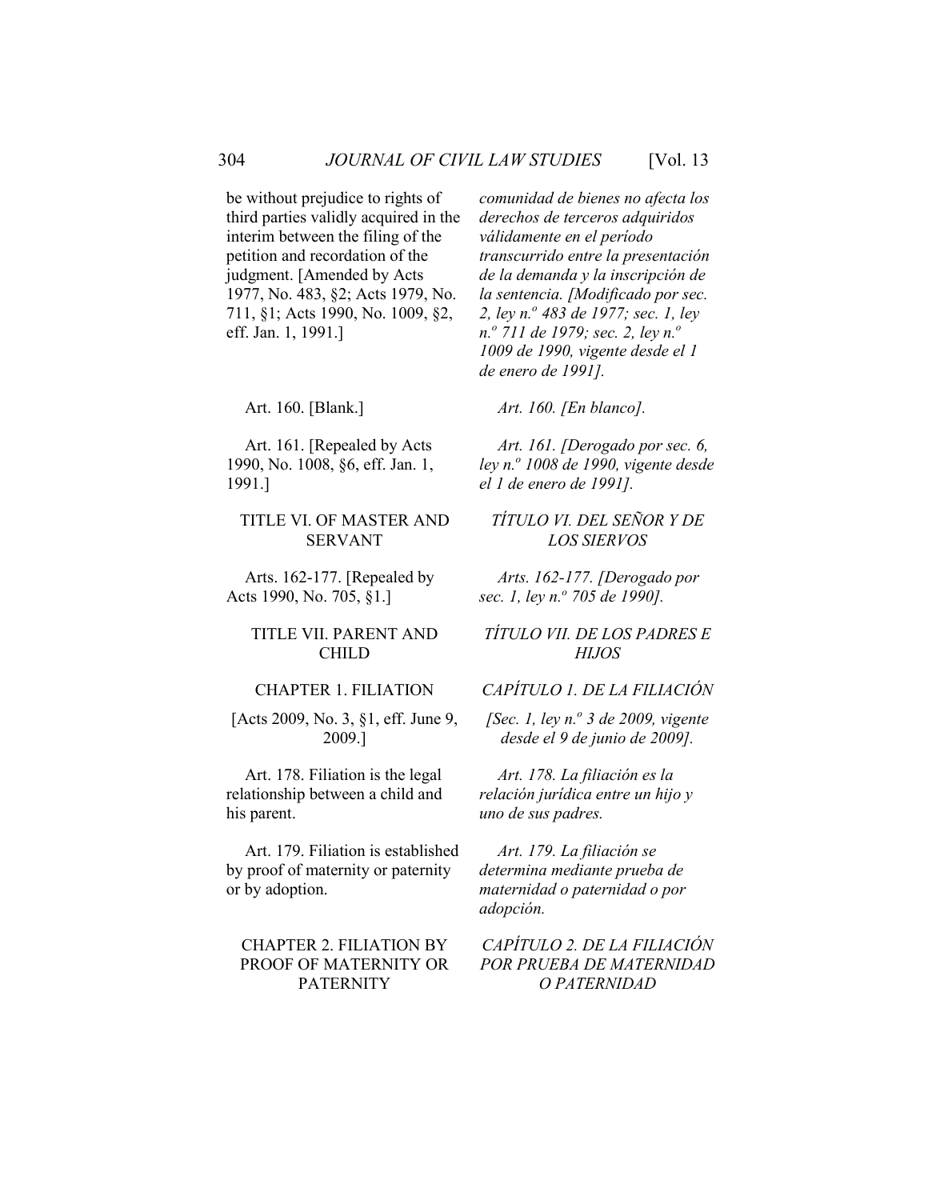be without prejudice to rights of third parties validly acquired in the interim between the filing of the petition and recordation of the judgment. [Amended by Acts 1977, No. 483, §2; Acts 1979, No. 711, §1; Acts 1990, No. 1009, §2, eff. Jan. 1, 1991.]

*comunidad de bienes no afecta los derechos de terceros adquiridos válidamente en el período transcurrido entre la presentación de la demanda y la inscripción de la sentencia. [Modificado por sec. 2, ley n.º 483 de 1977; sec. 1, ley n.º 711 de 1979; sec. 2, ley n.º 1009 de 1990, vigente desde el 1 de enero de 1991].*

Art. 160. [Blank.]

*Art. 160. [En blanco].*

Art. 161. [Repealed by Acts 1990, No. 1008, §6, eff. Jan. 1, 1991.]

*Art. 161. [Derogado por sec. 6, ley n.º 1008 de 1990, vigente desde el 1 de enero de 1991].*

## TITLE VI. OF MASTER AND SERVANT

## *TÍTULO VI. DEL SEÑOR Y DE LOS SIERVOS*

Arts. 162-177. [Repealed by Acts 1990, No. 705, §1.]

*Arts. 162-177. [Derogado por sec. 1, ley n.º 705 de 1990].*

## TITLE VII. PARENT AND CHILD

## *TÍTULO VII. DE LOS PADRES E HIJOS*

### CHAPTER 1. FILIATION

### *CAPÍTULO 1. DE LA FILIACIÓN*

[Acts 2009, No. 3, §1, eff. June 9, 2009.]

*[Sec. 1, ley n.º 3 de 2009, vigente desde el 9 de junio de 2009].*

Art. 178. Filiation is the legal relationship between a child and his parent.

*Art. 178. La filiación es la relación jurídica entre un hijo y uno de sus padres.*

Art. 179. Filiation is established by proof of maternity or paternity or by adoption.

*Art. 179. La filiación se determina mediante prueba de maternidad o paternidad o por adopción.*

### CHAPTER 2. FILIATION BY PROOF OF MATERNITY OR PATERNITY

### *CAPÍTULO 2. DE LA FILIACIÓN POR PRUEBA DE MATERNIDAD O PATERNIDAD*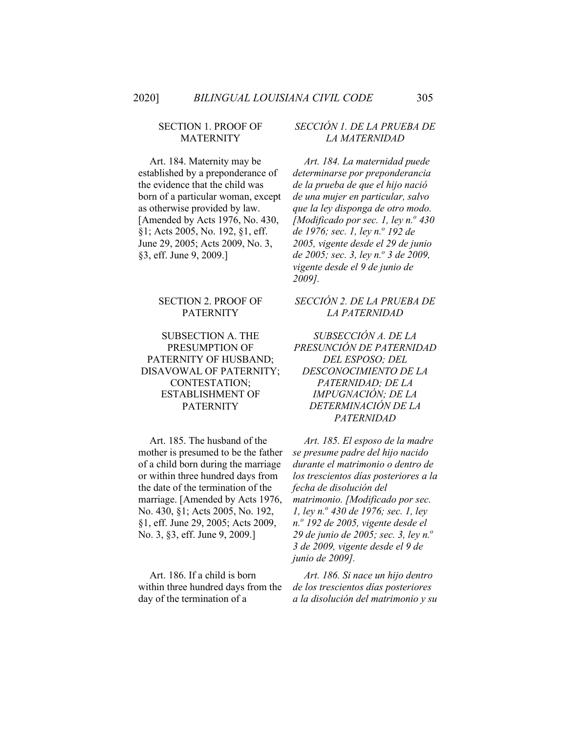SECTION 1. PROOF OF MATERNITY

*SECCIÓN 1. DE LA PRUEBA DE LA MATERNIDAD*

Art. 184. Maternity may be established by a preponderance of the evidence that the child was born of a particular woman, except as otherwise provided by law. [Amended by Acts 1976, No. 430, §1; Acts 2005, No. 192, §1, eff. June 29, 2005; Acts 2009, No. 3, §3, eff. June 9, 2009.]

*Art. 184. La maternidad puede determinarse por preponderancia de la prueba de que el hijo nació de una mujer en particular, salvo que la ley disponga de otro modo. [Modificado por sec. 1, ley n.º 430 de 1976; sec. 1, ley n.º 192 de 2005, vigente desde el 29 de junio de 2005; sec. 3, ley n.º 3 de 2009, vigente desde el 9 de junio de 2009].*

SECTION 2. PROOF OF PATERNITY

*SECCIÓN 2. DE LA PRUEBA DE LA PATERNIDAD*

SUBSECTION A. THE PRESUMPTION OF PATERNITY OF HUSBAND; DISAVOWAL OF PATERNITY; CONTESTATION; ESTABLISHMENT OF PATERNITY

*SUBSECCIÓN A. DE LA PRESUNCIÓN DE PATERNIDAD DEL ESPOSO; DEL DESCONOCIMIENTO DE LA PATERNIDAD; DE LA IMPUGNACIÓN; DE LA DETERMINACIÓN DE LA PATERNIDAD*

Art. 185. The husband of the mother is presumed to be the father of a child born during the marriage or within three hundred days from the date of the termination of the marriage. [Amended by Acts 1976, No. 430, §1; Acts 2005, No. 192, §1, eff. June 29, 2005; Acts 2009, No. 3, §3, eff. June 9, 2009.]

*Art. 185. El esposo de la madre se presume padre del hijo nacido durante el matrimonio o dentro de los trescientos días posteriores a la fecha de disolución del matrimonio. [Modificado por sec. 1, ley n.º 430 de 1976; sec. 1, ley n.º 192 de 2005, vigente desde el 29 de junio de 2005; sec. 3, ley n.º 3 de 2009, vigente desde el 9 de junio de 2009].*

Art. 186. If a child is born within three hundred days from the day of the termination of a

*Art. 186. Si nace un hijo dentro de los trescientos días posteriores a la disolución del matrimonio y su*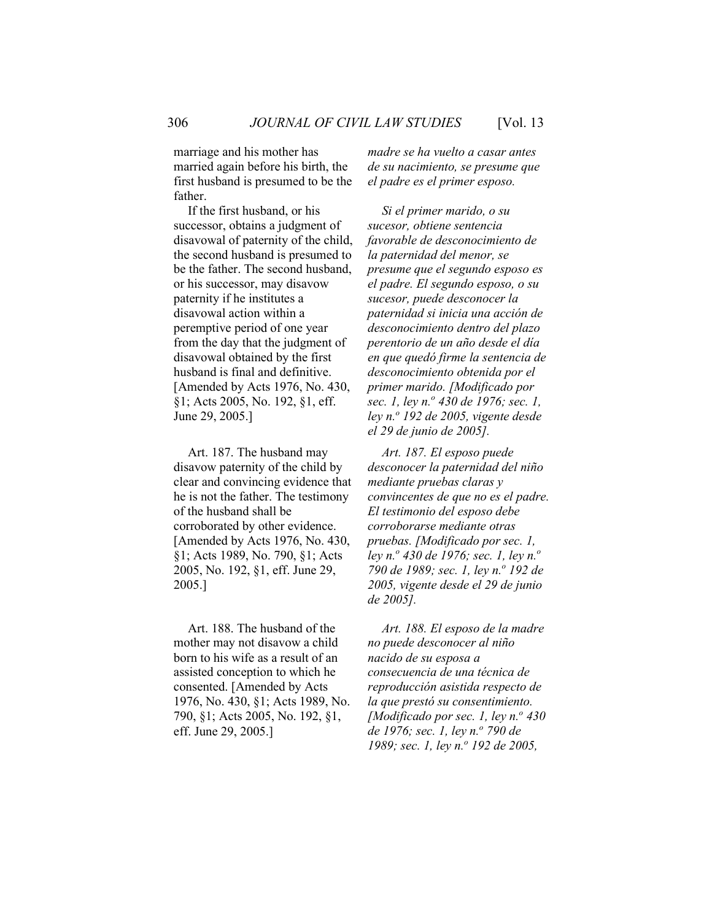marriage and his mother has married again before his birth, the first husband is presumed to be the father.

If the first husband, or his successor, obtains a judgment of disavowal of paternity of the child, the second husband is presumed to be the father. The second husband, or his successor, may disavow paternity if he institutes a disavowal action within a peremptive period of one year from the day that the judgment of disavowal obtained by the first husband is final and definitive. [Amended by Acts 1976, No. 430, §1; Acts 2005, No. 192, §1, eff. June 29, 2005.]

*madre se ha vuelto a casar antes de su nacimiento, se presume que el padre es el primer esposo.*

*Si el primer marido, o su sucesor, obtiene sentencia favorable de desconocimiento de la paternidad del menor, se presume que el segundo esposo es el padre. El segundo esposo, o su sucesor, puede desconocer la paternidad si inicia una acción de desconocimiento dentro del plazo perentorio de un año desde el día en que quedó firme la sentencia de desconocimiento obtenida por el primer marido. [Modificado por sec. 1, ley n.º 430 de 1976; sec. 1, ley n.º 192 de 2005, vigente desde el 29 de junio de 2005].*

Art. 187. The husband may disavow paternity of the child by clear and convincing evidence that he is not the father. The testimony of the husband shall be corroborated by other evidence. [Amended by Acts 1976, No. 430, §1; Acts 1989, No. 790, §1; Acts 2005, No. 192, §1, eff. June 29, 2005.]

*Art. 187. El esposo puede desconocer la paternidad del niño mediante pruebas claras y convincentes de que no es el padre. El testimonio del esposo debe corroborarse mediante otras pruebas. [Modificado por sec. 1, ley n.º 430 de 1976; sec. 1, ley n.º 790 de 1989; sec. 1, ley n.º 192 de 2005, vigente desde el 29 de junio de 2005].*

Art. 188. The husband of the mother may not disavow a child born to his wife as a result of an assisted conception to which he consented. [Amended by Acts 1976, No. 430, §1; Acts 1989, No. 790, §1; Acts 2005, No. 192, §1, eff. June 29, 2005.]

*Art. 188. El esposo de la madre no puede desconocer al niño nacido de su esposa a consecuencia de una técnica de reproducción asistida respecto de la que prestó su consentimiento. [Modificado por sec. 1, ley n.º 430 de 1976; sec. 1, ley n.º 790 de 1989; sec. 1, ley n.º 192 de 2005,*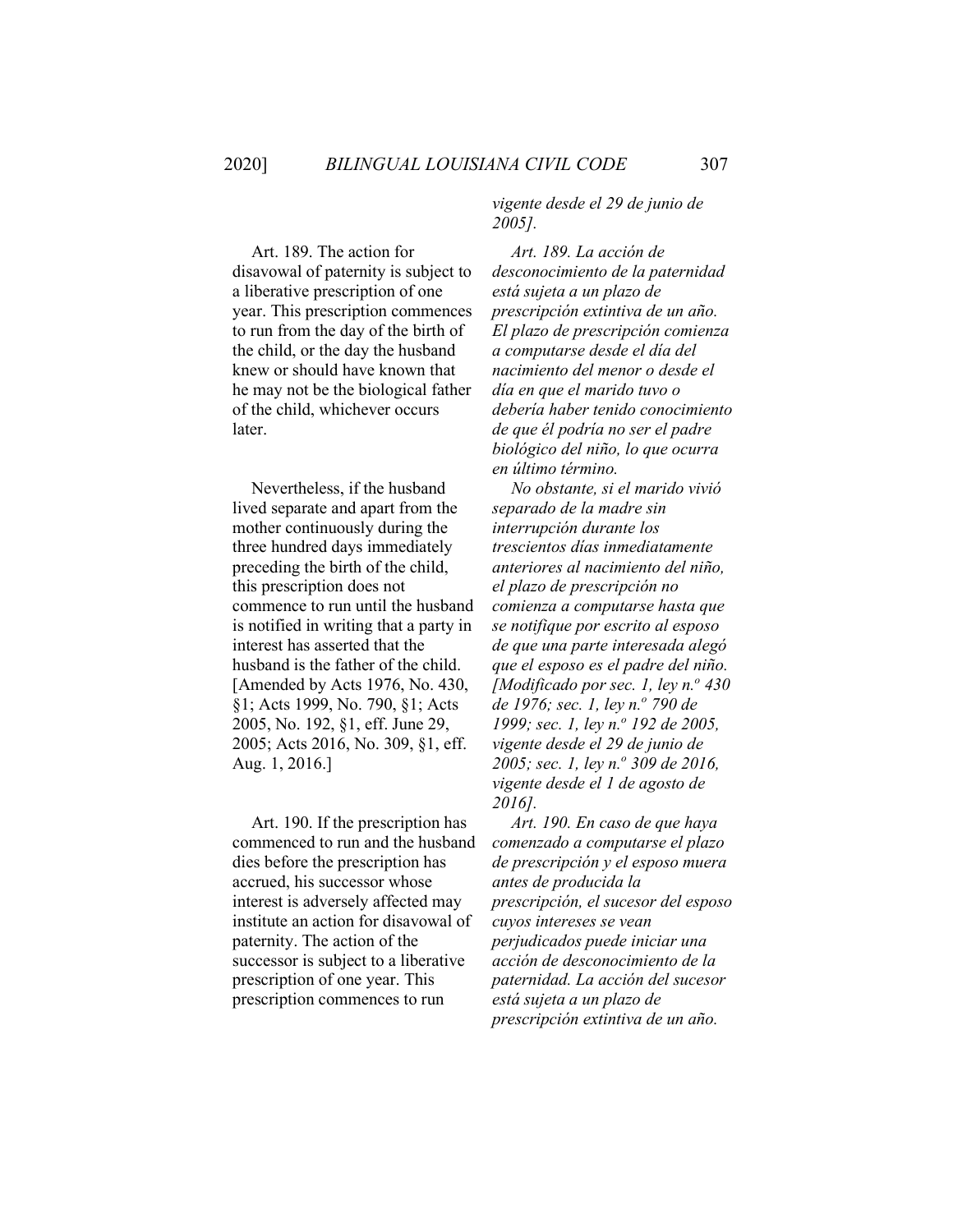*vigente desde el 29 de junio de 2005].*

Art. 189. The action for disavowal of paternity is subject to a liberative prescription of one year. This prescription commences to run from the day of the birth of the child, or the day the husband knew or should have known that he may not be the biological father of the child, whichever occurs later.

*Art. 189. La acción de desconocimiento de la paternidad está sujeta a un plazo de prescripción extintiva de un año. El plazo de prescripción comienza a computarse desde el día del nacimiento del menor o desde el día en que el marido tuvo o debería haber tenido conocimiento de que él podría no ser el padre biológico del niño, lo que ocurra en último término.*

Nevertheless, if the husband lived separate and apart from the mother continuously during the three hundred days immediately preceding the birth of the child, this prescription does not commence to run until the husband is notified in writing that a party in interest has asserted that the husband is the father of the child. [Amended by Acts 1976, No. 430, §1; Acts 1999, No. 790, §1; Acts 2005, No. 192, §1, eff. June 29, 2005; Acts 2016, No. 309, §1, eff. Aug. 1, 2016.]

*No obstante, si el marido vivió separado de la madre sin interrupción durante los trescientos días inmediatamente anteriores al nacimiento del niño, el plazo de prescripción no comienza a computarse hasta que se notifique por escrito al esposo de que una parte interesada alegó que el esposo es el padre del niño. [Modificado por sec. 1, ley n.º 430 de 1976; sec. 1, ley n.º 790 de 1999; sec. 1, ley n.º 192 de 2005, vigente desde el 29 de junio de 2005; sec. 1, ley n.º 309 de 2016, vigente desde el 1 de agosto de 2016].*

Art. 190. If the prescription has commenced to run and the husband dies before the prescription has accrued, his successor whose interest is adversely affected may institute an action for disavowal of paternity. The action of the successor is subject to a liberative prescription of one year. This prescription commences to run

*Art. 190. En caso de que haya comenzado a computarse el plazo de prescripción y el esposo muera antes de producida la prescripción, el sucesor del esposo cuyos intereses se vean perjudicados puede iniciar una acción de desconocimiento de la paternidad. La acción del sucesor está sujeta a un plazo de prescripción extintiva de un año.*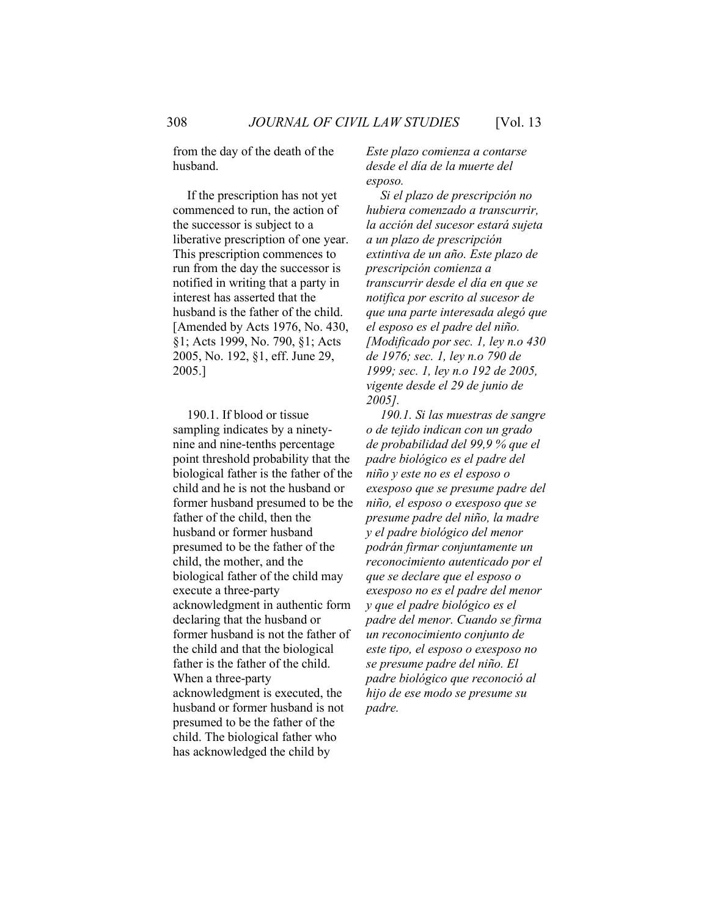from the day of the death of the husband.

If the prescription has not yet commenced to run, the action of the successor is subject to a liberative prescription of one year. This prescription commences to run from the day the successor is notified in writing that a party in interest has asserted that the husband is the father of the child. [Amended by Acts 1976, No. 430, §1; Acts 1999, No. 790, §1; Acts 2005, No. 192, §1, eff. June 29, 2005.]

*Este plazo comienza a contarse desde el día de la muerte del esposo.*

*Si el plazo de prescripción no hubiera comenzado a transcurrir, la acción del sucesor estará sujeta a un plazo de prescripción extintiva de un año. Este plazo de prescripción comienza a transcurrir desde el día en que se notifica por escrito al sucesor de que una parte interesada alegó que el esposo es el padre del niño. [Modificado por sec. 1, ley n.o 430 de 1976; sec. 1, ley n.o 790 de 1999; sec. 1, ley n.o 192 de 2005, vigente desde el 29 de junio de 2005].*

190.1. If blood or tissue sampling indicates by a ninety-nine and nine-tenths percentage point threshold probability that the biological father is the father of the child and he is not the husband or former husband presumed to be the father of the child, then the husband or former husband presumed to be the father of the child, the mother, and the biological father of the child may execute a three-party acknowledgment in authentic form declaring that the husband or former husband is not the father of the child and that the biological father is the father of the child. When a three-party acknowledgment is executed, the husband or former husband is not presumed to be the father of the child. The biological father who has acknowledged the child by

*190.1. Si las muestras de sangre o de tejido indican con un grado de probabilidad del 99,9 % que el padre biológico es el padre del niño y este no es el esposo o exesposo que se presume padre del niño, el esposo o exesposo que se presume padre del niño, la madre y el padre biológico del menor podrán firmar conjuntamente un reconocimiento autenticado por el que se declare que el esposo o exesposo no es el padre del menor y que el padre biológico es el padre del menor. Cuando se firma un reconocimiento conjunto de este tipo, el esposo o exesposo no se presume padre del niño. El padre biológico que reconoció al hijo de ese modo se presume su padre.*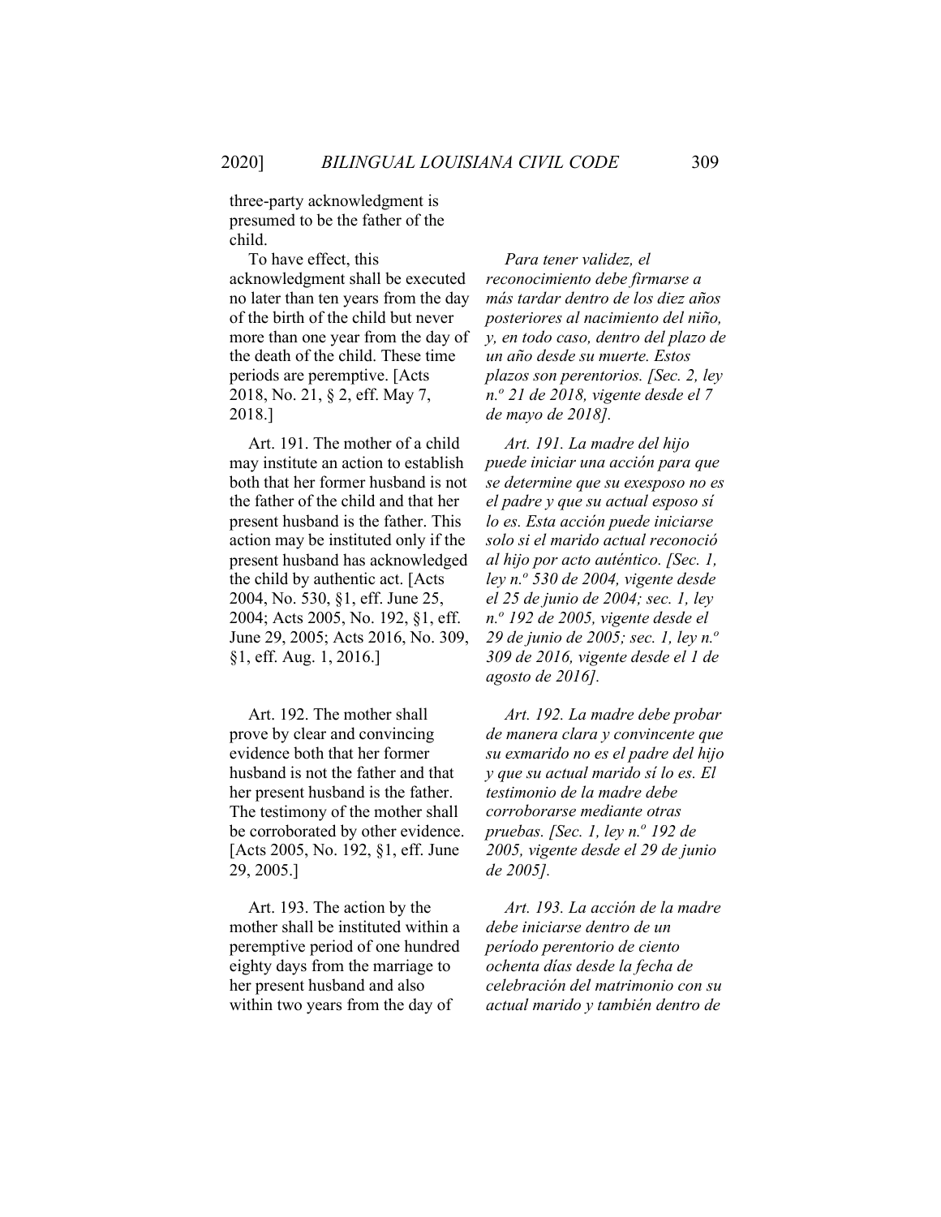three-party acknowledgment is presumed to be the father of the child.

To have effect, this acknowledgment shall be executed no later than ten years from the day of the birth of the child but never more than one year from the day of the death of the child. These time periods are peremptive. [Acts 2018, No. 21, § 2, eff. May 7, 2018.]

*Para tener validez, el reconocimiento debe firmarse a más tardar dentro de los diez años posteriores al nacimiento del niño, y, en todo caso, dentro del plazo de un año desde su muerte. Estos plazos son perentorios. [Sec. 2, ley n.º 21 de 2018, vigente desde el 7 de mayo de 2018].*

Art. 191. The mother of a child may institute an action to establish both that her former husband is not the father of the child and that her present husband is the father. This action may be instituted only if the present husband has acknowledged the child by authentic act. [Acts 2004, No. 530, §1, eff. June 25, 2004; Acts 2005, No. 192, §1, eff. June 29, 2005; Acts 2016, No. 309, §1, eff. Aug. 1, 2016.]

*Art. 191. La madre del hijo puede iniciar una acción para que se determine que su exesposo no es el padre y que su actual esposo sí lo es. Esta acción puede iniciarse solo si el marido actual reconoció al hijo por acto auténtico. [Sec. 1, ley n.º 530 de 2004, vigente desde el 25 de junio de 2004; sec. 1, ley n.º 192 de 2005, vigente desde el 29 de junio de 2005; sec. 1, ley n.º 309 de 2016, vigente desde el 1 de agosto de 2016].*

Art. 192. The mother shall prove by clear and convincing evidence both that her former husband is not the father and that her present husband is the father. The testimony of the mother shall be corroborated by other evidence. [Acts 2005, No. 192, §1, eff. June 29, 2005.]

*Art. 192. La madre debe probar de manera clara y convincente que su exmarido no es el padre del hijo y que su actual marido sí lo es. El testimonio de la madre debe corroborarse mediante otras pruebas. [Sec. 1, ley n.º 192 de 2005, vigente desde el 29 de junio de 2005].*

Art. 193. The action by the mother shall be instituted within a peremptive period of one hundred eighty days from the marriage to her present husband and also within two years from the day of

*Art. 193. La acción de la madre debe iniciarse dentro de un período perentorio de ciento ochenta días desde la fecha de celebración del matrimonio con su actual marido y también dentro de*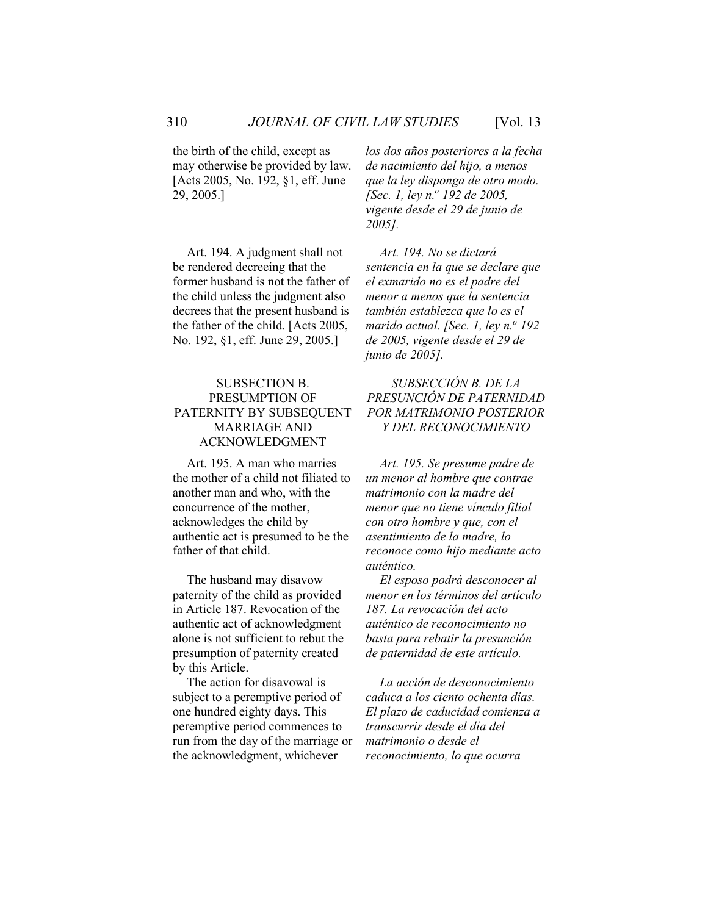the birth of the child, except as may otherwise be provided by law. [Acts 2005, No. 192, §1, eff. June 29, 2005.]

*los dos años posteriores a la fecha de nacimiento del hijo, a menos que la ley disponga de otro modo. [Sec. 1, ley n.º 192 de 2005, vigente desde el 29 de junio de 2005].*

Art. 194. A judgment shall not be rendered decreeing that the former husband is not the father of the child unless the judgment also decrees that the present husband is the father of the child. [Acts 2005, No. 192, §1, eff. June 29, 2005.]

*Art. 194. No se dictará sentencia en la que se declare que el exmarido no es el padre del menor a menos que la sentencia también establezca que lo es el marido actual. [Sec. 1, ley n.º 192 de 2005, vigente desde el 29 de junio de 2005].*

SUBSECTION B. PRESUMPTION OF PATERNITY BY SUBSEQUENT MARRIAGE AND ACKNOWLEDGMENT

*SUBSECCIÓN B. DE LA PRESUNCIÓN DE PATERNIDAD POR MATRIMONIO POSTERIOR Y DEL RECONOCIMIENTO*

Art. 195. A man who marries the mother of a child not filiated to another man and who, with the concurrence of the mother, acknowledges the child by authentic act is presumed to be the father of that child.

*Art. 195. Se presume padre de un menor al hombre que contrae matrimonio con la madre del menor que no tiene vínculo filial con otro hombre y que, con el asentimiento de la madre, lo reconoce como hijo mediante acto auténtico.*

The husband may disavow paternity of the child as provided in Article 187. Revocation of the authentic act of acknowledgment alone is not sufficient to rebut the presumption of paternity created by this Article.

*El esposo podrá desconocer al menor en los términos del artículo 187. La revocación del acto auténtico de reconocimiento no basta para rebatir la presunción de paternidad de este artículo.*

The action for disavowal is subject to a peremptive period of one hundred eighty days. This peremptive period commences to run from the day of the marriage or the acknowledgment, whichever

*La acción de desconocimiento caduca a los ciento ochenta días. El plazo de caducidad comienza a transcurrir desde el día del matrimonio o desde el reconocimiento, lo que ocurra*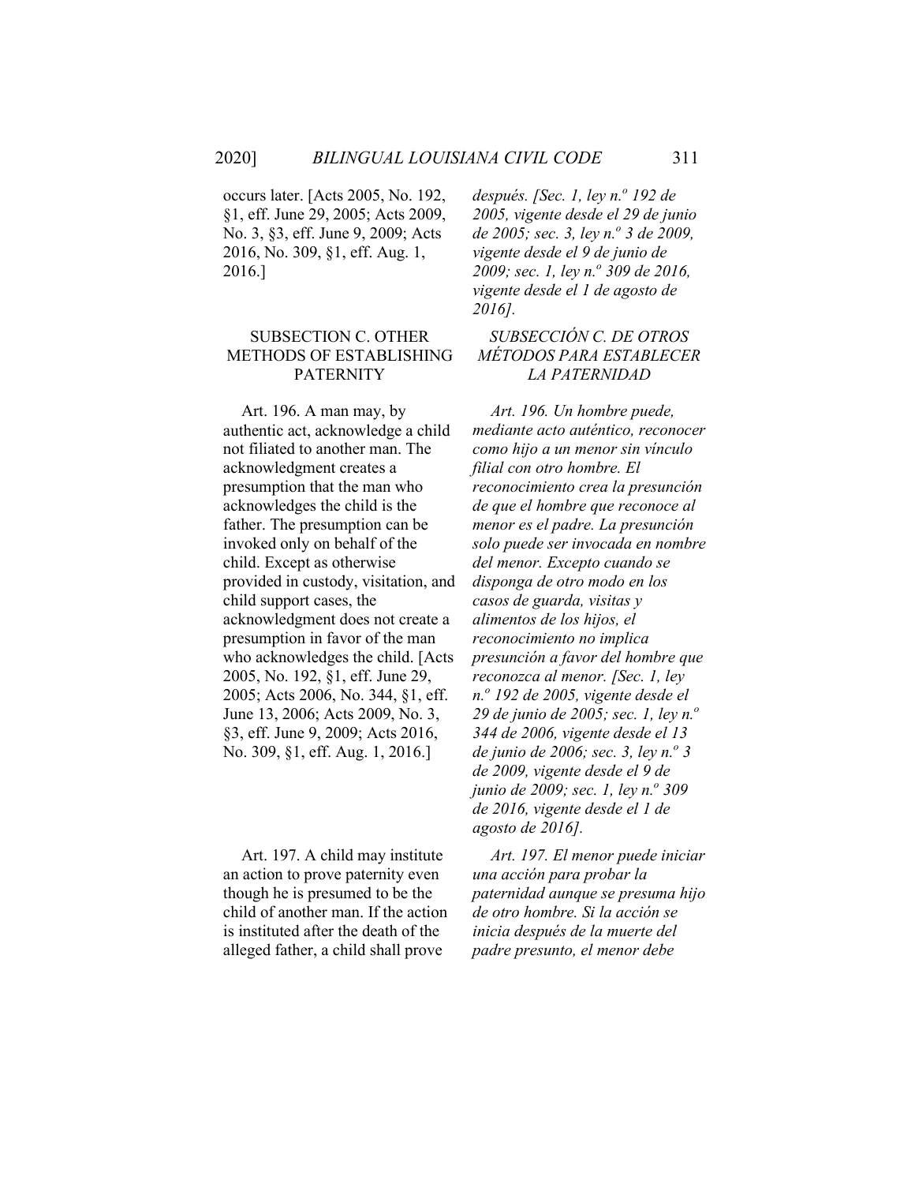occurs later. [Acts 2005, No. 192, §1, eff. June 29, 2005; Acts 2009, No. 3, §3, eff. June 9, 2009; Acts 2016, No. 309, §1, eff. Aug. 1, 2016.]

*después. [Sec. 1, ley n.º 192 de 2005, vigente desde el 29 de junio de 2005; sec. 3, ley n.º 3 de 2009, vigente desde el 9 de junio de 2009; sec. 1, ley n.º 309 de 2016, vigente desde el 1 de agosto de 2016].*

### SUBSECTION C. OTHER METHODS OF ESTABLISHING PATERNITY

### *SUBSECCIÓN C. DE OTROS MÉTODOS PARA ESTABLECER LA PATERNIDAD*

Art. 196. A man may, by authentic act, acknowledge a child not filiated to another man. The acknowledgment creates a presumption that the man who acknowledges the child is the father. The presumption can be invoked only on behalf of the child. Except as otherwise provided in custody, visitation, and child support cases, the acknowledgment does not create a presumption in favor of the man who acknowledges the child. [Acts 2005, No. 192, §1, eff. June 29, 2005; Acts 2006, No. 344, §1, eff. June 13, 2006; Acts 2009, No. 3, §3, eff. June 9, 2009; Acts 2016, No. 309, §1, eff. Aug. 1, 2016.]

*Art. 196. Un hombre puede, mediante acto auténtico, reconocer como hijo a un menor sin vínculo filial con otro hombre. El reconocimiento crea la presunción de que el hombre que reconoce al menor es el padre. La presunción solo puede ser invocada en nombre del menor. Excepto cuando se disponga de otro modo en los casos de guarda, visitas y alimentos de los hijos, el reconocimiento no implica presunción a favor del hombre que reconozca al menor. [Sec. 1, ley n.º 192 de 2005, vigente desde el 29 de junio de 2005; sec. 1, ley n.º 344 de 2006, vigente desde el 13 de junio de 2006; sec. 3, ley n.º 3 de 2009, vigente desde el 9 de junio de 2009; sec. 1, ley n.º 309 de 2016, vigente desde el 1 de agosto de 2016].*

Art. 197. A child may institute an action to prove paternity even though he is presumed to be the child of another man. If the action is instituted after the death of the alleged father, a child shall prove

*Art. 197. El menor puede iniciar una acción para probar la paternidad aunque se presuma hijo de otro hombre. Si la acción se inicia después de la muerte del padre presunto, el menor debe*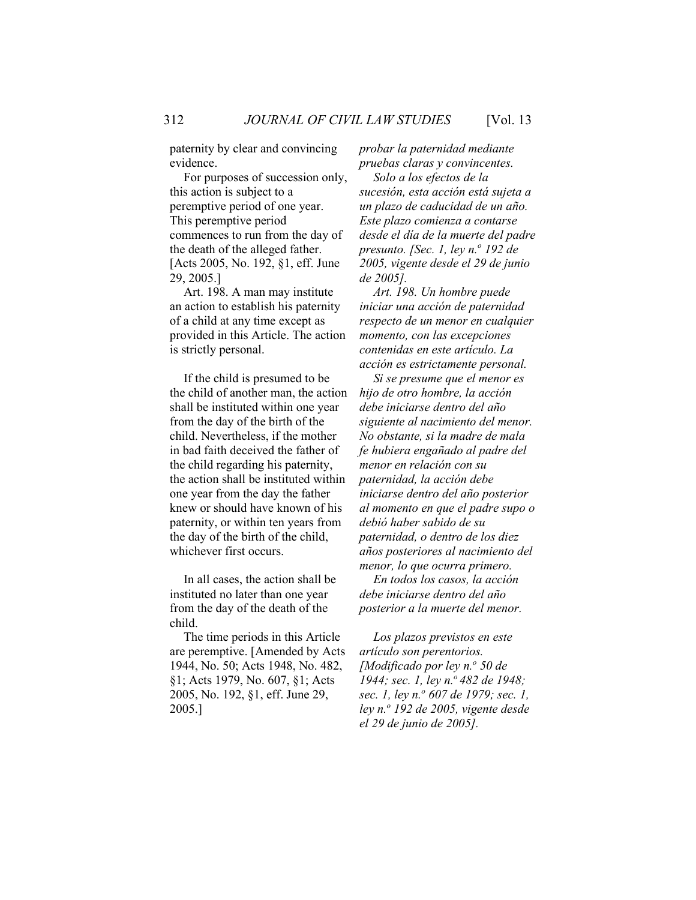paternity by clear and convincing evidence.

For purposes of succession only, this action is subject to a peremptive period of one year. This peremptive period commences to run from the day of the death of the alleged father. [Acts 2005, No. 192, §1, eff. June 29, 2005.]

Art. 198. A man may institute an action to establish his paternity of a child at any time except as provided in this Article. The action is strictly personal.

If the child is presumed to be the child of another man, the action shall be instituted within one year from the day of the birth of the child. Nevertheless, if the mother in bad faith deceived the father of the child regarding his paternity, the action shall be instituted within one year from the day the father knew or should have known of his paternity, or within ten years from the day of the birth of the child, whichever first occurs.

In all cases, the action shall be instituted no later than one year from the day of the death of the child.

The time periods in this Article are peremptive. [Amended by Acts 1944, No. 50; Acts 1948, No. 482, §1; Acts 1979, No. 607, §1; Acts 2005, No. 192, §1, eff. June 29, 2005.]

*probar la paternidad mediante pruebas claras y convincentes.*

*Solo a los efectos de la sucesión, esta acción está sujeta a un plazo de caducidad de un año. Este plazo comienza a contarse desde el día de la muerte del padre presunto. [Sec. 1, ley n.º 192 de 2005, vigente desde el 29 de junio de 2005].*

*Art. 198. Un hombre puede iniciar una acción de paternidad respecto de un menor en cualquier momento, con las excepciones contenidas en este artículo. La acción es estrictamente personal.*

*Si se presume que el menor es hijo de otro hombre, la acción debe iniciarse dentro del año siguiente al nacimiento del menor. No obstante, si la madre de mala fe hubiera engañado al padre del menor en relación con su paternidad, la acción debe iniciarse dentro del año posterior al momento en que el padre supo o debió haber sabido de su paternidad, o dentro de los diez años posteriores al nacimiento del menor, lo que ocurra primero.*

*En todos los casos, la acción debe iniciarse dentro del año posterior a la muerte del menor.*

*Los plazos previstos en este artículo son perentorios. [Modificado por ley n.º 50 de 1944; sec. 1, ley n.º 482 de 1948; sec. 1, ley n.º 607 de 1979; sec. 1, ley n.º 192 de 2005, vigente desde el 29 de junio de 2005].*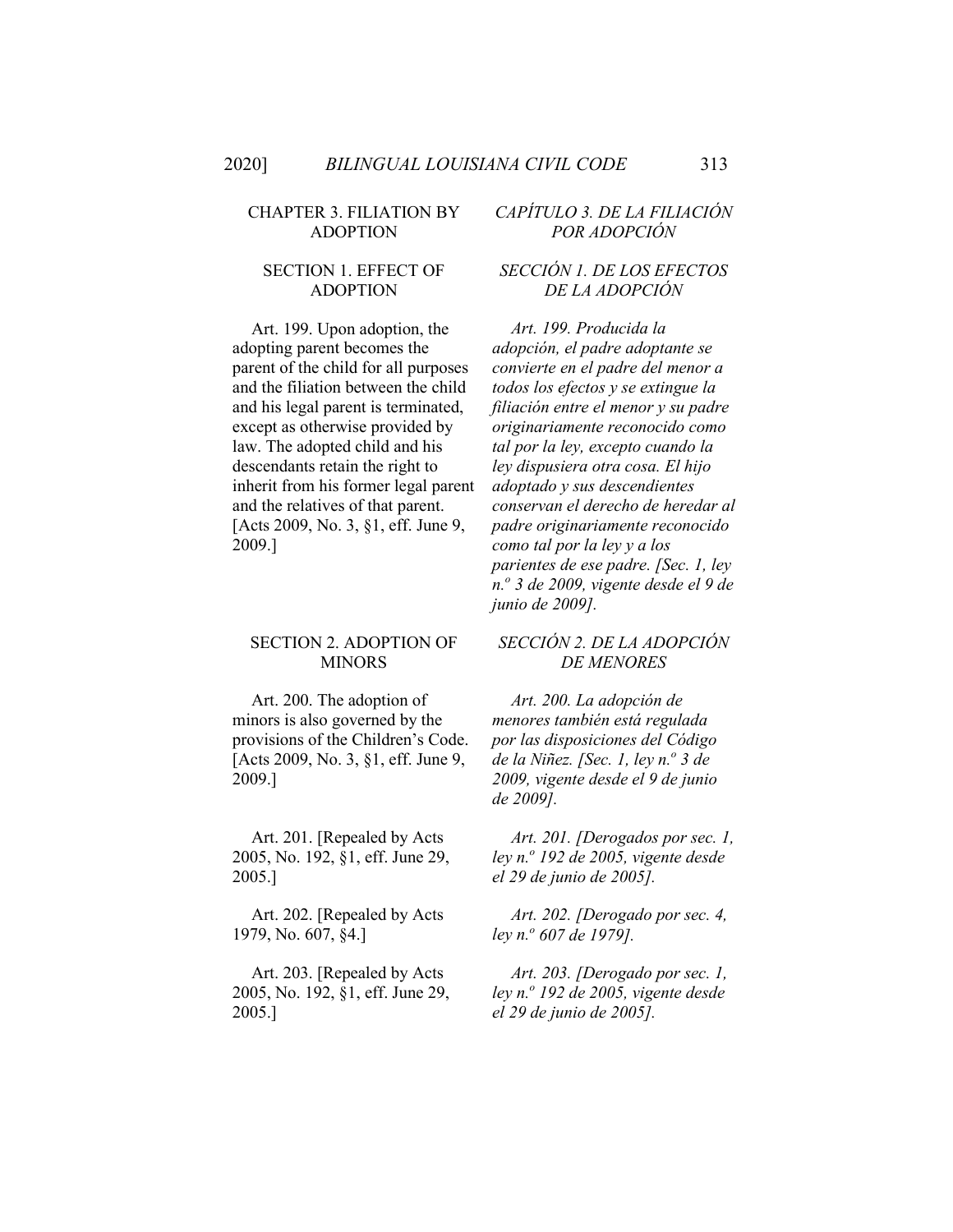## CHAPTER 3. FILIATION BY ADOPTION

## *CAPÍTULO 3. DE LA FILIACIÓN POR ADOPCIÓN*

### SECTION 1. EFFECT OF ADOPTION

### *SECCIÓN 1. DE LOS EFECTOS DE LA ADOPCIÓN*

Art. 199. Upon adoption, the adopting parent becomes the parent of the child for all purposes and the filiation between the child and his legal parent is terminated, except as otherwise provided by law. The adopted child and his descendants retain the right to inherit from his former legal parent and the relatives of that parent. [Acts 2009, No. 3, §1, eff. June 9, 2009.]

*Art. 199. Producida la adopción, el padre adoptante se convierte en el padre del menor a todos los efectos y se extingue la filiación entre el menor y su padre originariamente reconocido como tal por la ley, excepto cuando la ley dispusiera otra cosa. El hijo adoptado y sus descendientes conservan el derecho de heredar al padre originariamente reconocido como tal por la ley y a los parientes de ese padre. [Sec. 1, ley n.º 3 de 2009, vigente desde el 9 de junio de 2009].*

### SECTION 2. ADOPTION OF MINORS

### *SECCIÓN 2. DE LA ADOPCIÓN DE MENORES*

Art. 200. The adoption of minors is also governed by the provisions of the Children's Code. [Acts 2009, No. 3, §1, eff. June 9, 2009.]

*Art. 200. La adopción de menores también está regulada por las disposiciones del Código de la Niñez. [Sec. 1, ley n.º 3 de 2009, vigente desde el 9 de junio de 2009].*

Art. 201. [Repealed by Acts 2005, No. 192, §1, eff. June 29, 2005.]

*Art. 201. [Derogados por sec. 1, ley n.º 192 de 2005, vigente desde el 29 de junio de 2005].*

Art. 202. [Repealed by Acts 1979, No. 607, §4.]

*Art. 202. [Derogado por sec. 4, ley n.º 607 de 1979].*

Art. 203. [Repealed by Acts 2005, No. 192, §1, eff. June 29, 2005.]

*Art. 203. [Derogado por sec. 1, ley n.º 192 de 2005, vigente desde el 29 de junio de 2005].*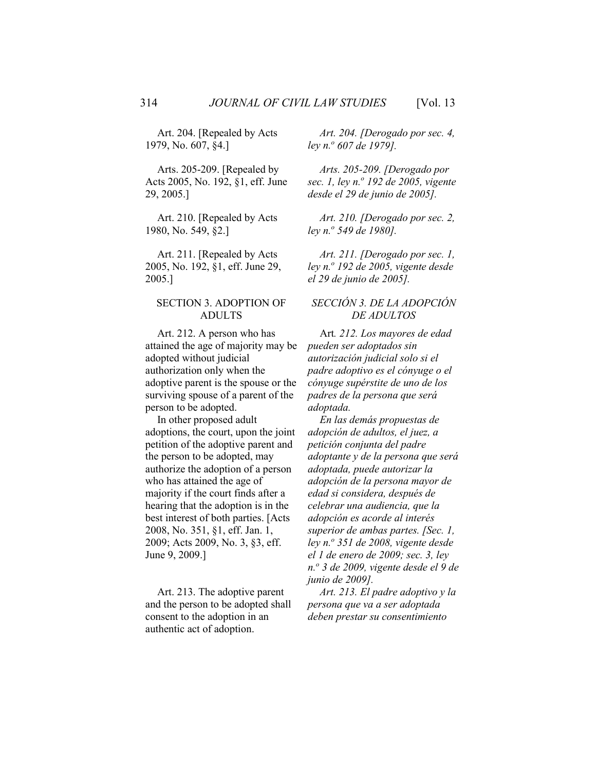Art. 204. [Repealed by Acts 1979, No. 607, §4.]

*Art. 204. [Derogado por sec. 4, ley n.º 607 de 1979].*

Arts. 205-209. [Repealed by Acts 2005, No. 192, §1, eff. June 29, 2005.]

*Arts. 205-209. [Derogado por sec. 1, ley n.º 192 de 2005, vigente desde el 29 de junio de 2005].*

Art. 210. [Repealed by Acts 1980, No. 549, §2.]

*Art. 210. [Derogado por sec. 2, ley n.º 549 de 1980].*

Art. 211. [Repealed by Acts 2005, No. 192, §1, eff. June 29, 2005.]

*Art. 211. [Derogado por sec. 1, ley n.º 192 de 2005, vigente desde el 29 de junio de 2005].*

### SECTION 3. ADOPTION OF ADULTS

### *SECCIÓN 3. DE LA ADOPCIÓN DE ADULTOS*

Art. 212. A person who has attained the age of majority may be adopted without judicial authorization only when the adoptive parent is the spouse or the surviving spouse of a parent of the person to be adopted.

In other proposed adult adoptions, the court, upon the joint petition of the adoptive parent and the person to be adopted, may authorize the adoption of a person who has attained the age of majority if the court finds after a hearing that the adoption is in the best interest of both parties. [Acts 2008, No. 351, §1, eff. Jan. 1, 2009; Acts 2009, No. 3, §3, eff. June 9, 2009.]

Art*. 212. Los mayores de edad pueden ser adoptados sin autorización judicial solo si el padre adoptivo es el cónyuge o el cónyuge supérstite de uno de los padres de la persona que será adoptada.*

*En las demás propuestas de adopción de adultos, el juez, a petición conjunta del padre adoptante y de la persona que será adoptada, puede autorizar la adopción de la persona mayor de edad si considera, después de celebrar una audiencia, que la adopción es acorde al interés superior de ambas partes. [Sec. 1, ley n.º 351 de 2008, vigente desde el 1 de enero de 2009; sec. 3, ley n.º 3 de 2009, vigente desde el 9 de junio de 2009].*

Art. 213. The adoptive parent and the person to be adopted shall consent to the adoption in an authentic act of adoption.

*Art. 213. El padre adoptivo y la persona que va a ser adoptada deben prestar su consentimiento*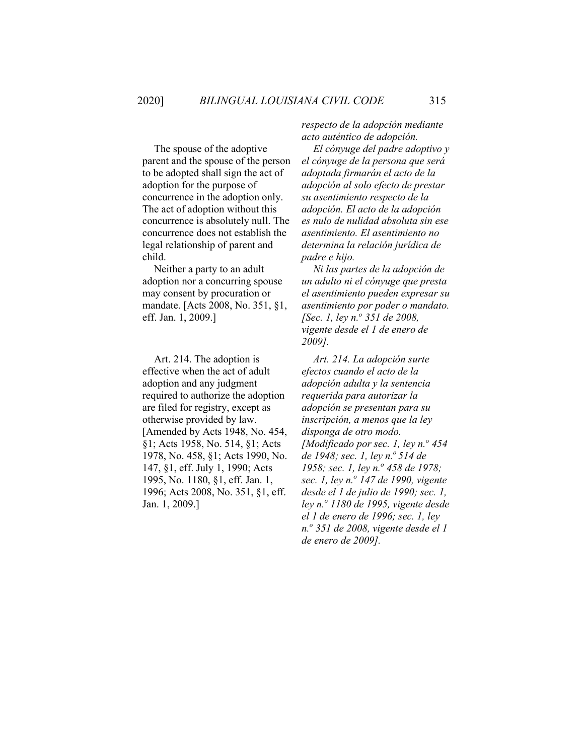*respecto de la adopción mediante acto auténtico de adopción.*

The spouse of the adoptive parent and the spouse of the person to be adopted shall sign the act of adoption for the purpose of concurrence in the adoption only. The act of adoption without this concurrence is absolutely null. The concurrence does not establish the legal relationship of parent and child.

*El cónyuge del padre adoptivo y el cónyuge de la persona que será adoptada firmarán el acto de la adopción al solo efecto de prestar su asentimiento respecto de la adopción. El acto de la adopción es nulo de nulidad absoluta sin ese asentimiento. El asentimiento no determina la relación jurídica de padre e hijo.*

Neither a party to an adult adoption nor a concurring spouse may consent by procuration or mandate. [Acts 2008, No. 351, §1, eff. Jan. 1, 2009.]

*Ni las partes de la adopción de un adulto ni el cónyuge que presta el asentimiento pueden expresar su asentimiento por poder o mandato. [Sec. 1, ley n.º 351 de 2008, vigente desde el 1 de enero de 2009].*

Art. 214. The adoption is effective when the act of adult adoption and any judgment required to authorize the adoption are filed for registry, except as otherwise provided by law. [Amended by Acts 1948, No. 454, §1; Acts 1958, No. 514, §1; Acts 1978, No. 458, §1; Acts 1990, No. 147, §1, eff. July 1, 1990; Acts 1995, No. 1180, §1, eff. Jan. 1, 1996; Acts 2008, No. 351, §1, eff. Jan. 1, 2009.]

*Art. 214. La adopción surte efectos cuando el acto de la adopción adulta y la sentencia requerida para autorizar la adopción se presentan para su inscripción, a menos que la ley disponga de otro modo. [Modificado por sec. 1, ley n.º 454 de 1948; sec. 1, ley n.º 514 de 1958; sec. 1, ley n.º 458 de 1978; sec. 1, ley n.º 147 de 1990, vigente desde el 1 de julio de 1990; sec. 1, ley n.º 1180 de 1995, vigente desde el 1 de enero de 1996; sec. 1, ley n.º 351 de 2008, vigente desde el 1 de enero de 2009].*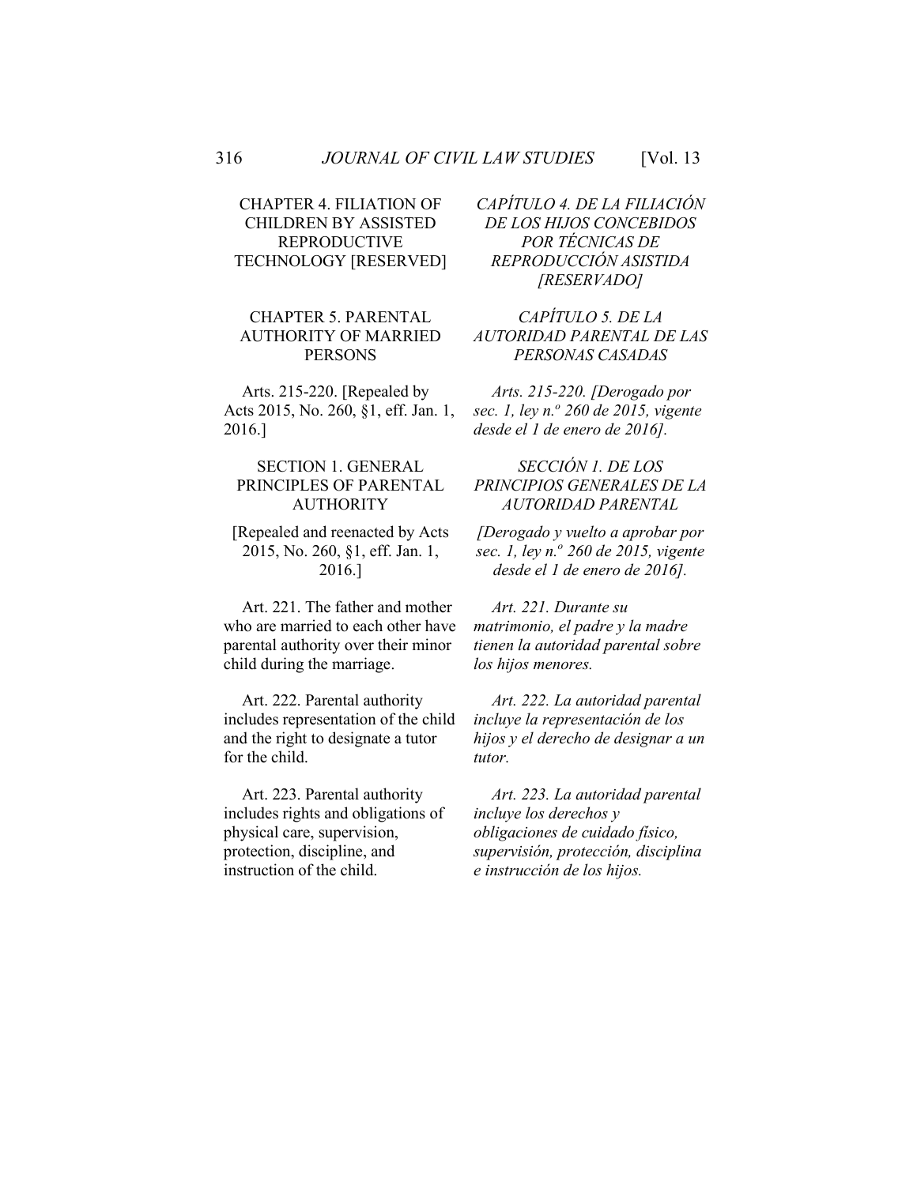CHAPTER 4. FILIATION OF CHILDREN BY ASSISTED REPRODUCTIVE TECHNOLOGY [RESERVED]

*CAPÍTULO 4. DE LA FILIACIÓN DE LOS HIJOS CONCEBIDOS POR TÉCNICAS DE REPRODUCCIÓN ASISTIDA [RESERVADO]*

CHAPTER 5. PARENTAL AUTHORITY OF MARRIED PERSONS

*CAPÍTULO 5. DE LA AUTORIDAD PARENTAL DE LAS PERSONAS CASADAS*

Arts. 215-220. [Repealed by Acts 2015, No. 260, §1, eff. Jan. 1, 2016.]

*Arts. 215-220. [Derogado por sec. 1, ley n.º 260 de 2015, vigente desde el 1 de enero de 2016].*

SECTION 1. GENERAL PRINCIPLES OF PARENTAL AUTHORITY

[Repealed and reenacted by Acts 2015, No. 260, §1, eff. Jan. 1, 2016.]

*SECCIÓN 1. DE LOS PRINCIPIOS GENERALES DE LA AUTORIDAD PARENTAL*

*[Derogado y vuelto a aprobar por sec. 1, ley n.º 260 de 2015, vigente desde el 1 de enero de 2016].*

Art. 221. The father and mother who are married to each other have parental authority over their minor child during the marriage.

*Art. 221. Durante su matrimonio, el padre y la madre tienen la autoridad parental sobre los hijos menores.*

Art. 222. Parental authority includes representation of the child and the right to designate a tutor for the child.

*Art. 222. La autoridad parental incluye la representación de los hijos y el derecho de designar a un tutor.*

Art. 223. Parental authority includes rights and obligations of physical care, supervision, protection, discipline, and instruction of the child.

*Art. 223. La autoridad parental incluye los derechos y obligaciones de cuidado físico, supervisión, protección, disciplina e instrucción de los hijos.*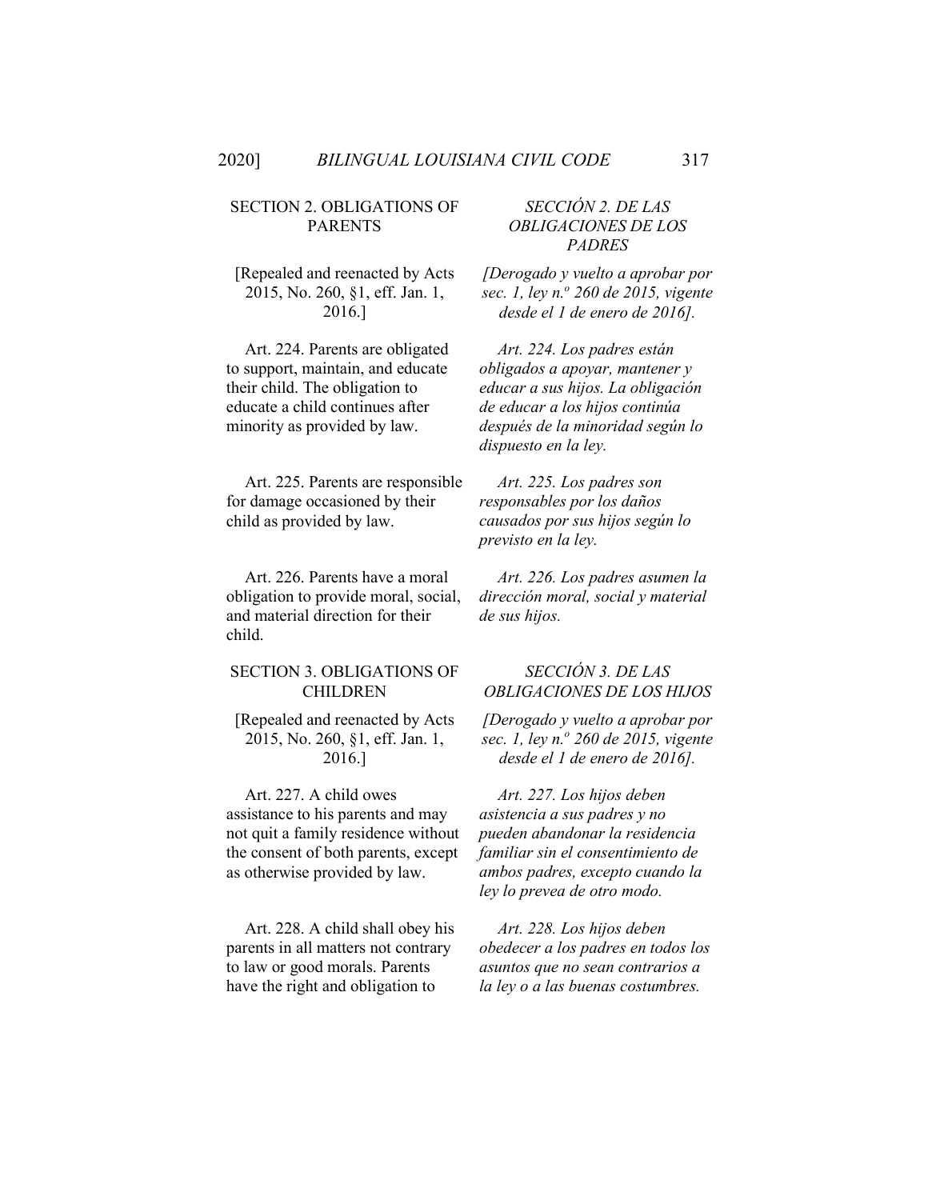## SECTION 2. OBLIGATIONS OF PARENTS

[Repealed and reenacted by Acts 2015, No. 260, §1, eff. Jan. 1, 2016.]

Art. 224. Parents are obligated to support, maintain, and educate their child. The obligation to educate a child continues after minority as provided by law.

Art. 225. Parents are responsible for damage occasioned by their child as provided by law.

Art. 226. Parents have a moral obligation to provide moral, social, and material direction for their child.

## *SECCIÓN 2. DE LAS OBLIGACIONES DE LOS PADRES*

*[Derogado y vuelto a aprobar por sec. 1, ley n.º 260 de 2015, vigente desde el 1 de enero de 2016].*

*Art. 224. Los padres están obligados a apoyar, mantener y educar a sus hijos. La obligación de educar a los hijos continúa después de la minoridad según lo dispuesto en la ley.*

*Art. 225. Los padres son responsables por los daños causados por sus hijos según lo previsto en la ley.*

*Art. 226. Los padres asumen la dirección moral, social y material de sus hijos.*

## SECTION 3. OBLIGATIONS OF CHILDREN

[Repealed and reenacted by Acts 2015, No. 260, §1, eff. Jan. 1, 2016.]

Art. 227. A child owes assistance to his parents and may not quit a family residence without the consent of both parents, except as otherwise provided by law.

Art. 228. A child shall obey his parents in all matters not contrary to law or good morals. Parents have the right and obligation to

## *SECCIÓN 3. DE LAS OBLIGACIONES DE LOS HIJOS*

*[Derogado y vuelto a aprobar por sec. 1, ley n.º 260 de 2015, vigente desde el 1 de enero de 2016].*

*Art. 227. Los hijos deben asistencia a sus padres y no pueden abandonar la residencia familiar sin el consentimiento de ambos padres, excepto cuando la ley lo prevea de otro modo.*

*Art. 228. Los hijos deben obedecer a los padres en todos los asuntos que no sean contrarios a la ley o a las buenas costumbres.*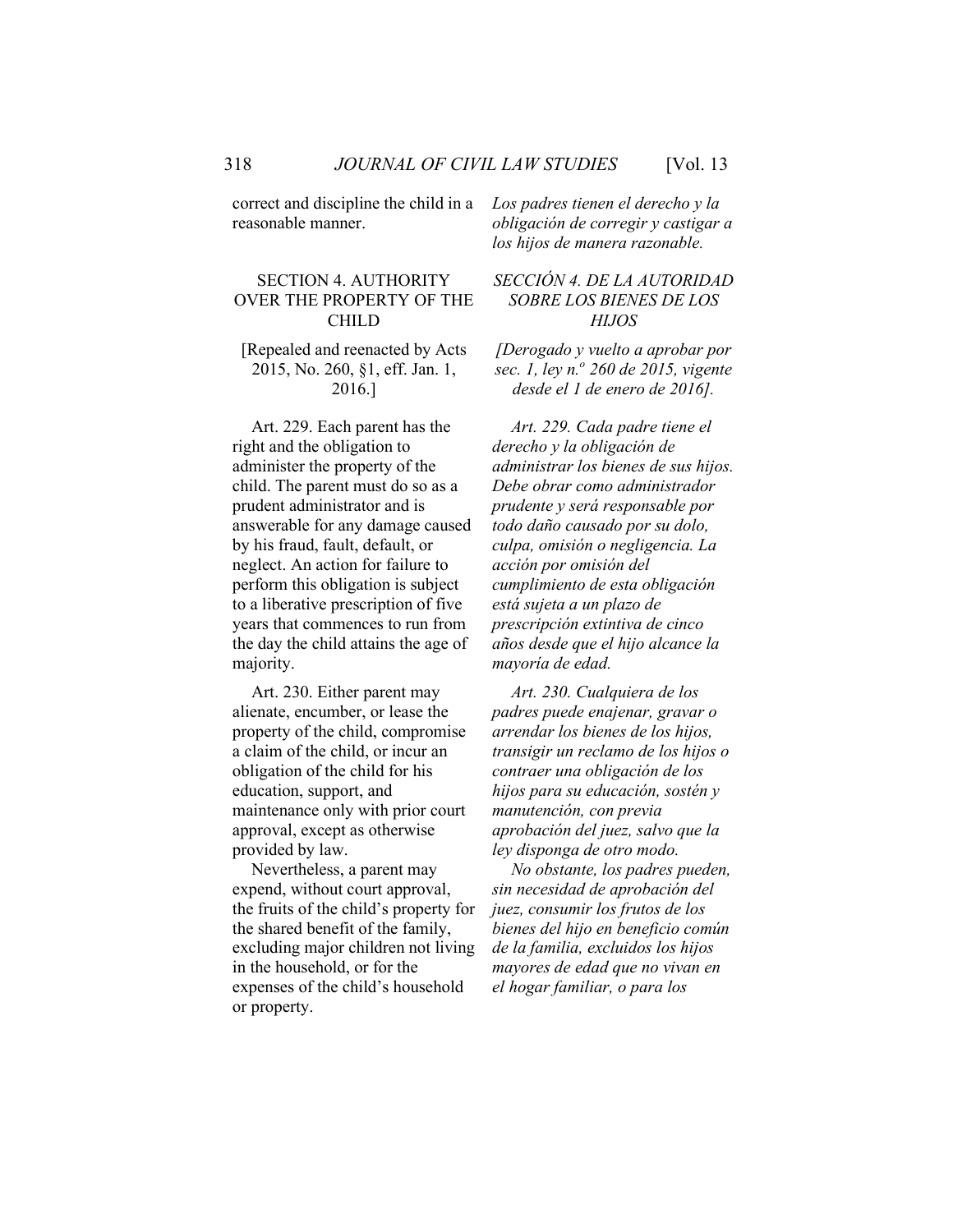correct and discipline the child in a reasonable manner.

*Los padres tienen el derecho y la obligación de corregir y castigar a los hijos de manera razonable.*

## SECTION 4. AUTHORITY OVER THE PROPERTY OF THE CHILD

[Repealed and reenacted by Acts 2015, No. 260, §1, eff. Jan. 1, 2016.]

## *SECCIÓN 4. DE LA AUTORIDAD SOBRE LOS BIENES DE LOS HIJOS*

*[Derogado y vuelto a aprobar por sec. 1, ley n.º 260 de 2015, vigente desde el 1 de enero de 2016].*

Art. 229. Each parent has the right and the obligation to administer the property of the child. The parent must do so as a prudent administrator and is answerable for any damage caused by his fraud, fault, default, or neglect. An action for failure to perform this obligation is subject to a liberative prescription of five years that commences to run from the day the child attains the age of majority.

*Art. 229. Cada padre tiene el derecho y la obligación de administrar los bienes de sus hijos. Debe obrar como administrador prudente y será responsable por todo daño causado por su dolo, culpa, omisión o negligencia. La acción por omisión del cumplimiento de esta obligación está sujeta a un plazo de prescripción extintiva de cinco años desde que el hijo alcance la mayoría de edad.*

Art. 230. Either parent may alienate, encumber, or lease the property of the child, compromise a claim of the child, or incur an obligation of the child for his education, support, and maintenance only with prior court approval, except as otherwise provided by law.

Nevertheless, a parent may expend, without court approval, the fruits of the child's property for the shared benefit of the family, excluding major children not living in the household, or for the expenses of the child's household or property.

*Art. 230. Cualquiera de los padres puede enajenar, gravar o arrendar los bienes de los hijos, transigir un reclamo de los hijos o contraer una obligación de los hijos para su educación, sostén y manutención, con previa aprobación del juez, salvo que la ley disponga de otro modo.*

*No obstante, los padres pueden, sin necesidad de aprobación del juez, consumir los frutos de los bienes del hijo en beneficio común de la familia, excluidos los hijos mayores de edad que no vivan en el hogar familiar, o para los*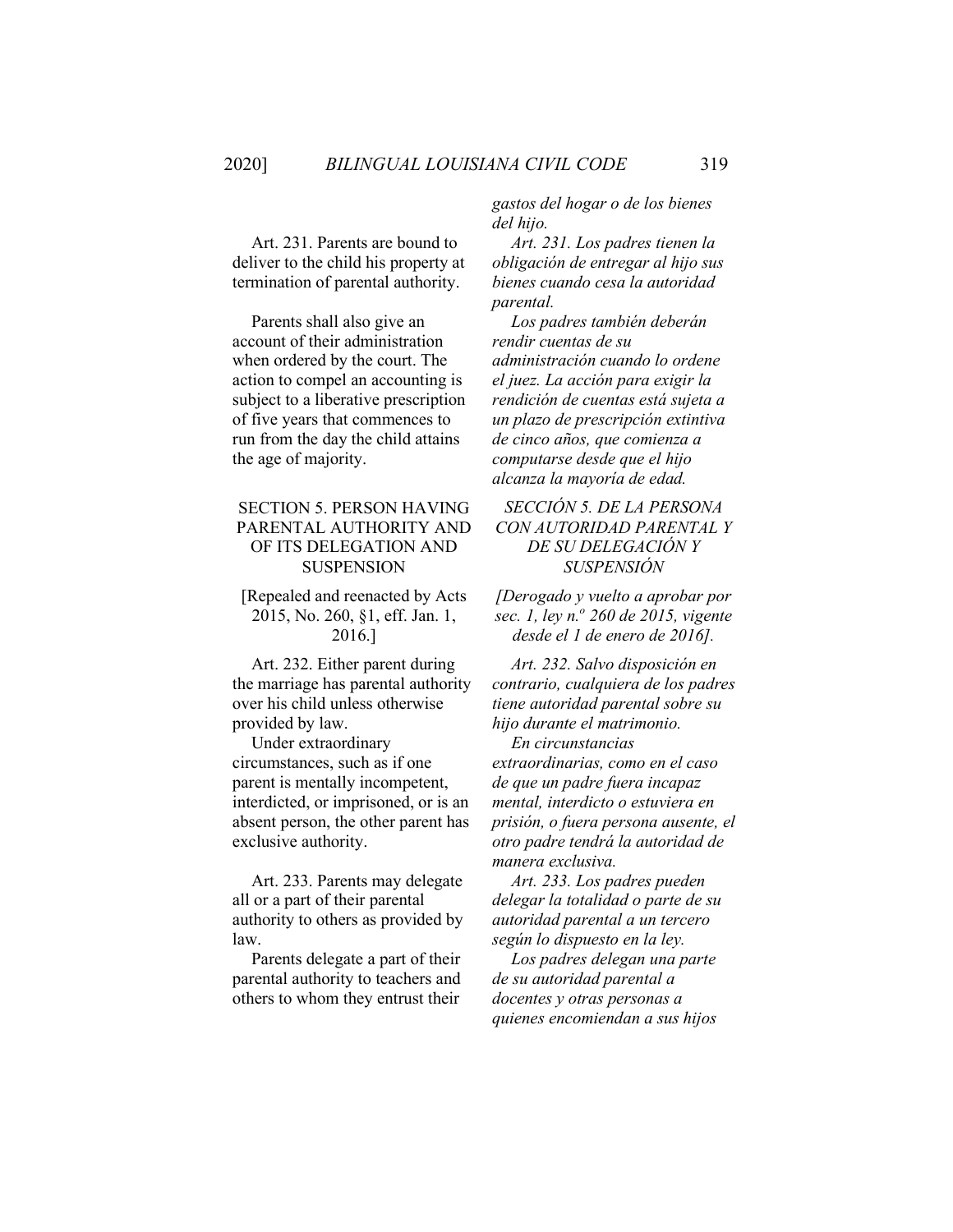*gastos del hogar o de los bienes del hijo.*

Art. 231. Parents are bound to deliver to the child his property at termination of parental authority.

Parents shall also give an account of their administration when ordered by the court. The action to compel an accounting is subject to a liberative prescription of five years that commences to run from the day the child attains the age of majority.

*Art. 231. Los padres tienen la obligación de entregar al hijo sus bienes cuando cesa la autoridad parental.*

*Los padres también deberán rendir cuentas de su administración cuando lo ordene el juez. La acción para exigir la rendición de cuentas está sujeta a un plazo de prescripción extintiva de cinco años, que comienza a computarse desde que el hijo alcanza la mayoría de edad.*

## SECTION 5. PERSON HAVING PARENTAL AUTHORITY AND OF ITS DELEGATION AND SUSPENSION

[Repealed and reenacted by Acts 2015, No. 260, §1, eff. Jan. 1, 2016.]

## *SECCIÓN 5. DE LA PERSONA CON AUTORIDAD PARENTAL Y DE SU DELEGACIÓN Y SUSPENSIÓN*

*[Derogado y vuelto a aprobar por sec. 1, ley n.º 260 de 2015, vigente desde el 1 de enero de 2016].*

Art. 232. Either parent during the marriage has parental authority over his child unless otherwise provided by law.

Under extraordinary circumstances, such as if one parent is mentally incompetent, interdicted, or imprisoned, or is an absent person, the other parent has exclusive authority.

*Art. 232. Salvo disposición en contrario, cualquiera de los padres tiene autoridad parental sobre su hijo durante el matrimonio.*

*En circunstancias extraordinarias, como en el caso de que un padre fuera incapaz mental, interdicto o estuviera en prisión, o fuera persona ausente, el otro padre tendrá la autoridad de manera exclusiva.*

Art. 233. Parents may delegate all or a part of their parental authority to others as provided by law.

Parents delegate a part of their parental authority to teachers and others to whom they entrust their

*Art. 233. Los padres pueden delegar la totalidad o parte de su autoridad parental a un tercero según lo dispuesto en la ley.*

*Los padres delegan una parte de su autoridad parental a docentes y otras personas a quienes encomiendan a sus hijos*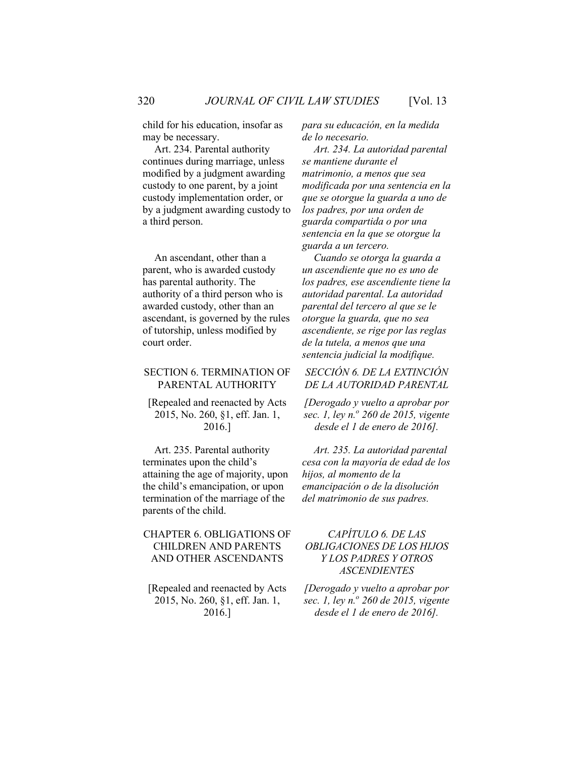child for his education, insofar as may be necessary.

*para su educación, en la medida de lo necesario.*

Art. 234. Parental authority continues during marriage, unless modified by a judgment awarding custody to one parent, by a joint custody implementation order, or by a judgment awarding custody to a third person.

*Art. 234. La autoridad parental se mantiene durante el matrimonio, a menos que sea modificada por una sentencia en la que se otorgue la guarda a uno de los padres, por una orden de guarda compartida o por una sentencia en la que se otorgue la guarda a un tercero.*

An ascendant, other than a parent, who is awarded custody has parental authority. The authority of a third person who is awarded custody, other than an ascendant, is governed by the rules of tutorship, unless modified by court order.

*Cuando se otorga la guarda a un ascendiente que no es uno de los padres, ese ascendiente tiene la autoridad parental. La autoridad parental del tercero al que se le otorgue la guarda, que no sea ascendiente, se rige por las reglas de la tutela, a menos que una sentencia judicial la modifique.*

## SECTION 6. TERMINATION OF PARENTAL AUTHORITY

## *SECCIÓN 6. DE LA EXTINCIÓN DE LA AUTORIDAD PARENTAL*

[Repealed and reenacted by Acts 2015, No. 260, §1, eff. Jan. 1, 2016.]

*[Derogado y vuelto a aprobar por sec. 1, ley n.º 260 de 2015, vigente desde el 1 de enero de 2016].*

Art. 235. Parental authority terminates upon the child's attaining the age of majority, upon the child's emancipation, or upon termination of the marriage of the parents of the child.

*Art. 235. La autoridad parental cesa con la mayoría de edad de los hijos, al momento de la emancipación o de la disolución del matrimonio de sus padres.*

## CHAPTER 6. OBLIGATIONS OF CHILDREN AND PARENTS AND OTHER ASCENDANTS

## *CAPÍTULO 6. DE LAS OBLIGACIONES DE LOS HIJOS Y LOS PADRES Y OTROS ASCENDIENTES*

[Repealed and reenacted by Acts 2015, No. 260, §1, eff. Jan. 1, 2016.]

*[Derogado y vuelto a aprobar por sec. 1, ley n.º 260 de 2015, vigente desde el 1 de enero de 2016].*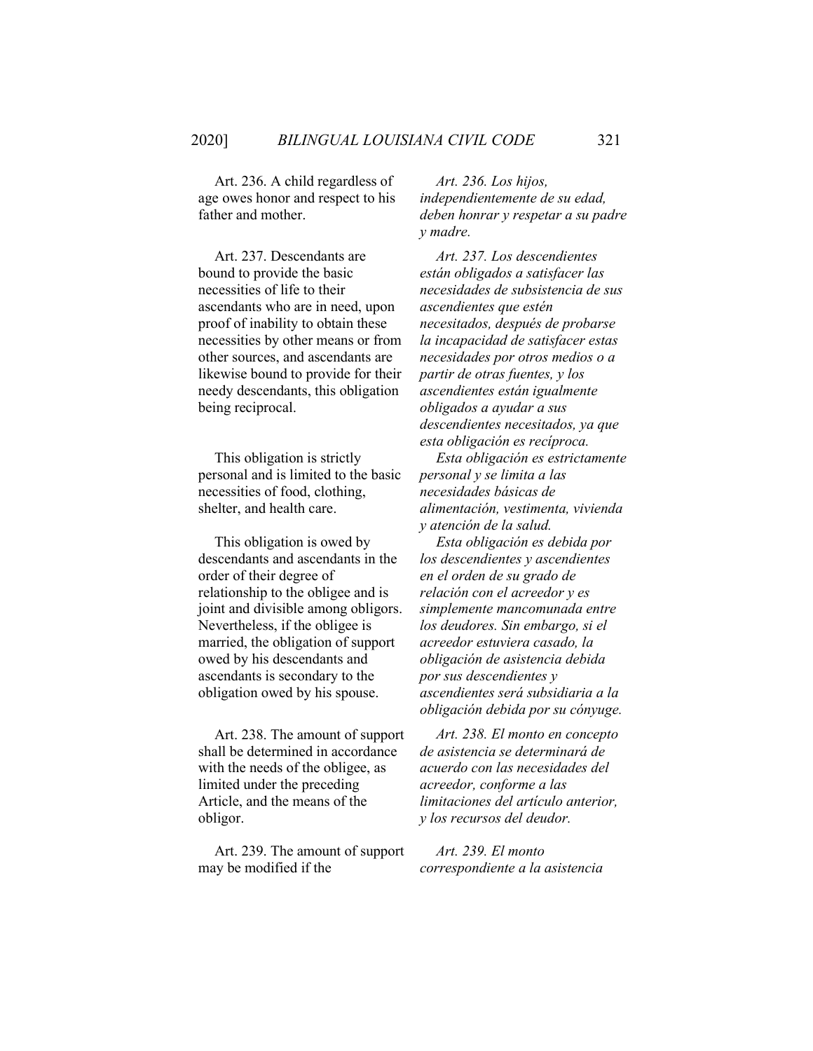Art. 236. A child regardless of age owes honor and respect to his father and mother.

*Art. 236. Los hijos, independientemente de su edad, deben honrar y respetar a su padre y madre.*

Art. 237. Descendants are bound to provide the basic necessities of life to their ascendants who are in need, upon proof of inability to obtain these necessities by other means or from other sources, and ascendants are likewise bound to provide for their needy descendants, this obligation being reciprocal.

*Art. 237. Los descendientes están obligados a satisfacer las necesidades de subsistencia de sus ascendientes que estén necesitados, después de probarse la incapacidad de satisfacer estas necesidades por otros medios o a partir de otras fuentes, y los ascendientes están igualmente obligados a ayudar a sus descendientes necesitados, ya que esta obligación es recíproca.*

This obligation is strictly personal and is limited to the basic necessities of food, clothing, shelter, and health care.

*Esta obligación es estrictamente personal y se limita a las necesidades básicas de alimentación, vestimenta, vivienda y atención de la salud.*

This obligation is owed by descendants and ascendants in the order of their degree of relationship to the obligee and is joint and divisible among obligors. Nevertheless, if the obligee is married, the obligation of support owed by his descendants and ascendants is secondary to the obligation owed by his spouse.

*Esta obligación es debida por los descendientes y ascendientes en el orden de su grado de relación con el acreedor y es simplemente mancomunada entre los deudores. Sin embargo, si el acreedor estuviera casado, la obligación de asistencia debida por sus descendientes y ascendientes será subsidiaria a la obligación debida por su cónyuge.*

Art. 238. The amount of support shall be determined in accordance with the needs of the obligee, as limited under the preceding Article, and the means of the obligor.

*Art. 238. El monto en concepto de asistencia se determinará de acuerdo con las necesidades del acreedor, conforme a las limitaciones del artículo anterior, y los recursos del deudor.*

Art. 239. The amount of support may be modified if the

*Art. 239. El monto correspondiente a la asistencia*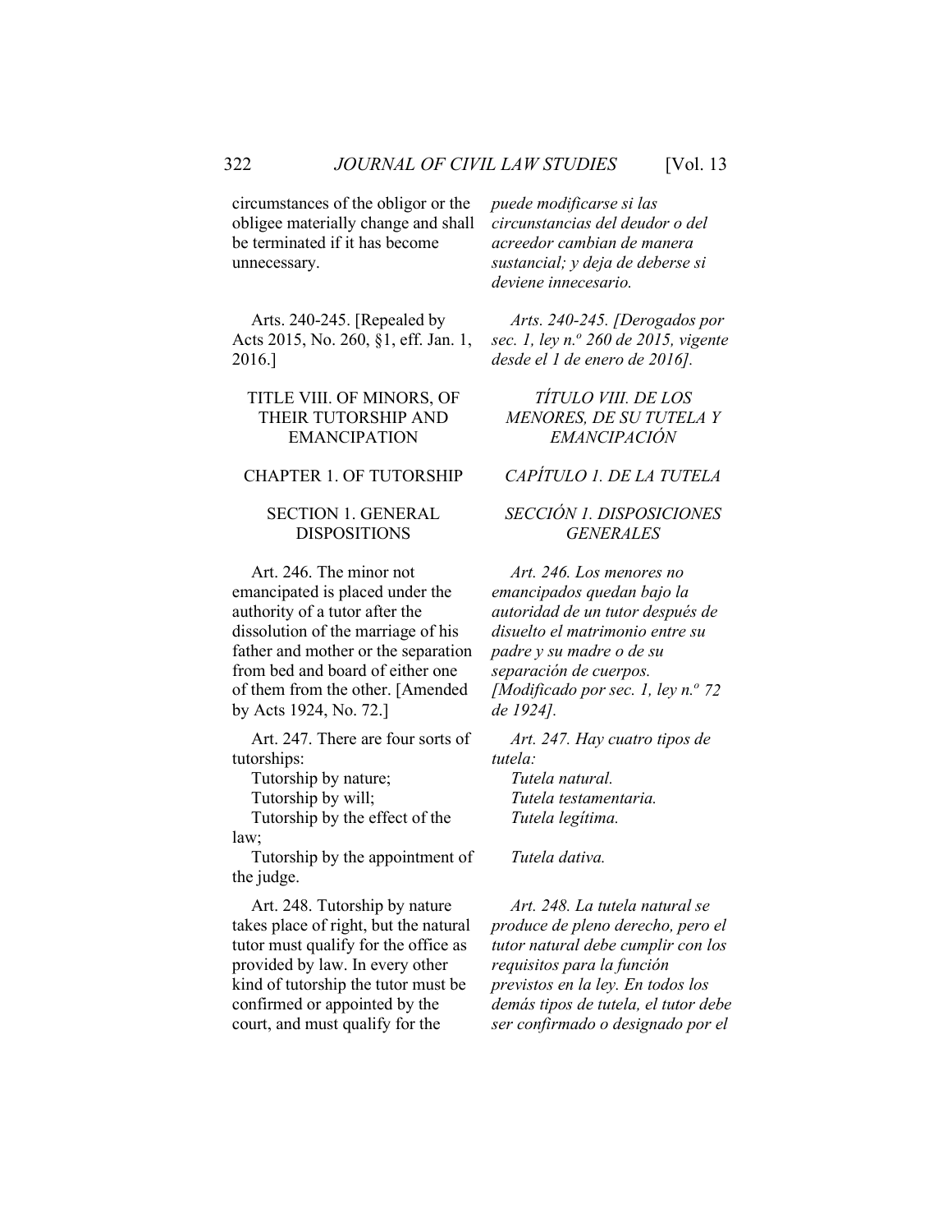circumstances of the obligor or the obligee materially change and shall be terminated if it has become unnecessary.

*puede modificarse si las circunstancias del deudor o del acreedor cambian de manera sustancial; y deja de deberse si deviene innecesario.*

Arts. 240-245. [Repealed by Acts 2015, No. 260, §1, eff. Jan. 1, 2016.]

*Arts. 240-245. [Derogados por sec. 1, ley n.º 260 de 2015, vigente desde el 1 de enero de 2016].*

## TITLE VIII. OF MINORS, OF THEIR TUTORSHIP AND EMANCIPATION

## *TÍTULO VIII. DE LOS MENORES, DE SU TUTELA Y EMANCIPACIÓN*

### CHAPTER 1. OF TUTORSHIP

### *CAPÍTULO 1. DE LA TUTELA*

#### SECTION 1. GENERAL DISPOSITIONS

#### *SECCIÓN 1. DISPOSICIONES GENERALES*

Art. 246. The minor not emancipated is placed under the authority of a tutor after the dissolution of the marriage of his father and mother or the separation from bed and board of either one of them from the other. [Amended by Acts 1924, No. 72.]

*Art. 246. Los menores no emancipados quedan bajo la autoridad de un tutor después de disuelto el matrimonio entre su padre y su madre o de su separación de cuerpos. [Modificado por sec. 1, ley n.º 72 de 1924].*

Art. 247. There are four sorts of tutorships:

Tutorship by nature;

Tutorship by will;

Tutorship by the effect of the law;

Tutorship by the appointment of the judge.

*Art. 247. Hay cuatro tipos de tutela:*

*Tutela natural.*

*Tutela testamentaria.*

*Tutela legítima.*

*Tutela dativa.*

Art. 248. Tutorship by nature takes place of right, but the natural tutor must qualify for the office as provided by law. In every other kind of tutorship the tutor must be confirmed or appointed by the court, and must qualify for the

*Art. 248. La tutela natural se produce de pleno derecho, pero el tutor natural debe cumplir con los requisitos para la función previstos en la ley. En todos los demás tipos de tutela, el tutor debe ser confirmado o designado por el*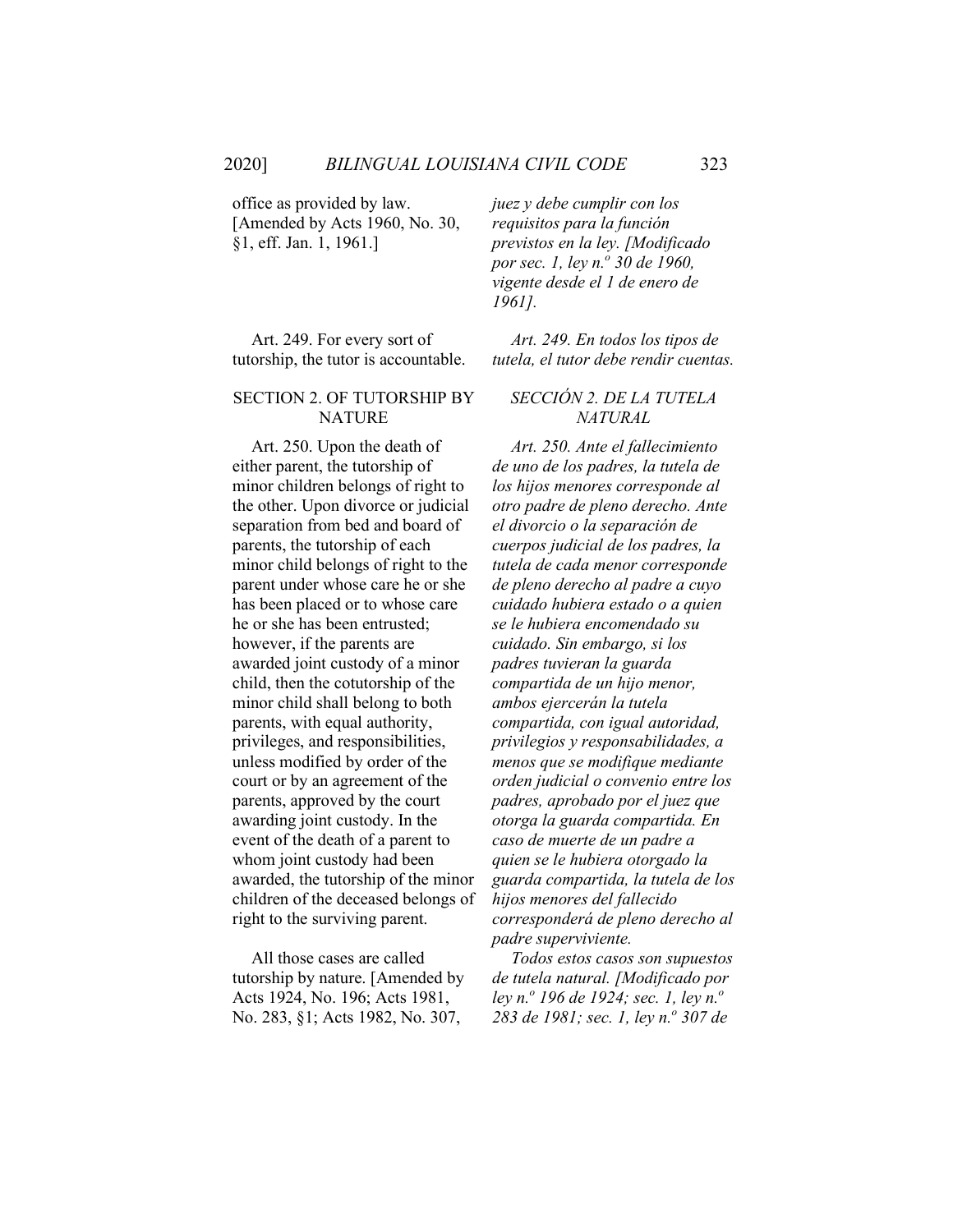office as provided by law. [Amended by Acts 1960, No. 30, §1, eff. Jan. 1, 1961.]

*juez y debe cumplir con los requisitos para la función previstos en la ley. [Modificado por sec. 1, ley n.º 30 de 1960, vigente desde el 1 de enero de 1961].*

Art. 249. For every sort of tutorship, the tutor is accountable.

*Art. 249. En todos los tipos de tutela, el tutor debe rendir cuentas.*

## SECTION 2. OF TUTORSHIP BY NATURE

## *SECCIÓN 2. DE LA TUTELA NATURAL*

Art. 250. Upon the death of either parent, the tutorship of minor children belongs of right to the other. Upon divorce or judicial separation from bed and board of parents, the tutorship of each minor child belongs of right to the parent under whose care he or she has been placed or to whose care he or she has been entrusted; however, if the parents are awarded joint custody of a minor child, then the cotutorship of the minor child shall belong to both parents, with equal authority, privileges, and responsibilities, unless modified by order of the court or by an agreement of the parents, approved by the court awarding joint custody. In the event of the death of a parent to whom joint custody had been awarded, the tutorship of the minor children of the deceased belongs of right to the surviving parent.

*Art. 250. Ante el fallecimiento de uno de los padres, la tutela de los hijos menores corresponde al otro padre de pleno derecho. Ante el divorcio o la separación de cuerpos judicial de los padres, la tutela de cada menor corresponde de pleno derecho al padre a cuyo cuidado hubiera estado o a quien se le hubiera encomendado su cuidado. Sin embargo, si los padres tuvieran la guarda compartida de un hijo menor, ambos ejercerán la tutela compartida, con igual autoridad, privilegios y responsabilidades, a menos que se modifique mediante orden judicial o convenio entre los padres, aprobado por el juez que otorga la guarda compartida. En caso de muerte de un padre a quien se le hubiera otorgado la guarda compartida, la tutela de los hijos menores del fallecido corresponderá de pleno derecho al padre superviviente.*

All those cases are called tutorship by nature. [Amended by Acts 1924, No. 196; Acts 1981, No. 283, §1; Acts 1982, No. 307,

*Todos estos casos son supuestos de tutela natural. [Modificado por ley n.º 196 de 1924; sec. 1, ley n.º 283 de 1981; sec. 1, ley n.º 307 de*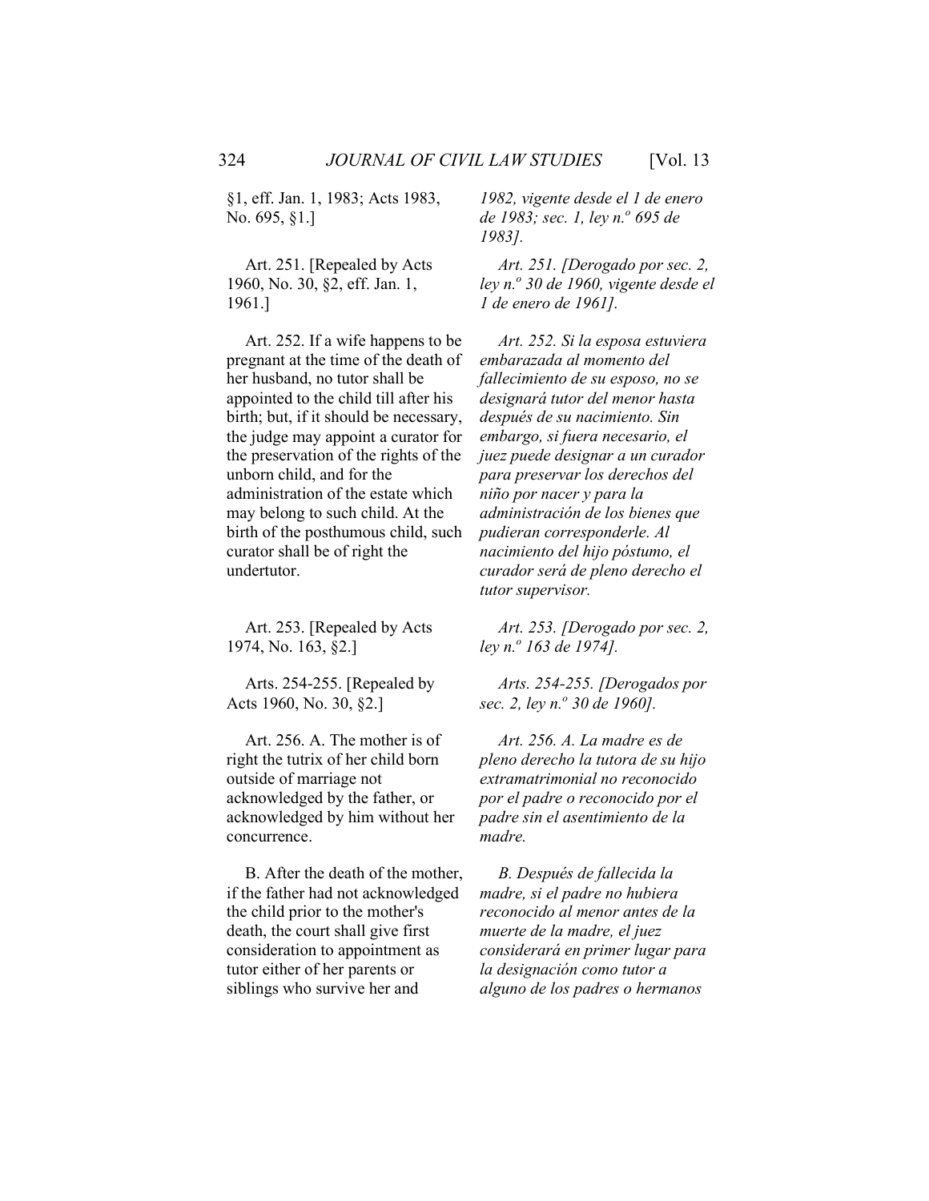§1, eff. Jan. 1, 1983; Acts 1983, No. 695, §1.]

*1982, vigente desde el 1 de enero de 1983; sec. 1, ley n.º 695 de 1983].*

Art. 251. [Repealed by Acts 1960, No. 30, §2, eff. Jan. 1, 1961.]

*Art. 251. [Derogado por sec. 2, ley n.º 30 de 1960, vigente desde el 1 de enero de 1961].*

Art. 252. If a wife happens to be pregnant at the time of the death of her husband, no tutor shall be appointed to the child till after his birth; but, if it should be necessary, the judge may appoint a curator for the preservation of the rights of the unborn child, and for the administration of the estate which may belong to such child. At the birth of the posthumous child, such curator shall be of right the undertutor.

*Art. 252. Si la esposa estuviera embarazada al momento del fallecimiento de su esposo, no se designará tutor del menor hasta después de su nacimiento. Sin embargo, si fuera necesario, el juez puede designar a un curador para preservar los derechos del niño por nacer y para la administración de los bienes que pudieran corresponderle. Al nacimiento del hijo póstumo, el curador será de pleno derecho el tutor supervisor.*

Art. 253. [Repealed by Acts 1974, No. 163, §2.]

*Art. 253. [Derogado por sec. 2, ley n.º 163 de 1974].*

Arts. 254-255. [Repealed by Acts 1960, No. 30, §2.]

*Arts. 254-255. [Derogados por sec. 2, ley n.º 30 de 1960].*

Art. 256. A. The mother is of right the tutrix of her child born outside of marriage not acknowledged by the father, or acknowledged by him without her concurrence.

*Art. 256. A. La madre es de pleno derecho la tutora de su hijo extramatrimonial no reconocido por el padre o reconocido por el padre sin el asentimiento de la madre.*

B. After the death of the mother, if the father had not acknowledged the child prior to the mother's death, the court shall give first consideration to appointment as tutor either of her parents or siblings who survive her and

*B. Después de fallecida la madre, si el padre no hubiera reconocido al menor antes de la muerte de la madre, el juez considerará en primer lugar para la designación como tutor a alguno de los padres o hermanos*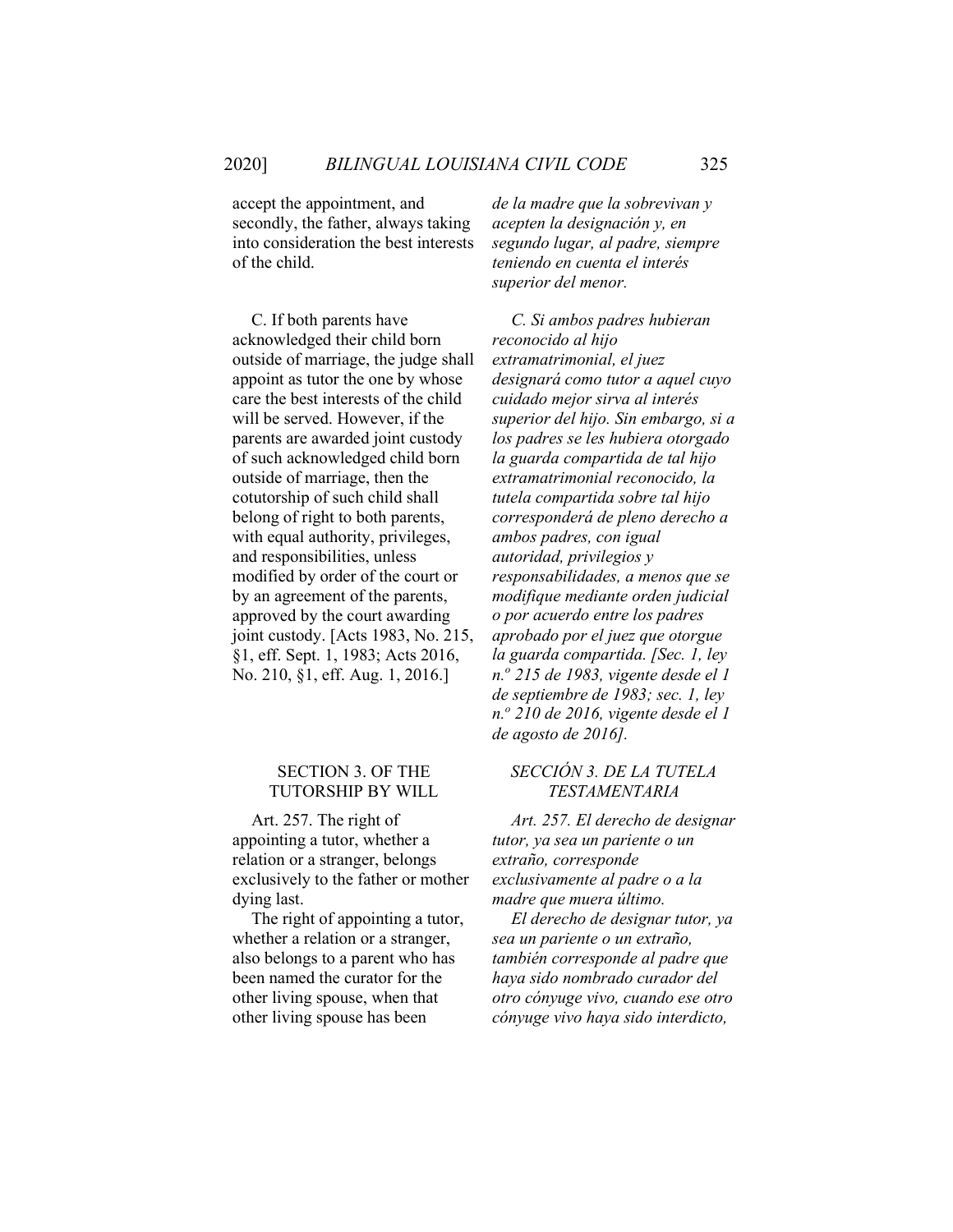accept the appointment, and secondly, the father, always taking into consideration the best interests of the child.

*de la madre que la sobrevivan y acepten la designación y, en segundo lugar, al padre, siempre teniendo en cuenta el interés superior del menor.*

C. If both parents have acknowledged their child born outside of marriage, the judge shall appoint as tutor the one by whose care the best interests of the child will be served. However, if the parents are awarded joint custody of such acknowledged child born outside of marriage, then the cotutorship of such child shall belong of right to both parents, with equal authority, privileges, and responsibilities, unless modified by order of the court or by an agreement of the parents, approved by the court awarding joint custody. [Acts 1983, No. 215, §1, eff. Sept. 1, 1983; Acts 2016, No. 210, §1, eff. Aug. 1, 2016.]

*C. Si ambos padres hubieran reconocido al hijo extramatrimonial, el juez designará como tutor a aquel cuyo cuidado mejor sirva al interés superior del hijo. Sin embargo, si a los padres se les hubiera otorgado la guarda compartida de tal hijo extramatrimonial reconocido, la tutela compartida sobre tal hijo corresponderá de pleno derecho a ambos padres, con igual autoridad, privilegios y responsabilidades, a menos que se modifique mediante orden judicial o por acuerdo entre los padres aprobado por el juez que otorgue la guarda compartida. [Sec. 1, ley n.º 215 de 1983, vigente desde el 1 de septiembre de 1983; sec. 1, ley n.º 210 de 2016, vigente desde el 1 de agosto de 2016].*

### SECTION 3. OF THE TUTORSHIP BY WILL

### *SECCIÓN 3. DE LA TUTELA TESTAMENTARIA*

Art. 257. The right of appointing a tutor, whether a relation or a stranger, belongs exclusively to the father or mother dying last.

The right of appointing a tutor, whether a relation or a stranger, also belongs to a parent who has been named the curator for the other living spouse, when that other living spouse has been

*Art. 257. El derecho de designar tutor, ya sea un pariente o un extraño, corresponde exclusivamente al padre o a la madre que muera último.*

*El derecho de designar tutor, ya sea un pariente o un extraño, también corresponde al padre que haya sido nombrado curador del otro cónyuge vivo, cuando ese otro cónyuge vivo haya sido interdicto,*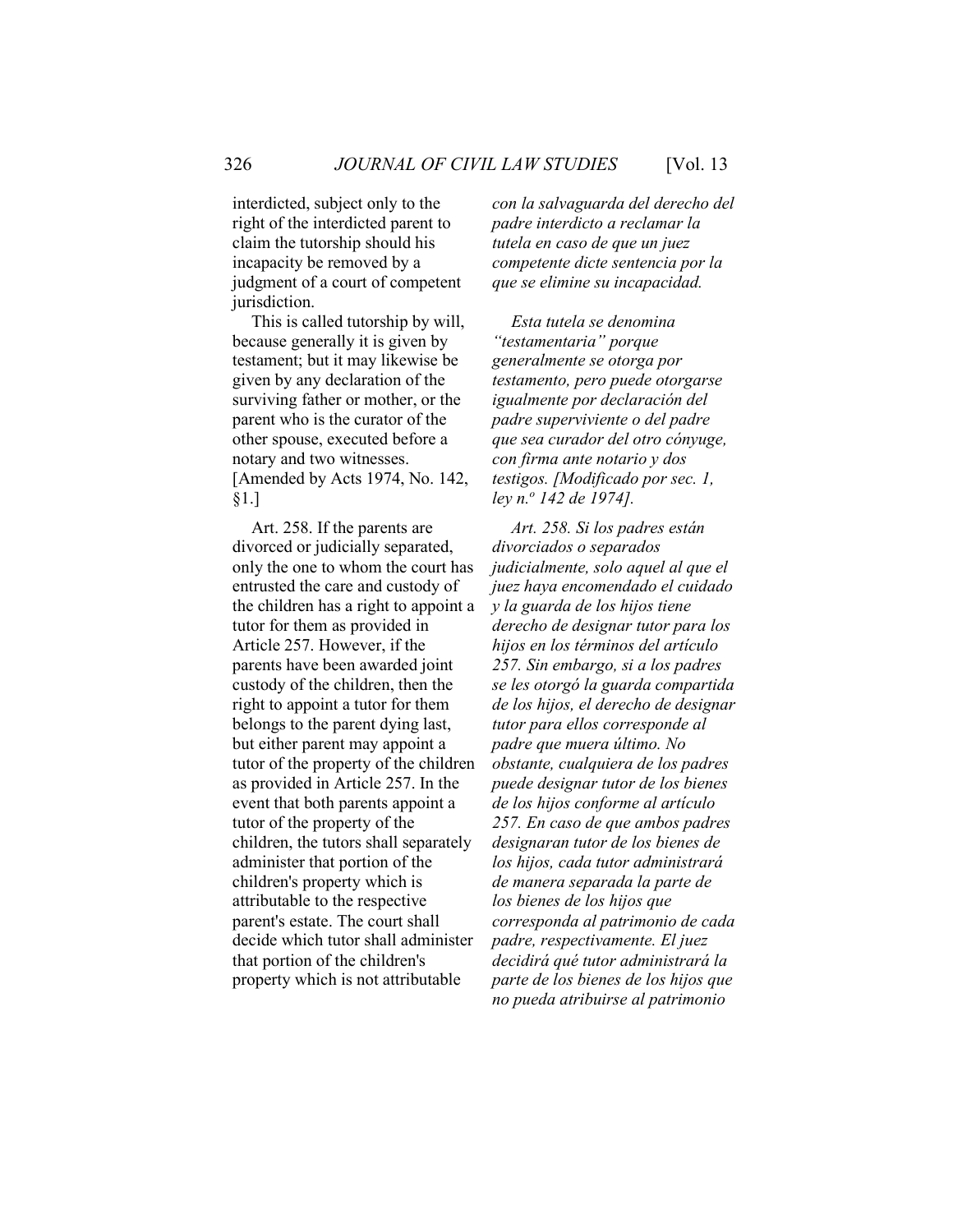interdicted, subject only to the right of the interdicted parent to claim the tutorship should his incapacity be removed by a judgment of a court of competent jurisdiction.

*con la salvaguarda del derecho del padre interdicto a reclamar la tutela en caso de que un juez competente dicte sentencia por la que se elimine su incapacidad.*

This is called tutorship by will, because generally it is given by testament; but it may likewise be given by any declaration of the surviving father or mother, or the parent who is the curator of the other spouse, executed before a notary and two witnesses. [Amended by Acts 1974, No. 142, §1.]

*Esta tutela se denomina "testamentaria" porque generalmente se otorga por testamento, pero puede otorgarse igualmente por declaración del padre superviviente o del padre que sea curador del otro cónyuge, con firma ante notario y dos testigos. [Modificado por sec. 1, ley n.º 142 de 1974].*

Art. 258. If the parents are divorced or judicially separated, only the one to whom the court has entrusted the care and custody of the children has a right to appoint a tutor for them as provided in Article 257. However, if the parents have been awarded joint custody of the children, then the right to appoint a tutor for them belongs to the parent dying last, but either parent may appoint a tutor of the property of the children as provided in Article 257. In the event that both parents appoint a tutor of the property of the children, the tutors shall separately administer that portion of the children's property which is attributable to the respective parent's estate. The court shall decide which tutor shall administer that portion of the children's property which is not attributable

*Art. 258. Si los padres están divorciados o separados judicialmente, solo aquel al que el juez haya encomendado el cuidado y la guarda de los hijos tiene derecho de designar tutor para los hijos en los términos del artículo 257. Sin embargo, si a los padres se les otorgó la guarda compartida de los hijos, el derecho de designar tutor para ellos corresponde al padre que muera último. No obstante, cualquiera de los padres puede designar tutor de los bienes de los hijos conforme al artículo 257. En caso de que ambos padres designaran tutor de los bienes de los hijos, cada tutor administrará de manera separada la parte de los bienes de los hijos que corresponda al patrimonio de cada padre, respectivamente. El juez decidirá qué tutor administrará la parte de los bienes de los hijos que no pueda atribuirse al patrimonio*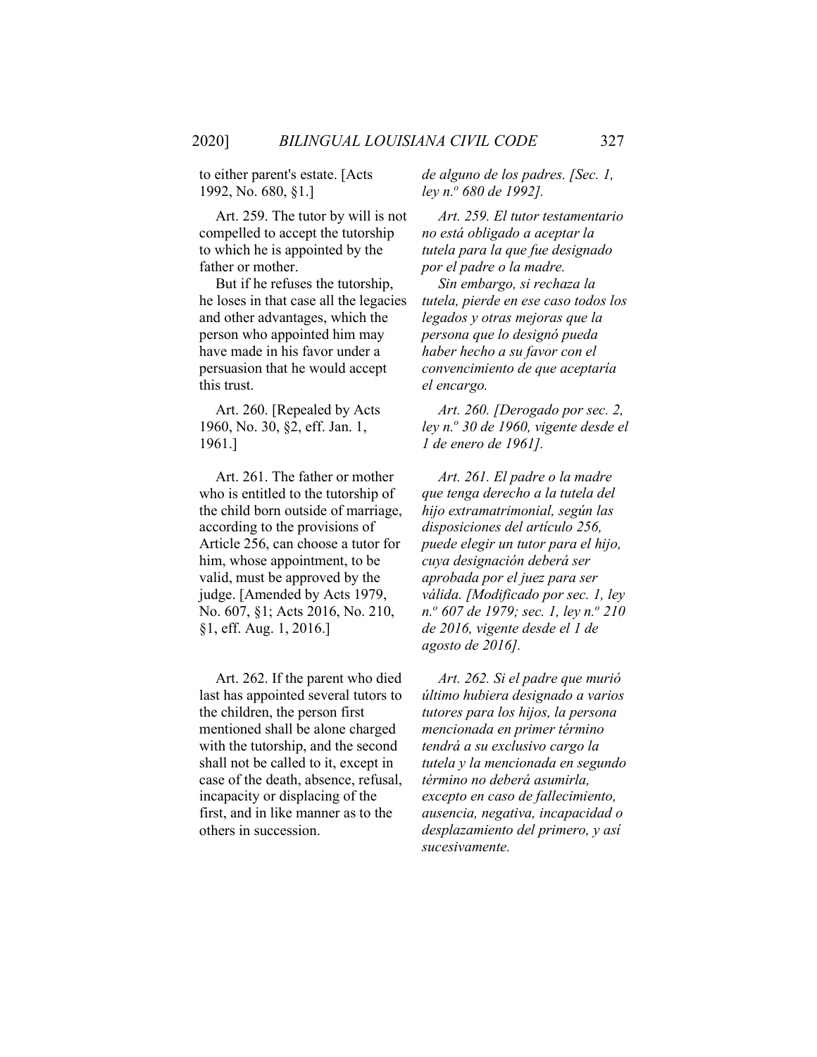to either parent's estate. [Acts 1992, No. 680, §1.]

*de alguno de los padres. [Sec. 1, ley n.º 680 de 1992].*

Art. 259. The tutor by will is not compelled to accept the tutorship to which he is appointed by the father or mother.

But if he refuses the tutorship, he loses in that case all the legacies and other advantages, which the person who appointed him may have made in his favor under a persuasion that he would accept this trust.

*Art. 259. El tutor testamentario no está obligado a aceptar la tutela para la que fue designado por el padre o la madre.*

*Sin embargo, si rechaza la tutela, pierde en ese caso todos los legados y otras mejoras que la persona que lo designó pueda haber hecho a su favor con el convencimiento de que aceptaría el encargo.*

Art. 260. [Repealed by Acts 1960, No. 30, §2, eff. Jan. 1, 1961.]

*Art. 260. [Derogado por sec. 2, ley n.º 30 de 1960, vigente desde el 1 de enero de 1961].*

Art. 261. The father or mother who is entitled to the tutorship of the child born outside of marriage, according to the provisions of Article 256, can choose a tutor for him, whose appointment, to be valid, must be approved by the judge. [Amended by Acts 1979, No. 607, §1; Acts 2016, No. 210, §1, eff. Aug. 1, 2016.]

*Art. 261. El padre o la madre que tenga derecho a la tutela del hijo extramatrimonial, según las disposiciones del artículo 256, puede elegir un tutor para el hijo, cuya designación deberá ser aprobada por el juez para ser válida. [Modificado por sec. 1, ley n.º 607 de 1979; sec. 1, ley n.º 210 de 2016, vigente desde el 1 de agosto de 2016].*

Art. 262. If the parent who died last has appointed several tutors to the children, the person first mentioned shall be alone charged with the tutorship, and the second shall not be called to it, except in case of the death, absence, refusal, incapacity or displacing of the first, and in like manner as to the others in succession.

*Art. 262. Si el padre que murió último hubiera designado a varios tutores para los hijos, la persona mencionada en primer término tendrá a su exclusivo cargo la tutela y la mencionada en segundo término no deberá asumirla, excepto en caso de fallecimiento, ausencia, negativa, incapacidad o desplazamiento del primero, y así sucesivamente.*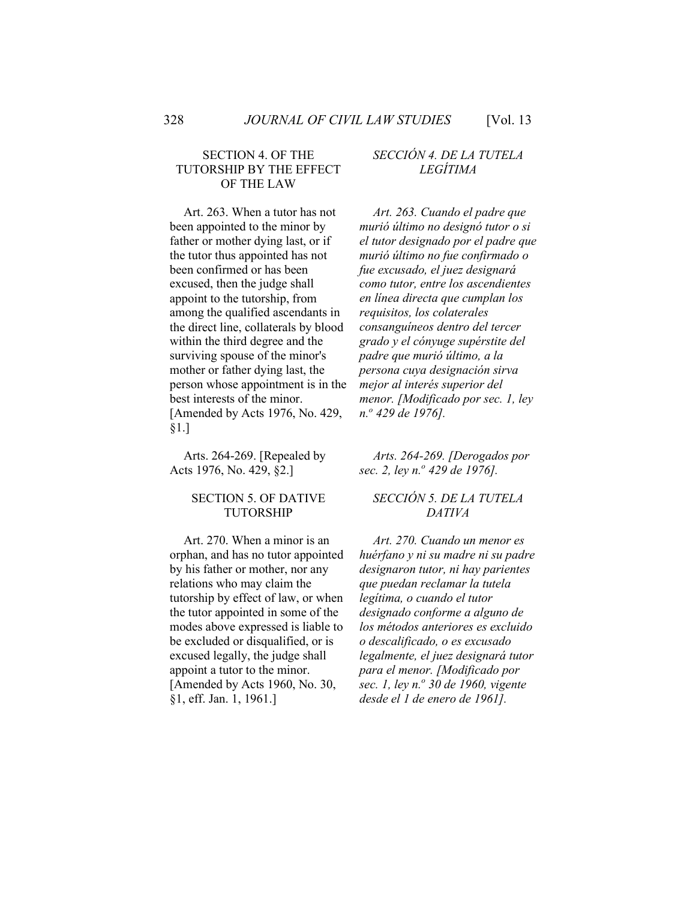SECTION 4. OF THE TUTORSHIP BY THE EFFECT OF THE LAW

Art. 263. When a tutor has not been appointed to the minor by father or mother dying last, or if the tutor thus appointed has not been confirmed or has been excused, then the judge shall appoint to the tutorship, from among the qualified ascendants in the direct line, collaterals by blood within the third degree and the surviving spouse of the minor's mother or father dying last, the person whose appointment is in the best interests of the minor. [Amended by Acts 1976, No. 429, §1.]

Arts. 264-269. [Repealed by Acts 1976, No. 429, §2.]

SECTION 5. OF DATIVE TUTORSHIP

Art. 270. When a minor is an orphan, and has no tutor appointed by his father or mother, nor any relations who may claim the tutorship by effect of law, or when the tutor appointed in some of the modes above expressed is liable to be excluded or disqualified, or is excused legally, the judge shall appoint a tutor to the minor. [Amended by Acts 1960, No. 30, §1, eff. Jan. 1, 1961.]

*SECCIÓN 4. DE LA TUTELA LEGÍTIMA*

*Art. 263. Cuando el padre que murió último no designó tutor o si el tutor designado por el padre que murió último no fue confirmado o fue excusado, el juez designará como tutor, entre los ascendientes en línea directa que cumplan los requisitos, los colaterales consanguíneos dentro del tercer grado y el cónyuge supérstite del padre que murió último, a la persona cuya designación sirva mejor al interés superior del menor. [Modificado por sec. 1, ley n.º 429 de 1976].*

*Arts. 264-269. [Derogados por sec. 2, ley n.º 429 de 1976].*

*SECCIÓN 5. DE LA TUTELA DATIVA*

*Art. 270. Cuando un menor es huérfano y ni su madre ni su padre designaron tutor, ni hay parientes que puedan reclamar la tutela legítima, o cuando el tutor designado conforme a alguno de los métodos anteriores es excluido o descalificado, o es excusado legalmente, el juez designará tutor para el menor. [Modificado por sec. 1, ley n.º 30 de 1960, vigente desde el 1 de enero de 1961].*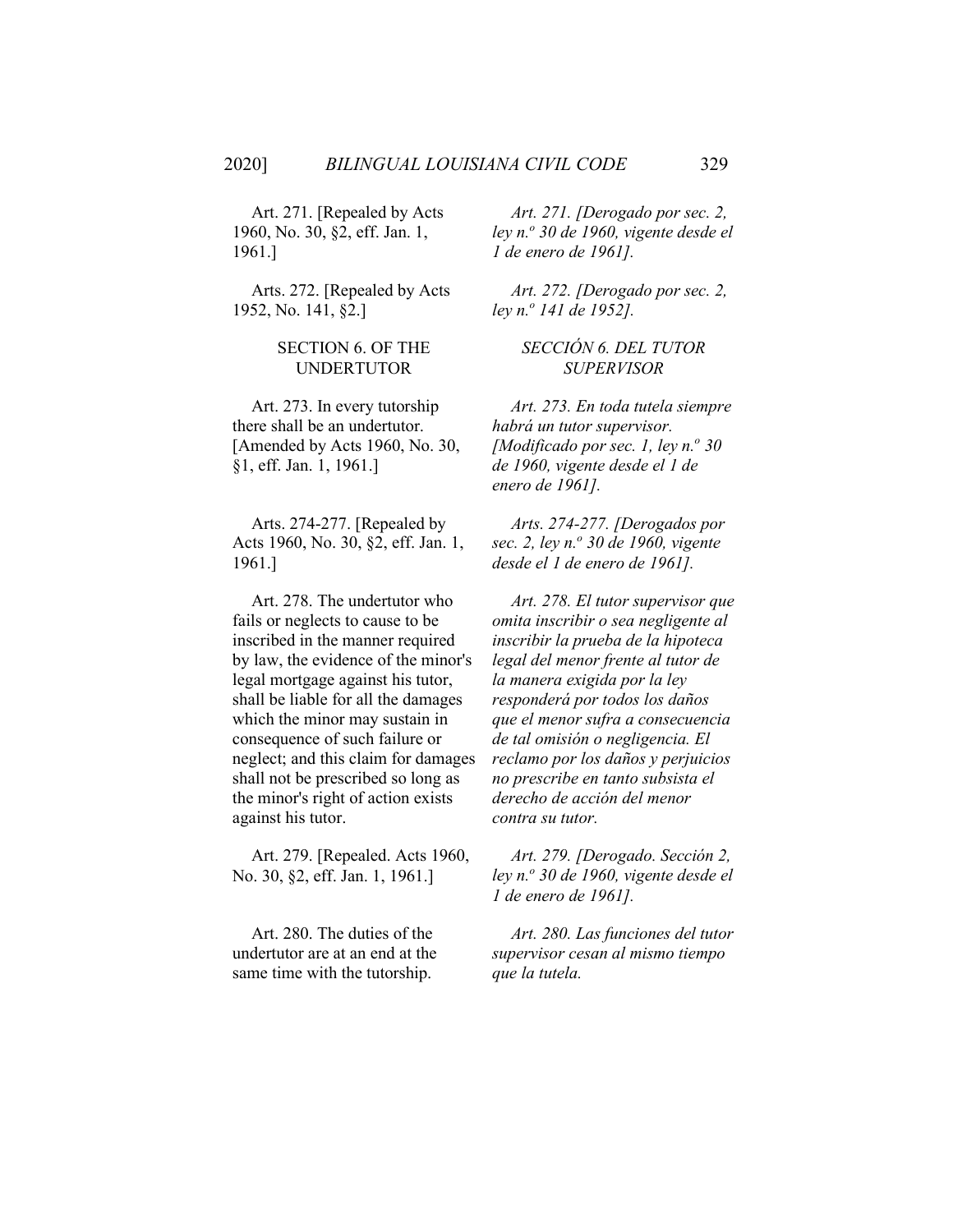Art. 271. [Repealed by Acts 1960, No. 30, §2, eff. Jan. 1, 1961.]

*Art. 271. [Derogado por sec. 2, ley n.º 30 de 1960, vigente desde el 1 de enero de 1961].*

Arts. 272. [Repealed by Acts 1952, No. 141, §2.]

*Art. 272. [Derogado por sec. 2, ley n.º 141 de 1952].*

## SECTION 6. OF THE UNDERTUTOR

## *SECCIÓN 6. DEL TUTOR SUPERVISOR*

Art. 273. In every tutorship there shall be an undertutor. [Amended by Acts 1960, No. 30, §1, eff. Jan. 1, 1961.]

*Art. 273. En toda tutela siempre habrá un tutor supervisor. [Modificado por sec. 1, ley n.º 30 de 1960, vigente desde el 1 de enero de 1961].*

Arts. 274-277. [Repealed by Acts 1960, No. 30, §2, eff. Jan. 1, 1961.]

*Arts. 274-277. [Derogados por sec. 2, ley n.º 30 de 1960, vigente desde el 1 de enero de 1961].*

Art. 278. The undertutor who fails or neglects to cause to be inscribed in the manner required by law, the evidence of the minor's legal mortgage against his tutor, shall be liable for all the damages which the minor may sustain in consequence of such failure or neglect; and this claim for damages shall not be prescribed so long as the minor's right of action exists against his tutor.

*Art. 278. El tutor supervisor que omita inscribir o sea negligente al inscribir la prueba de la hipoteca legal del menor frente al tutor de la manera exigida por la ley responderá por todos los daños que el menor sufra a consecuencia de tal omisión o negligencia. El reclamo por los daños y perjuicios no prescribe en tanto subsista el derecho de acción del menor contra su tutor.*

Art. 279. [Repealed. Acts 1960, No. 30, §2, eff. Jan. 1, 1961.]

*Art. 279. [Derogado. Sección 2, ley n.º 30 de 1960, vigente desde el 1 de enero de 1961].*

Art. 280. The duties of the undertutor are at an end at the same time with the tutorship.

*Art. 280. Las funciones del tutor supervisor cesan al mismo tiempo que la tutela.*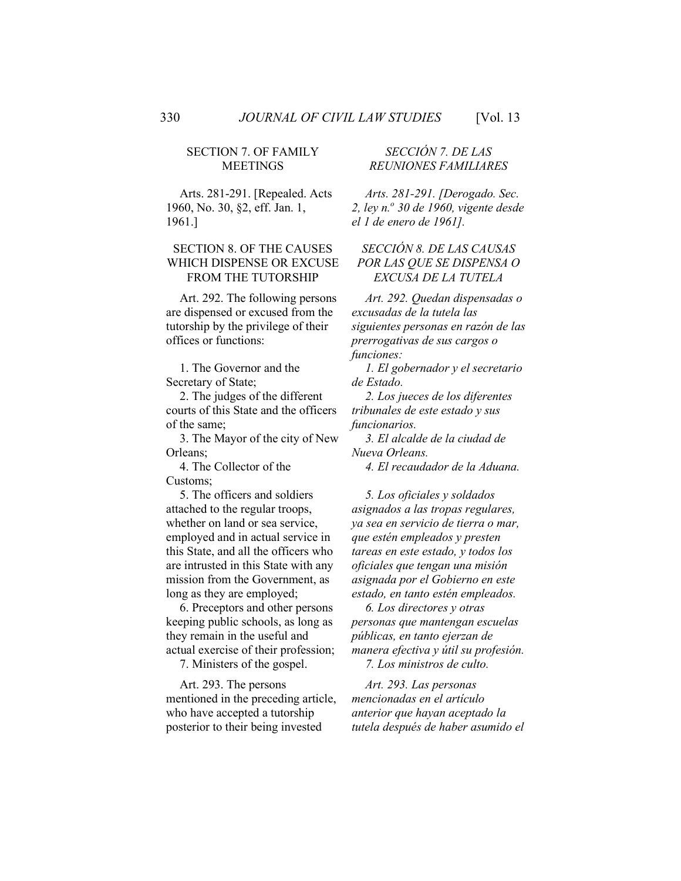SECTION 7. OF FAMILY MEETINGS

Arts. 281-291. [Repealed. Acts 1960, No. 30, §2, eff. Jan. 1, 1961.]

SECTION 8. OF THE CAUSES WHICH DISPENSE OR EXCUSE FROM THE TUTORSHIP

Art. 292. The following persons are dispensed or excused from the tutorship by the privilege of their offices or functions:

1. The Governor and the Secretary of State;
2. The judges of the different courts of this State and the officers of the same;
3. The Mayor of the city of New Orleans;
4. The Collector of the Customs;
5. The officers and soldiers attached to the regular troops, whether on land or sea service, employed and in actual service in this State, and all the officers who are intrusted in this State with any mission from the Government, as long as they are employed;
6. Preceptors and other persons keeping public schools, as long as they remain in the useful and actual exercise of their profession;
7. Ministers of the gospel.

Art. 293. The persons mentioned in the preceding article, who have accepted a tutorship posterior to their being invested

*SECCIÓN 7. DE LAS REUNIONES FAMILIARES*

*Arts. 281-291. [Derogado. Sec. 2, ley n.º 30 de 1960, vigente desde el 1 de enero de 1961].*

*SECCIÓN 8. DE LAS CAUSAS POR LAS QUE SE DISPENSA O EXCUSA DE LA TUTELA*

*Art. 292. Quedan dispensadas o excusadas de la tutela las siguientes personas en razón de las prerrogativas de sus cargos o funciones:*

*1. El gobernador y el secretario de Estado.*
*2. Los jueces de los diferentes tribunales de este estado y sus funcionarios.*
*3. El alcalde de la ciudad de Nueva Orleans.*
*4. El recaudador de la Aduana.*
*5. Los oficiales y soldados asignados a las tropas regulares, ya sea en servicio de tierra o mar, que estén empleados y presten tareas en este estado, y todos los oficiales que tengan una misión asignada por el Gobierno en este estado, en tanto estén empleados.*
*6. Los directores y otras personas que mantengan escuelas públicas, en tanto ejerzan de manera efectiva y útil su profesión.*
*7. Los ministros de culto.*

*Art. 293. Las personas mencionadas en el artículo anterior que hayan aceptado la tutela después de haber asumido el*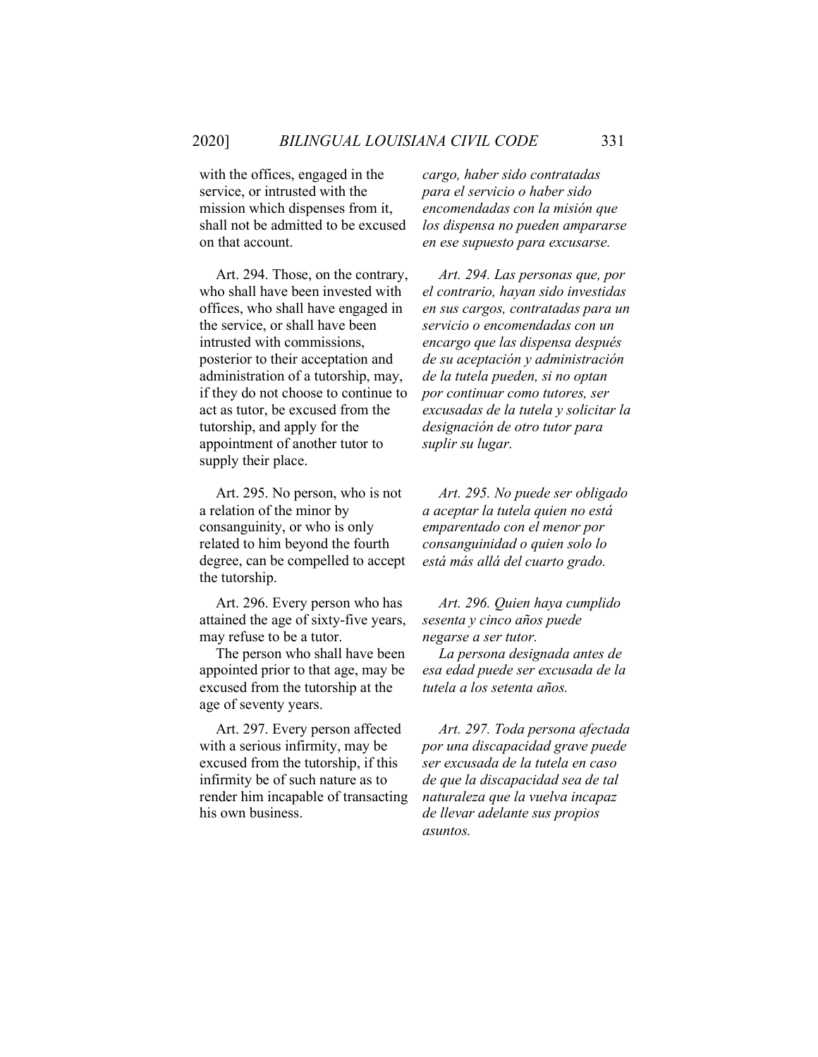with the offices, engaged in the service, or intrusted with the mission which dispenses from it, shall not be admitted to be excused on that account.

*cargo, haber sido contratadas para el servicio o haber sido encomendadas con la misión que los dispensa no pueden ampararse en ese supuesto para excusarse.*

Art. 294. Those, on the contrary, who shall have been invested with offices, who shall have engaged in the service, or shall have been intrusted with commissions, posterior to their acceptation and administration of a tutorship, may, if they do not choose to continue to act as tutor, be excused from the tutorship, and apply for the appointment of another tutor to supply their place.

*Art. 294. Las personas que, por el contrario, hayan sido investidas en sus cargos, contratadas para un servicio o encomendadas con un encargo que las dispensa después de su aceptación y administración de la tutela pueden, si no optan por continuar como tutores, ser excusadas de la tutela y solicitar la designación de otro tutor para suplir su lugar.*

Art. 295. No person, who is not a relation of the minor by consanguinity, or who is only related to him beyond the fourth degree, can be compelled to accept the tutorship.

*Art. 295. No puede ser obligado a aceptar la tutela quien no está emparentado con el menor por consanguinidad o quien solo lo está más allá del cuarto grado.*

Art. 296. Every person who has attained the age of sixty-five years, may refuse to be a tutor.

The person who shall have been appointed prior to that age, may be excused from the tutorship at the age of seventy years.

*Art. 296. Quien haya cumplido sesenta y cinco años puede negarse a ser tutor.*

*La persona designada antes de esa edad puede ser excusada de la tutela a los setenta años.*

Art. 297. Every person affected with a serious infirmity, may be excused from the tutorship, if this infirmity be of such nature as to render him incapable of transacting his own business.

*Art. 297. Toda persona afectada por una discapacidad grave puede ser excusada de la tutela en caso de que la discapacidad sea de tal naturaleza que la vuelva incapaz de llevar adelante sus propios asuntos.*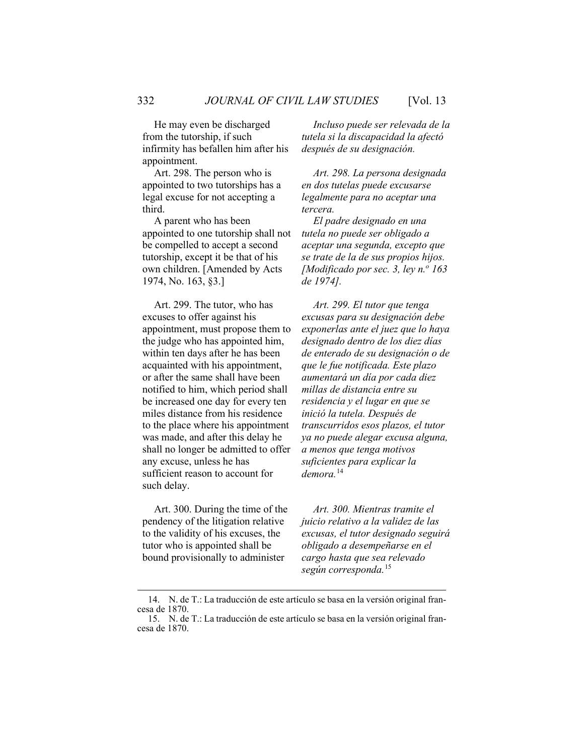He may even be discharged from the tutorship, if such infirmity has befallen him after his appointment.

*Incluso puede ser relevada de la tutela si la discapacidad la afectó después de su designación.*

Art. 298. The person who is appointed to two tutorships has a legal excuse for not accepting a third.

A parent who has been appointed to one tutorship shall not be compelled to accept a second tutorship, except it be that of his own children. [Amended by Acts 1974, No. 163, §3.]

*Art. 298. La persona designada en dos tutelas puede excusarse legalmente para no aceptar una tercera.*

*El padre designado en una tutela no puede ser obligado a aceptar una segunda, excepto que se trate de la de sus propios hijos. [Modificado por sec. 3, ley n.º 163 de 1974].*

Art. 299. The tutor, who has excuses to offer against his appointment, must propose them to the judge who has appointed him, within ten days after he has been acquainted with his appointment, or after the same shall have been notified to him, which period shall be increased one day for every ten miles distance from his residence to the place where his appointment was made, and after this delay he shall no longer be admitted to offer any excuse, unless he has sufficient reason to account for such delay.

*Art. 299. El tutor que tenga excusas para su designación debe exponerlas ante el juez que lo haya designado dentro de los diez días de enterado de su designación o de que le fue notificada. Este plazo aumentará un día por cada diez millas de distancia entre su residencia y el lugar en que se inició la tutela. Después de transcurridos esos plazos, el tutor ya no puede alegar excusa alguna, a menos que tenga motivos suficientes para explicar la demora.*[14]

Art. 300. During the time of the pendency of the litigation relative to the validity of his excuses, the tutor who is appointed shall be bound provisionally to administer

*Art. 300. Mientras tramite el juicio relativo a la validez de las excusas, el tutor designado seguirá obligado a desempeñarse en el cargo hasta que sea relevado según corresponda.*[15]

---

14. N. de T.: La traducción de este artículo se basa en la versión original francesa de 1870.

15. N. de T.: La traducción de este artículo se basa en la versión original francesa de 1870.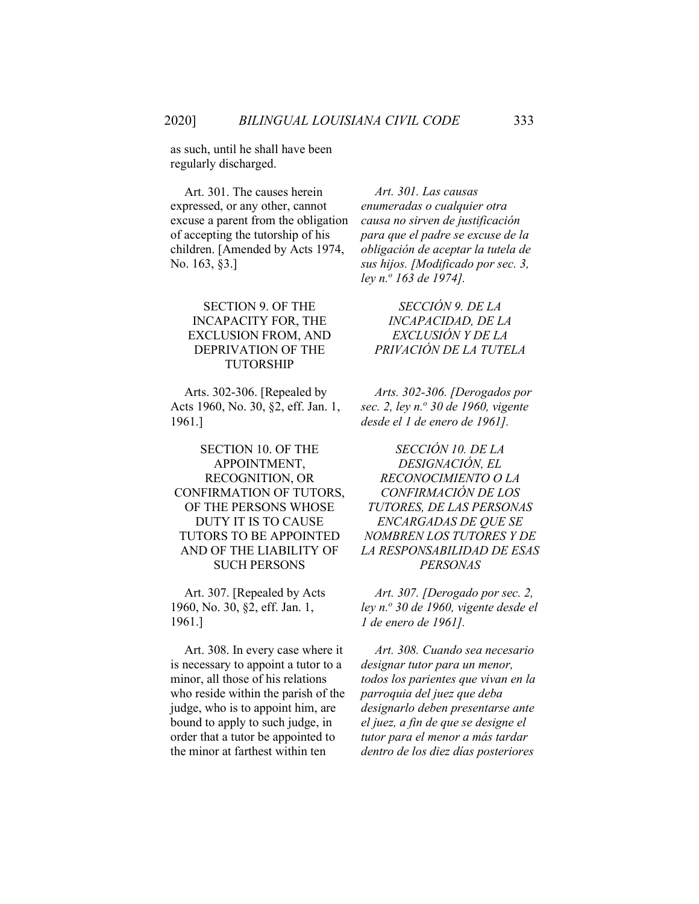as such, until he shall have been regularly discharged.

Art. 301. The causes herein expressed, or any other, cannot excuse a parent from the obligation of accepting the tutorship of his children. [Amended by Acts 1974, No. 163, §3.]

*Art. 301. Las causas enumeradas o cualquier otra causa no sirven de justificación para que el padre se excuse de la obligación de aceptar la tutela de sus hijos. [Modificado por sec. 3, ley n.º 163 de 1974].*

### SECTION 9. OF THE INCAPACITY FOR, THE EXCLUSION FROM, AND DEPRIVATION OF THE TUTORSHIP

### *SECCIÓN 9. DE LA INCAPACIDAD, DE LA EXCLUSIÓN Y DE LA PRIVACIÓN DE LA TUTELA*

Arts. 302-306. [Repealed by Acts 1960, No. 30, §2, eff. Jan. 1, 1961.]

*Arts. 302-306. [Derogados por sec. 2, ley n.º 30 de 1960, vigente desde el 1 de enero de 1961].*

### SECTION 10. OF THE APPOINTMENT, RECOGNITION, OR CONFIRMATION OF TUTORS, OF THE PERSONS WHOSE DUTY IT IS TO CAUSE TUTORS TO BE APPOINTED AND OF THE LIABILITY OF SUCH PERSONS

### *SECCIÓN 10. DE LA DESIGNACIÓN, EL RECONOCIMIENTO O LA CONFIRMACIÓN DE LOS TUTORES, DE LAS PERSONAS ENCARGADAS DE QUE SE NOMBREN LOS TUTORES Y DE LA RESPONSABILIDAD DE ESAS PERSONAS*

Art. 307. [Repealed by Acts 1960, No. 30, §2, eff. Jan. 1, 1961.]

*Art. 307. [Derogado por sec. 2, ley n.º 30 de 1960, vigente desde el 1 de enero de 1961].*

Art. 308. In every case where it is necessary to appoint a tutor to a minor, all those of his relations who reside within the parish of the judge, who is to appoint him, are bound to apply to such judge, in order that a tutor be appointed to the minor at farthest within ten

*Art. 308. Cuando sea necesario designar tutor para un menor, todos los parientes que vivan en la parroquia del juez que deba designarlo deben presentarse ante el juez, a fin de que se designe el tutor para el menor a más tardar dentro de los diez días posteriores*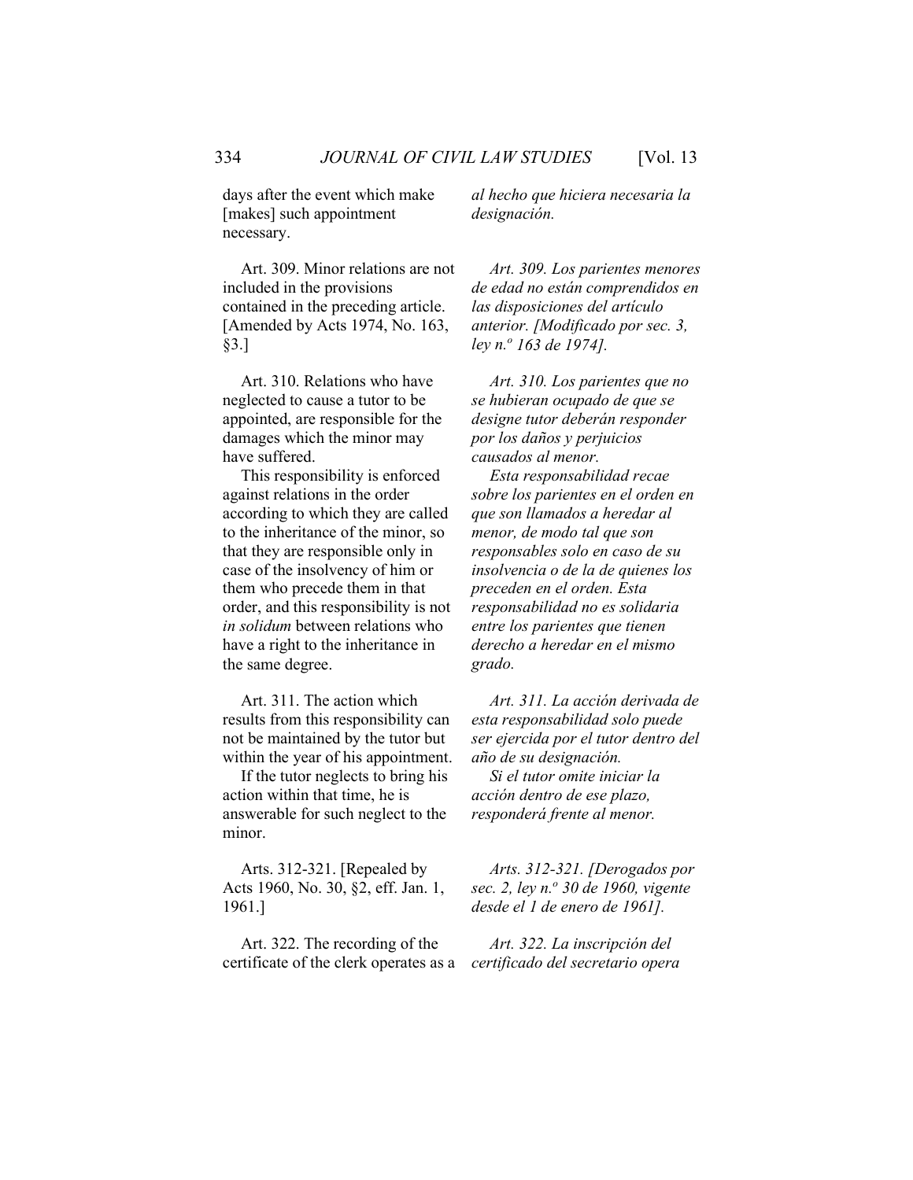days after the event which make [makes] such appointment necessary.

*al hecho que hiciera necesaria la designación.*

Art. 309. Minor relations are not included in the provisions contained in the preceding article. [Amended by Acts 1974, No. 163, §3.]

*Art. 309. Los parientes menores de edad no están comprendidos en las disposiciones del artículo anterior. [Modificado por sec. 3, ley n.º 163 de 1974].*

Art. 310. Relations who have neglected to cause a tutor to be appointed, are responsible for the damages which the minor may have suffered.

This responsibility is enforced against relations in the order according to which they are called to the inheritance of the minor, so that they are responsible only in case of the insolvency of him or them who precede them in that order, and this responsibility is not *in solidum* between relations who have a right to the inheritance in the same degree.

*Art. 310. Los parientes que no se hubieran ocupado de que se designe tutor deberán responder por los daños y perjuicios causados al menor.*

*Esta responsabilidad recae sobre los parientes en el orden en que son llamados a heredar al menor, de modo tal que son responsables solo en caso de su insolvencia o de la de quienes los preceden en el orden. Esta responsabilidad no es solidaria entre los parientes que tienen derecho a heredar en el mismo grado.*

Art. 311. The action which results from this responsibility can not be maintained by the tutor but within the year of his appointment.

If the tutor neglects to bring his action within that time, he is answerable for such neglect to the minor.

*Art. 311. La acción derivada de esta responsabilidad solo puede ser ejercida por el tutor dentro del año de su designación.*

*Si el tutor omite iniciar la acción dentro de ese plazo, responderá frente al menor.*

Arts. 312-321. [Repealed by Acts 1960, No. 30, §2, eff. Jan. 1, 1961.]

*Arts. 312-321. [Derogados por sec. 2, ley n.º 30 de 1960, vigente desde el 1 de enero de 1961].*

Art. 322. The recording of the certificate of the clerk operates as a

*Art. 322. La inscripción del certificado del secretario opera*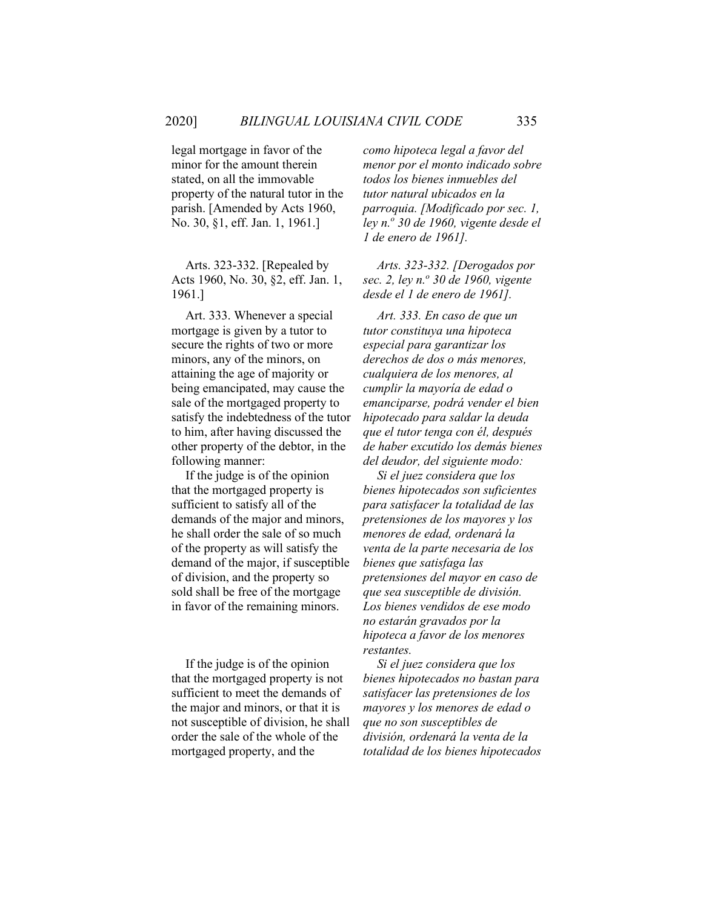legal mortgage in favor of the minor for the amount therein stated, on all the immovable property of the natural tutor in the parish. [Amended by Acts 1960, No. 30, §1, eff. Jan. 1, 1961.]

*como hipoteca legal a favor del menor por el monto indicado sobre todos los bienes inmuebles del tutor natural ubicados en la parroquia. [Modificado por sec. 1, ley n.º 30 de 1960, vigente desde el 1 de enero de 1961].*

Arts. 323-332. [Repealed by Acts 1960, No. 30, §2, eff. Jan. 1, 1961.]

*Arts. 323-332. [Derogados por sec. 2, ley n.º 30 de 1960, vigente desde el 1 de enero de 1961].*

Art. 333. Whenever a special mortgage is given by a tutor to secure the rights of two or more minors, any of the minors, on attaining the age of majority or being emancipated, may cause the sale of the mortgaged property to satisfy the indebtedness of the tutor to him, after having discussed the other property of the debtor, in the following manner:

If the judge is of the opinion that the mortgaged property is sufficient to satisfy all of the demands of the major and minors, he shall order the sale of so much of the property as will satisfy the demand of the major, if susceptible of division, and the property so sold shall be free of the mortgage in favor of the remaining minors.

If the judge is of the opinion that the mortgaged property is not sufficient to meet the demands of the major and minors, or that it is not susceptible of division, he shall order the sale of the whole of the mortgaged property, and the

*Art. 333. En caso de que un tutor constituya una hipoteca especial para garantizar los derechos de dos o más menores, cualquiera de los menores, al cumplir la mayoría de edad o emanciparse, podrá vender el bien hipotecado para saldar la deuda que el tutor tenga con él, después de haber excutido los demás bienes del deudor, del siguiente modo:*

*Si el juez considera que los bienes hipotecados son suficientes para satisfacer la totalidad de las pretensiones de los mayores y los menores de edad, ordenará la venta de la parte necesaria de los bienes que satisfaga las pretensiones del mayor en caso de que sea susceptible de división. Los bienes vendidos de ese modo no estarán gravados por la hipoteca a favor de los menores restantes.*

*Si el juez considera que los bienes hipotecados no bastan para satisfacer las pretensiones de los mayores y los menores de edad o que no son susceptibles de división, ordenará la venta de la totalidad de los bienes hipotecados*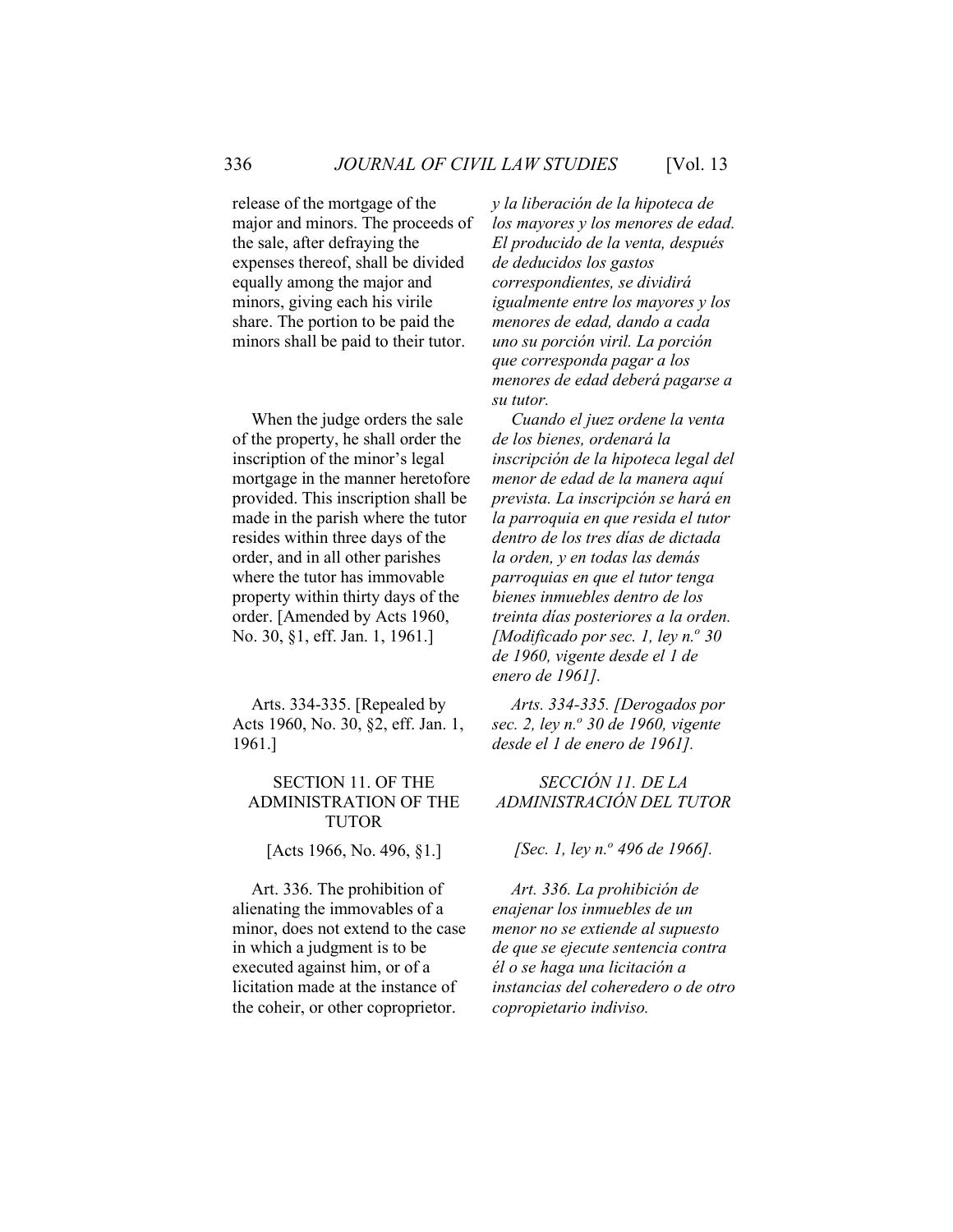release of the mortgage of the major and minors. The proceeds of the sale, after defraying the expenses thereof, shall be divided equally among the major and minors, giving each his virile share. The portion to be paid the minors shall be paid to their tutor.

*y la liberación de la hipoteca de los mayores y los menores de edad. El producido de la venta, después de deducidos los gastos correspondientes, se dividirá igualmente entre los mayores y los menores de edad, dando a cada uno su porción viril. La porción que corresponda pagar a los menores de edad deberá pagarse a su tutor.*

When the judge orders the sale of the property, he shall order the inscription of the minor's legal mortgage in the manner heretofore provided. This inscription shall be made in the parish where the tutor resides within three days of the order, and in all other parishes where the tutor has immovable property within thirty days of the order. [Amended by Acts 1960, No. 30, §1, eff. Jan. 1, 1961.]

*Cuando el juez ordene la venta de los bienes, ordenará la inscripción de la hipoteca legal del menor de edad de la manera aquí prevista. La inscripción se hará en la parroquia en que resida el tutor dentro de los tres días de dictada la orden, y en todas las demás parroquias en que el tutor tenga bienes inmuebles dentro de los treinta días posteriores a la orden. [Modificado por sec. 1, ley n.º 30 de 1960, vigente desde el 1 de enero de 1961].*

Arts. 334-335. [Repealed by Acts 1960, No. 30, §2, eff. Jan. 1, 1961.]

*Arts. 334-335. [Derogados por sec. 2, ley n.º 30 de 1960, vigente desde el 1 de enero de 1961].*

## SECTION 11. OF THE ADMINISTRATION OF THE TUTOR

[Acts 1966, No. 496, §1.]

## *SECCIÓN 11. DE LA ADMINISTRACIÓN DEL TUTOR*

*[Sec. 1, ley n.º 496 de 1966].*

Art. 336. The prohibition of alienating the immovables of a minor, does not extend to the case in which a judgment is to be executed against him, or of a licitation made at the instance of the coheir, or other coproprietor.

*Art. 336. La prohibición de enajenar los inmuebles de un menor no se extiende al supuesto de que se ejecute sentencia contra él o se haga una licitación a instancias del coheredero o de otro copropietario indiviso.*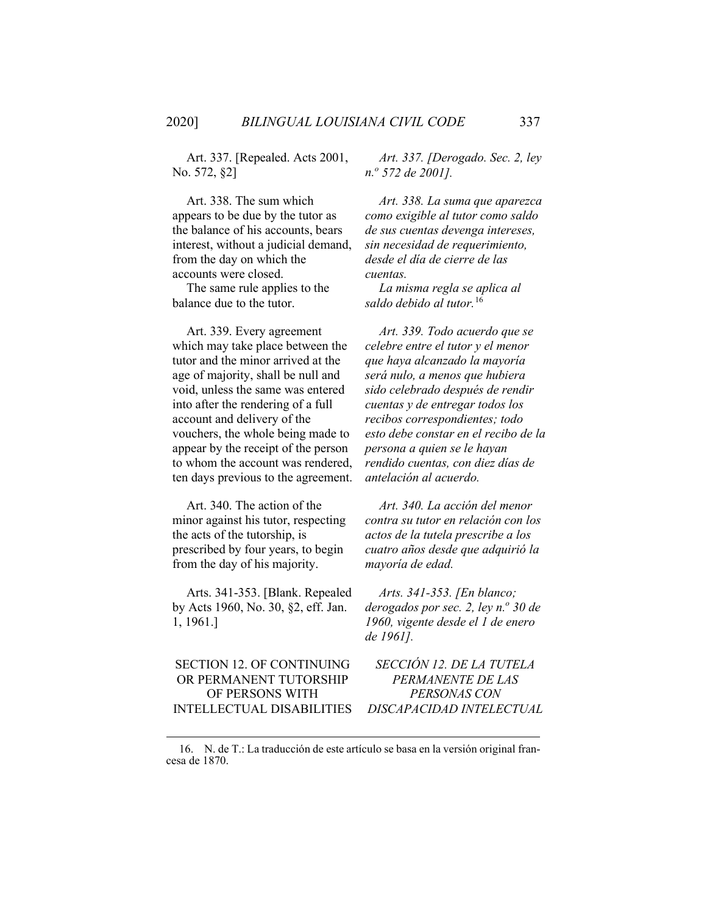Art. 337. [Repealed. Acts 2001, No. 572, §2]

*Art. 337. [Derogado. Sec. 2, ley n.º 572 de 2001].*

Art. 338. The sum which appears to be due by the tutor as the balance of his accounts, bears interest, without a judicial demand, from the day on which the accounts were closed.

The same rule applies to the balance due to the tutor.

*Art. 338. La suma que aparezca como exigible al tutor como saldo de sus cuentas devenga intereses, sin necesidad de requerimiento, desde el día de cierre de las cuentas.*

*La misma regla se aplica al saldo debido al tutor.*[16]

Art. 339. Every agreement which may take place between the tutor and the minor arrived at the age of majority, shall be null and void, unless the same was entered into after the rendering of a full account and delivery of the vouchers, the whole being made to appear by the receipt of the person to whom the account was rendered, ten days previous to the agreement.

*Art. 339. Todo acuerdo que se celebre entre el tutor y el menor que haya alcanzado la mayoría será nulo, a menos que hubiera sido celebrado después de rendir cuentas y de entregar todos los recibos correspondientes; todo esto debe constar en el recibo de la persona a quien se le hayan rendido cuentas, con diez días de antelación al acuerdo.*

Art. 340. The action of the minor against his tutor, respecting the acts of the tutorship, is prescribed by four years, to begin from the day of his majority.

*Art. 340. La acción del menor contra su tutor en relación con los actos de la tutela prescribe a los cuatro años desde que adquirió la mayoría de edad.*

Arts. 341-353. [Blank. Repealed by Acts 1960, No. 30, §2, eff. Jan. 1, 1961.]

*Arts. 341-353. [En blanco; derogados por sec. 2, ley n.º 30 de 1960, vigente desde el 1 de enero de 1961].*

## SECTION 12. OF CONTINUING OR PERMANENT TUTORSHIP OF PERSONS WITH INTELLECTUAL DISABILITIES

## *SECCIÓN 12. DE LA TUTELA PERMANENTE DE LAS PERSONAS CON DISCAPACIDAD INTELECTUAL*

---

16. N. de T.: La traducción de este artículo se basa en la versión original francesa de 1870.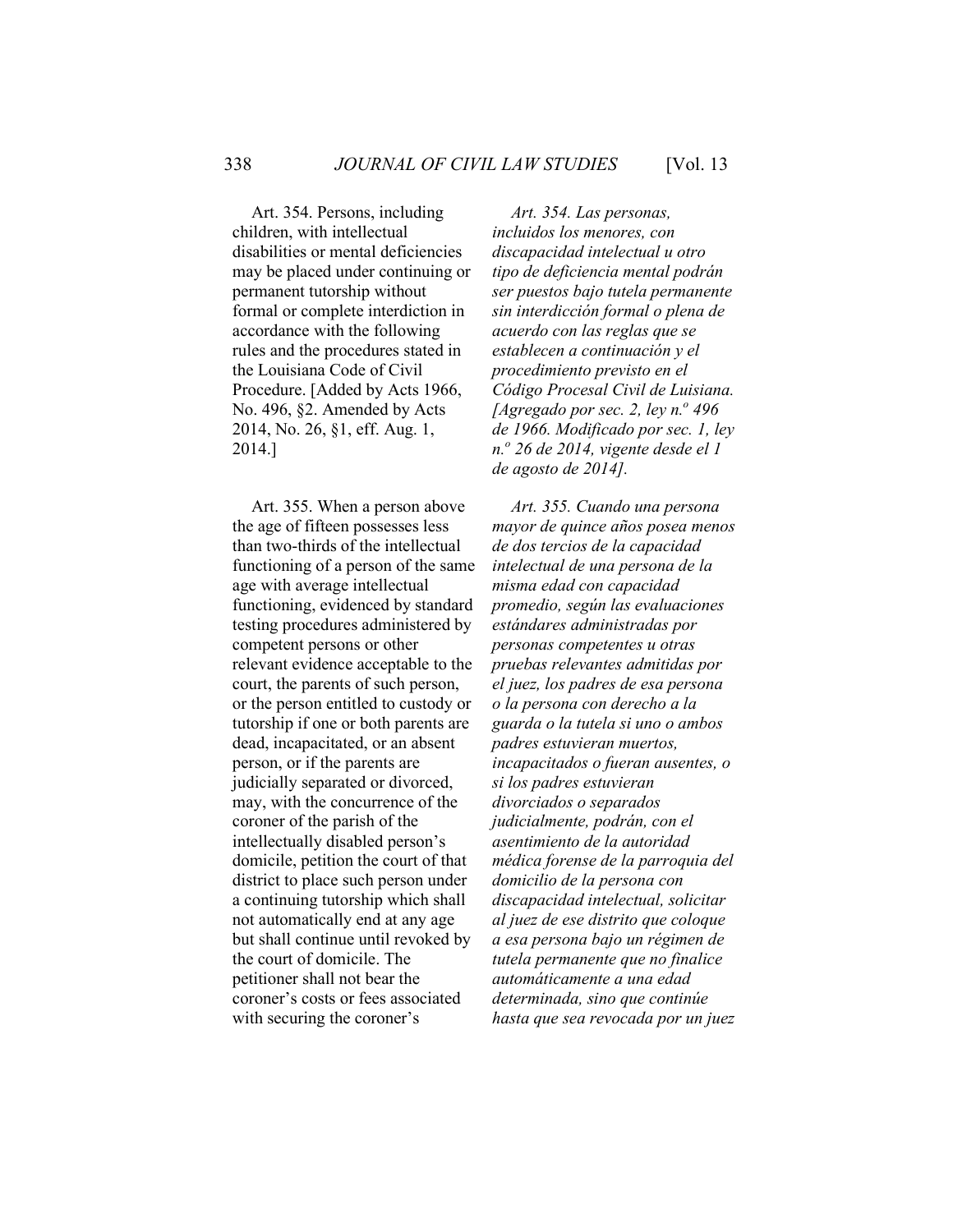Art. 354. Persons, including children, with intellectual disabilities or mental deficiencies may be placed under continuing or permanent tutorship without formal or complete interdiction in accordance with the following rules and the procedures stated in the Louisiana Code of Civil Procedure. [Added by Acts 1966, No. 496, §2. Amended by Acts 2014, No. 26, §1, eff. Aug. 1, 2014.]

*Art. 354. Las personas, incluidos los menores, con discapacidad intelectual u otro tipo de deficiencia mental podrán ser puestos bajo tutela permanente sin interdicción formal o plena de acuerdo con las reglas que se establecen a continuación y el procedimiento previsto en el Código Procesal Civil de Luisiana. [Agregado por sec. 2, ley n.º 496 de 1966. Modificado por sec. 1, ley n.º 26 de 2014, vigente desde el 1 de agosto de 2014].*

Art. 355. When a person above the age of fifteen possesses less than two-thirds of the intellectual functioning of a person of the same age with average intellectual functioning, evidenced by standard testing procedures administered by competent persons or other relevant evidence acceptable to the court, the parents of such person, or the person entitled to custody or tutorship if one or both parents are dead, incapacitated, or an absent person, or if the parents are judicially separated or divorced, may, with the concurrence of the coroner of the parish of the intellectually disabled person's domicile, petition the court of that district to place such person under a continuing tutorship which shall not automatically end at any age but shall continue until revoked by the court of domicile. The petitioner shall not bear the coroner's costs or fees associated with securing the coroner's

*Art. 355. Cuando una persona mayor de quince años posea menos de dos tercios de la capacidad intelectual de una persona de la misma edad con capacidad promedio, según las evaluaciones estándares administradas por personas competentes u otras pruebas relevantes admitidas por el juez, los padres de esa persona o la persona con derecho a la guarda o la tutela si uno o ambos padres estuvieran muertos, incapacitados o fueran ausentes, o si los padres estuvieran divorciados o separados judicialmente, podrán, con el asentimiento de la autoridad médica forense de la parroquia del domicilio de la persona con discapacidad intelectual, solicitar al juez de ese distrito que coloque a esa persona bajo un régimen de tutela permanente que no finalice automáticamente a una edad determinada, sino que continúe hasta que sea revocada por un juez*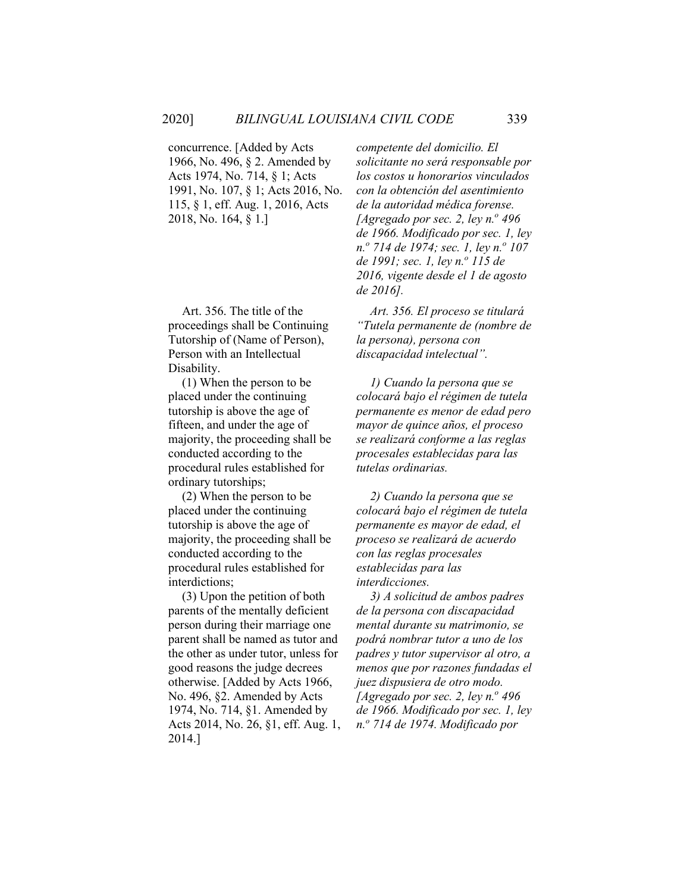concurrence. [Added by Acts 1966, No. 496, § 2. Amended by Acts 1974, No. 714, § 1; Acts 1991, No. 107, § 1; Acts 2016, No. 115, § 1, eff. Aug. 1, 2016, Acts 2018, No. 164, § 1.]

*competente del domicilio. El solicitante no será responsable por los costos u honorarios vinculados con la obtención del asentimiento de la autoridad médica forense. [Agregado por sec. 2, ley n.º 496 de 1966. Modificado por sec. 1, ley n.º 714 de 1974; sec. 1, ley n.º 107 de 1991; sec. 1, ley n.º 115 de 2016, vigente desde el 1 de agosto de 2016].*

Art. 356. The title of the proceedings shall be Continuing Tutorship of (Name of Person), Person with an Intellectual Disability.

(1) When the person to be placed under the continuing tutorship is above the age of fifteen, and under the age of majority, the proceeding shall be conducted according to the procedural rules established for ordinary tutorships;

(2) When the person to be placed under the continuing tutorship is above the age of majority, the proceeding shall be conducted according to the procedural rules established for interdictions;

(3) Upon the petition of both parents of the mentally deficient person during their marriage one parent shall be named as tutor and the other as under tutor, unless for good reasons the judge decrees otherwise. [Added by Acts 1966, No. 496, §2. Amended by Acts 1974, No. 714, §1. Amended by Acts 2014, No. 26, §1, eff. Aug. 1, 2014.]

*Art. 356. El proceso se titulará "Tutela permanente de (nombre de la persona), persona con discapacidad intelectual".*

*1) Cuando la persona que se colocará bajo el régimen de tutela permanente es menor de edad pero mayor de quince años, el proceso se realizará conforme a las reglas procesales establecidas para las tutelas ordinarias.*

*2) Cuando la persona que se colocará bajo el régimen de tutela permanente es mayor de edad, el proceso se realizará de acuerdo con las reglas procesales establecidas para las interdicciones.*

*3) A solicitud de ambos padres de la persona con discapacidad mental durante su matrimonio, se podrá nombrar tutor a uno de los padres y tutor supervisor al otro, a menos que por razones fundadas el juez dispusiera de otro modo. [Agregado por sec. 2, ley n.º 496 de 1966. Modificado por sec. 1, ley n.º 714 de 1974. Modificado por*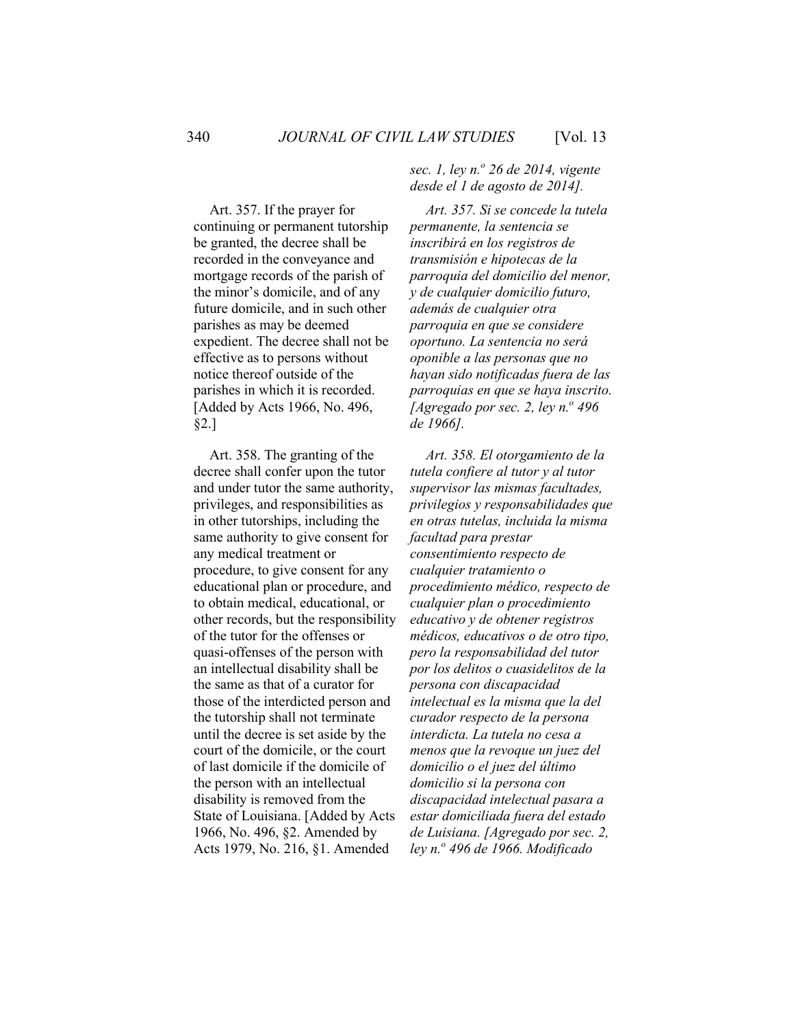*sec. 1, ley n.º 26 de 2014, vigente desde el 1 de agosto de 2014].*

Art. 357. If the prayer for continuing or permanent tutorship be granted, the decree shall be recorded in the conveyance and mortgage records of the parish of the minor's domicile, and of any future domicile, and in such other parishes as may be deemed expedient. The decree shall not be effective as to persons without notice thereof outside of the parishes in which it is recorded. [Added by Acts 1966, No. 496, §2.]

*Art. 357. Si se concede la tutela permanente, la sentencia se inscribirá en los registros de transmisión e hipotecas de la parroquia del domicilio del menor, y de cualquier domicilio futuro, además de cualquier otra parroquia en que se considere oportuno. La sentencia no será oponible a las personas que no hayan sido notificadas fuera de las parroquias en que se haya inscrito. [Agregado por sec. 2, ley n.º 496 de 1966].*

Art. 358. The granting of the decree shall confer upon the tutor and under tutor the same authority, privileges, and responsibilities as in other tutorships, including the same authority to give consent for any medical treatment or procedure, to give consent for any educational plan or procedure, and to obtain medical, educational, or other records, but the responsibility of the tutor for the offenses or quasi-offenses of the person with an intellectual disability shall be the same as that of a curator for those of the interdicted person and the tutorship shall not terminate until the decree is set aside by the court of the domicile, or the court of last domicile if the domicile of the person with an intellectual disability is removed from the State of Louisiana. [Added by Acts 1966, No. 496, §2. Amended by Acts 1979, No. 216, §1. Amended

*Art. 358. El otorgamiento de la tutela confiere al tutor y al tutor supervisor las mismas facultades, privilegios y responsabilidades que en otras tutelas, incluida la misma facultad para prestar consentimiento respecto de cualquier tratamiento o procedimiento médico, respecto de cualquier plan o procedimiento educativo y de obtener registros médicos, educativos o de otro tipo, pero la responsabilidad del tutor por los delitos o cuasidelitos de la persona con discapacidad intelectual es la misma que la del curador respecto de la persona interdicta. La tutela no cesa a menos que la revoque un juez del domicilio o el juez del último domicilio si la persona con discapacidad intelectual pasara a estar domiciliada fuera del estado de Luisiana. [Agregado por sec. 2, ley n.º 496 de 1966. Modificado*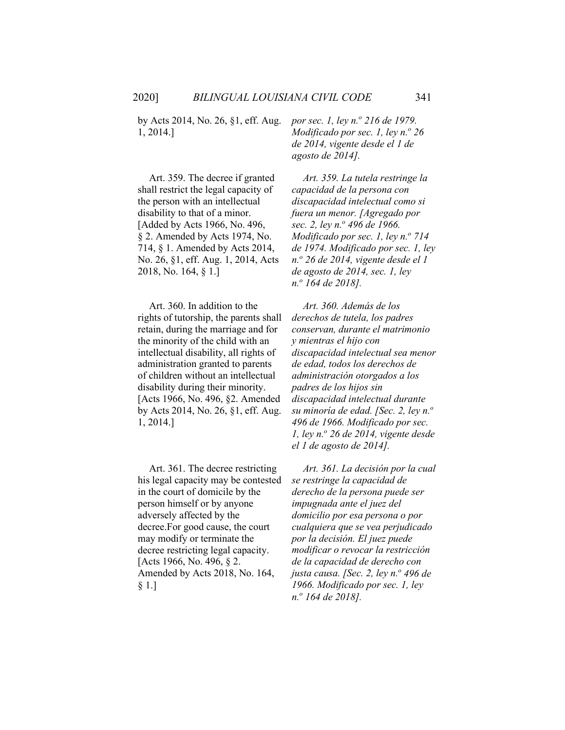by Acts 2014, No. 26, §1, eff. Aug. 1, 2014.]

*por sec. 1, ley n.º 216 de 1979. Modificado por sec. 1, ley n.º 26 de 2014, vigente desde el 1 de agosto de 2014].*

Art. 359. The decree if granted shall restrict the legal capacity of the person with an intellectual disability to that of a minor. [Added by Acts 1966, No. 496, § 2. Amended by Acts 1974, No. 714, § 1. Amended by Acts 2014, No. 26, §1, eff. Aug. 1, 2014, Acts 2018, No. 164, § 1.]

*Art. 359. La tutela restringe la capacidad de la persona con discapacidad intelectual como si fuera un menor. [Agregado por sec. 2, ley n.º 496 de 1966. Modificado por sec. 1, ley n.º 714 de 1974. Modificado por sec. 1, ley n.º 26 de 2014, vigente desde el 1 de agosto de 2014, sec. 1, ley n.º 164 de 2018].*

Art. 360. In addition to the rights of tutorship, the parents shall retain, during the marriage and for the minority of the child with an intellectual disability, all rights of administration granted to parents of children without an intellectual disability during their minority. [Acts 1966, No. 496, §2. Amended by Acts 2014, No. 26, §1, eff. Aug. 1, 2014.]

*Art. 360. Además de los derechos de tutela, los padres conservan, durante el matrimonio y mientras el hijo con discapacidad intelectual sea menor de edad, todos los derechos de administración otorgados a los padres de los hijos sin discapacidad intelectual durante su minoría de edad. [Sec. 2, ley n.º 496 de 1966. Modificado por sec. 1, ley n.º 26 de 2014, vigente desde el 1 de agosto de 2014].*

Art. 361. The decree restricting his legal capacity may be contested in the court of domicile by the person himself or by anyone adversely affected by the decree.For good cause, the court may modify or terminate the decree restricting legal capacity. [Acts 1966, No. 496, § 2. Amended by Acts 2018, No. 164, § 1.]

*Art. 361. La decisión por la cual se restringe la capacidad de derecho de la persona puede ser impugnada ante el juez del domicilio por esa persona o por cualquiera que se vea perjudicado por la decisión. El juez puede modificar o revocar la restricción de la capacidad de derecho con justa causa. [Sec. 2, ley n.º 496 de 1966. Modificado por sec. 1, ley n.º 164 de 2018].*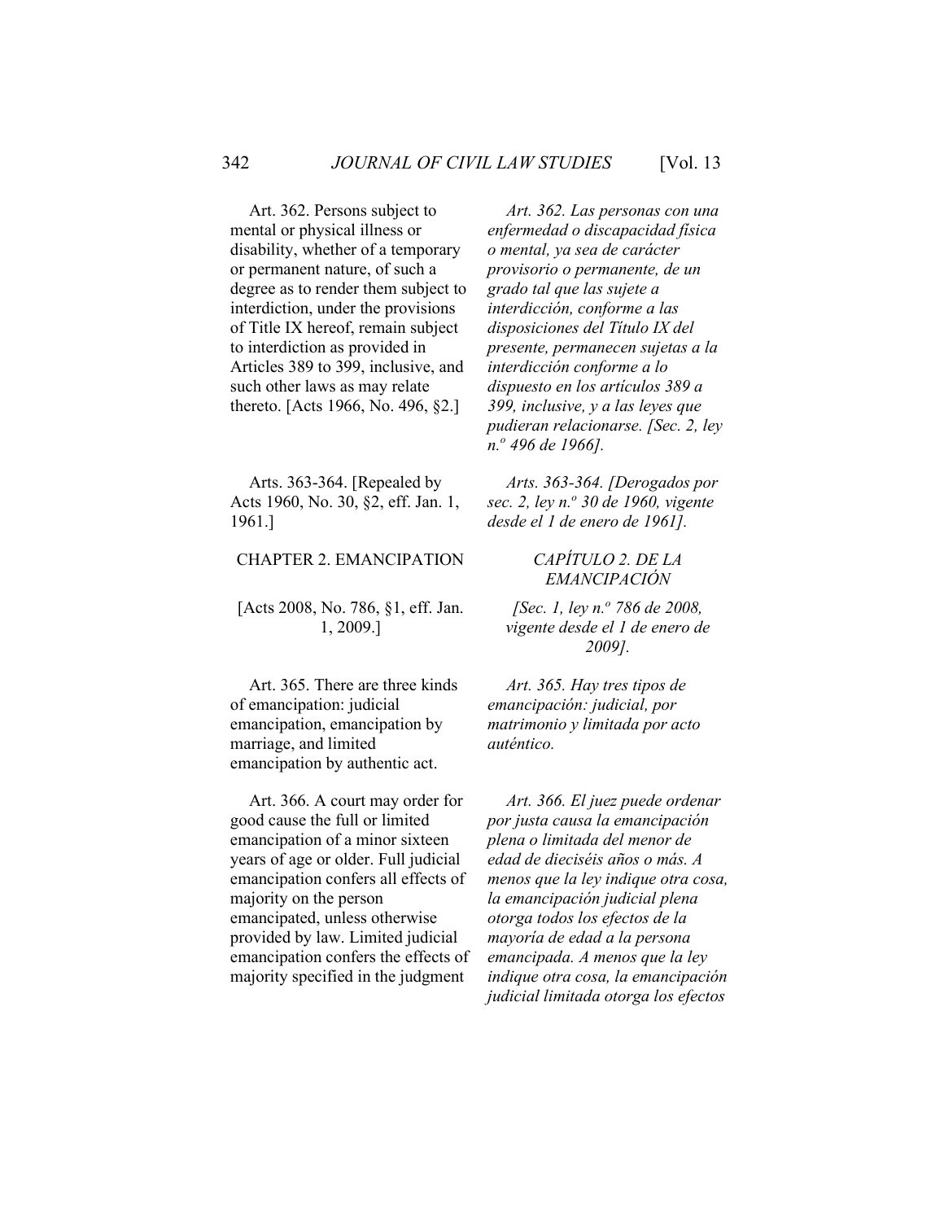Art. 362. Persons subject to mental or physical illness or disability, whether of a temporary or permanent nature, of such a degree as to render them subject to interdiction, under the provisions of Title IX hereof, remain subject to interdiction as provided in Articles 389 to 399, inclusive, and such other laws as may relate thereto. [Acts 1966, No. 496, §2.]

*Art. 362. Las personas con una enfermedad o discapacidad física o mental, ya sea de carácter provisorio o permanente, de un grado tal que las sujete a interdicción, conforme a las disposiciones del Título IX del presente, permanecen sujetas a la interdicción conforme a lo dispuesto en los artículos 389 a 399, inclusive, y a las leyes que pudieran relacionarse. [Sec. 2, ley n.º 496 de 1966].*

Arts. 363-364. [Repealed by Acts 1960, No. 30, §2, eff. Jan. 1, 1961.]

*Arts. 363-364. [Derogados por sec. 2, ley n.º 30 de 1960, vigente desde el 1 de enero de 1961].*

CHAPTER 2. EMANCIPATION

[Acts 2008, No. 786, §1, eff. Jan. 1, 2009.]

*CAPÍTULO 2. DE LA EMANCIPACIÓN*

*[Sec. 1, ley n.º 786 de 2008, vigente desde el 1 de enero de 2009].*

Art. 365. There are three kinds of emancipation: judicial emancipation, emancipation by marriage, and limited emancipation by authentic act.

*Art. 365. Hay tres tipos de emancipación: judicial, por matrimonio y limitada por acto auténtico.*

Art. 366. A court may order for good cause the full or limited emancipation of a minor sixteen years of age or older. Full judicial emancipation confers all effects of majority on the person emancipated, unless otherwise provided by law. Limited judicial emancipation confers the effects of majority specified in the judgment

*Art. 366. El juez puede ordenar por justa causa la emancipación plena o limitada del menor de edad de dieciséis años o más. A menos que la ley indique otra cosa, la emancipación judicial plena otorga todos los efectos de la mayoría de edad a la persona emancipada. A menos que la ley indique otra cosa, la emancipación judicial limitada otorga los efectos*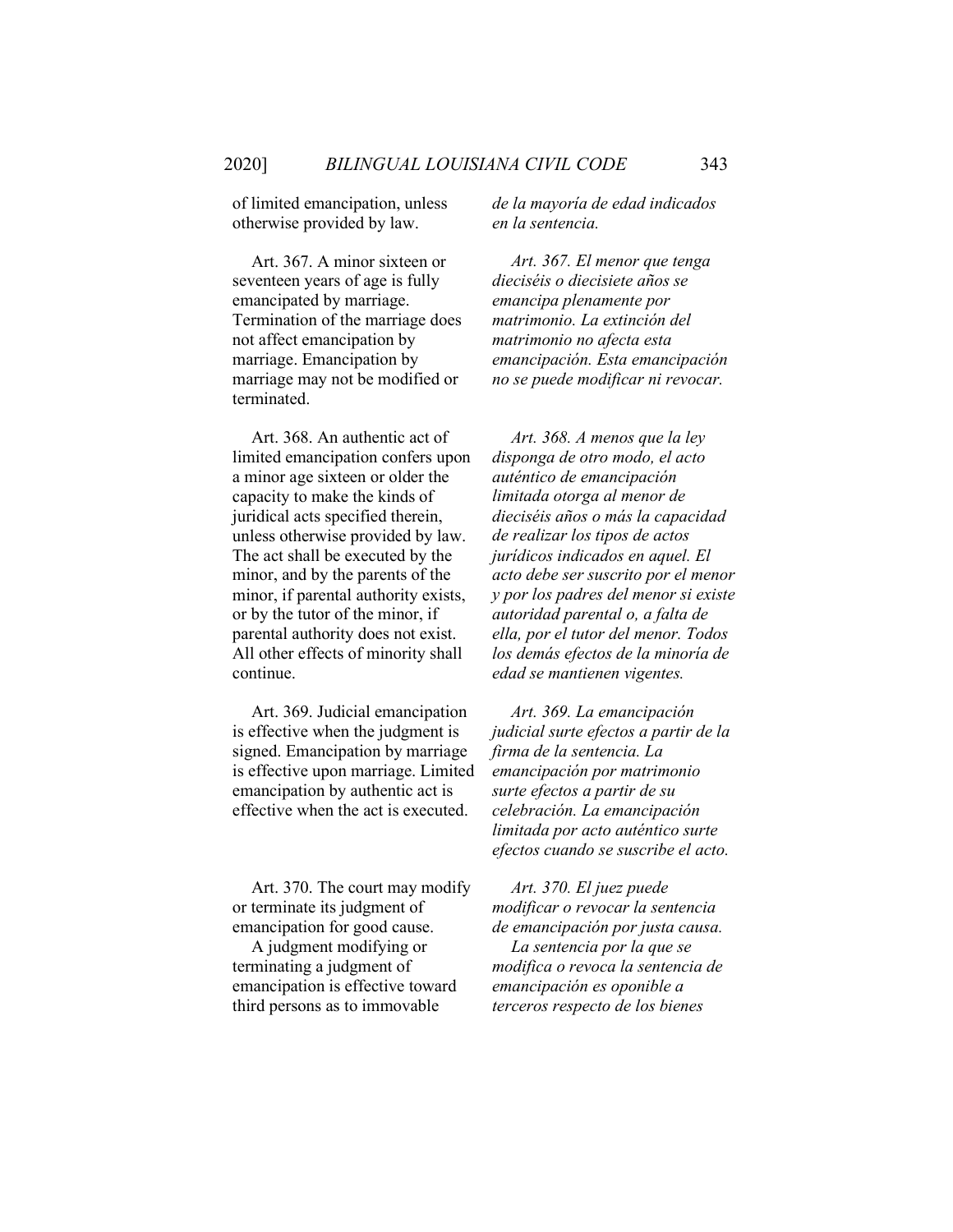of limited emancipation, unless otherwise provided by law.

*de la mayoría de edad indicados en la sentencia.*

Art. 367. A minor sixteen or seventeen years of age is fully emancipated by marriage. Termination of the marriage does not affect emancipation by marriage. Emancipation by marriage may not be modified or terminated.

*Art. 367. El menor que tenga dieciséis o diecisiete años se emancipa plenamente por matrimonio. La extinción del matrimonio no afecta esta emancipación. Esta emancipación no se puede modificar ni revocar.*

Art. 368. An authentic act of limited emancipation confers upon a minor age sixteen or older the capacity to make the kinds of juridical acts specified therein, unless otherwise provided by law. The act shall be executed by the minor, and by the parents of the minor, if parental authority exists, or by the tutor of the minor, if parental authority does not exist. All other effects of minority shall continue.

*Art. 368. A menos que la ley disponga de otro modo, el acto auténtico de emancipación limitada otorga al menor de dieciséis años o más la capacidad de realizar los tipos de actos jurídicos indicados en aquel. El acto debe ser suscrito por el menor y por los padres del menor si existe autoridad parental o, a falta de ella, por el tutor del menor. Todos los demás efectos de la minoría de edad se mantienen vigentes.*

Art. 369. Judicial emancipation is effective when the judgment is signed. Emancipation by marriage is effective upon marriage. Limited emancipation by authentic act is effective when the act is executed.

*Art. 369. La emancipación judicial surte efectos a partir de la firma de la sentencia. La emancipación por matrimonio surte efectos a partir de su celebración. La emancipación limitada por acto auténtico surte efectos cuando se suscribe el acto.*

Art. 370. The court may modify or terminate its judgment of emancipation for good cause.

A judgment modifying or terminating a judgment of emancipation is effective toward third persons as to immovable

*Art. 370. El juez puede modificar o revocar la sentencia de emancipación por justa causa.*

*La sentencia por la que se modifica o revoca la sentencia de emancipación es oponible a terceros respecto de los bienes*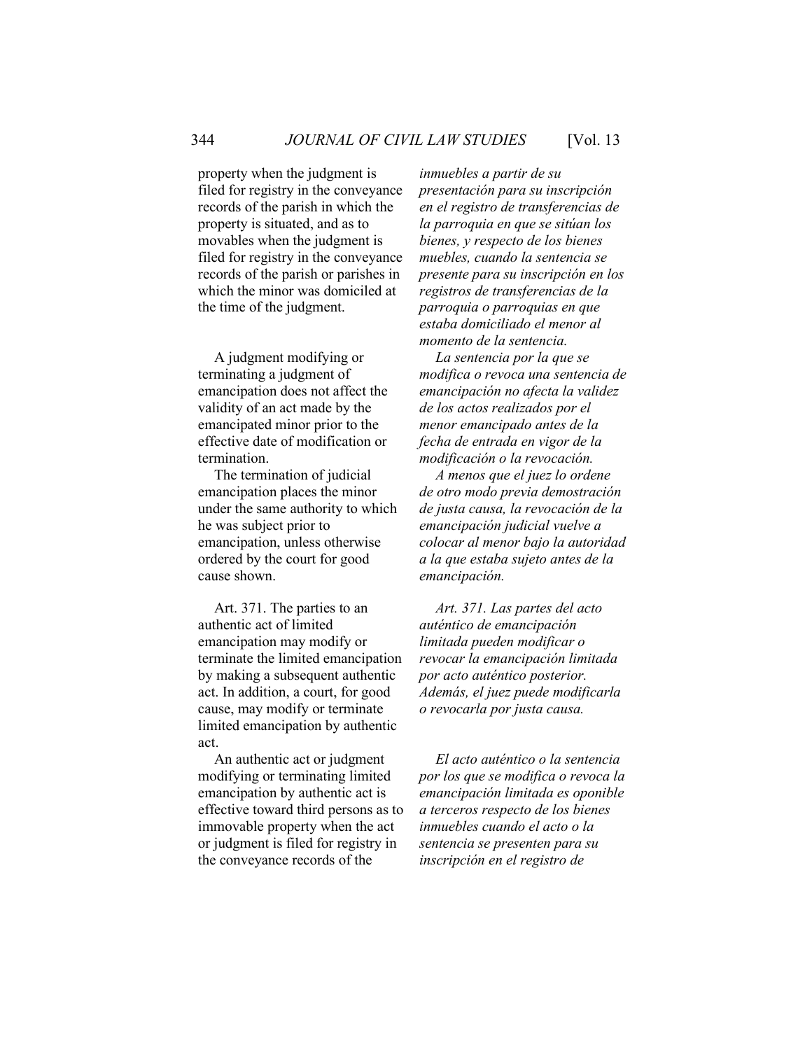property when the judgment is filed for registry in the conveyance records of the parish in which the property is situated, and as to movables when the judgment is filed for registry in the conveyance records of the parish or parishes in which the minor was domiciled at the time of the judgment.

*inmuebles a partir de su presentación para su inscripción en el registro de transferencias de la parroquia en que se sitúan los bienes, y respecto de los bienes muebles, cuando la sentencia se presente para su inscripción en los registros de transferencias de la parroquia o parroquias en que estaba domiciliado el menor al momento de la sentencia.*

A judgment modifying or terminating a judgment of emancipation does not affect the validity of an act made by the emancipated minor prior to the effective date of modification or termination.

*La sentencia por la que se modifica o revoca una sentencia de emancipación no afecta la validez de los actos realizados por el menor emancipado antes de la fecha de entrada en vigor de la modificación o la revocación.*

The termination of judicial emancipation places the minor under the same authority to which he was subject prior to emancipation, unless otherwise ordered by the court for good cause shown.

*A menos que el juez lo ordene de otro modo previa demostración de justa causa, la revocación de la emancipación judicial vuelve a colocar al menor bajo la autoridad a la que estaba sujeto antes de la emancipación.*

Art. 371. The parties to an authentic act of limited emancipation may modify or terminate the limited emancipation by making a subsequent authentic act. In addition, a court, for good cause, may modify or terminate limited emancipation by authentic act.

*Art. 371. Las partes del acto auténtico de emancipación limitada pueden modificar o revocar la emancipación limitada por acto auténtico posterior. Además, el juez puede modificarla o revocarla por justa causa.*

An authentic act or judgment modifying or terminating limited emancipation by authentic act is effective toward third persons as to immovable property when the act or judgment is filed for registry in the conveyance records of the

*El acto auténtico o la sentencia por los que se modifica o revoca la emancipación limitada es oponible a terceros respecto de los bienes inmuebles cuando el acto o la sentencia se presenten para su inscripción en el registro de*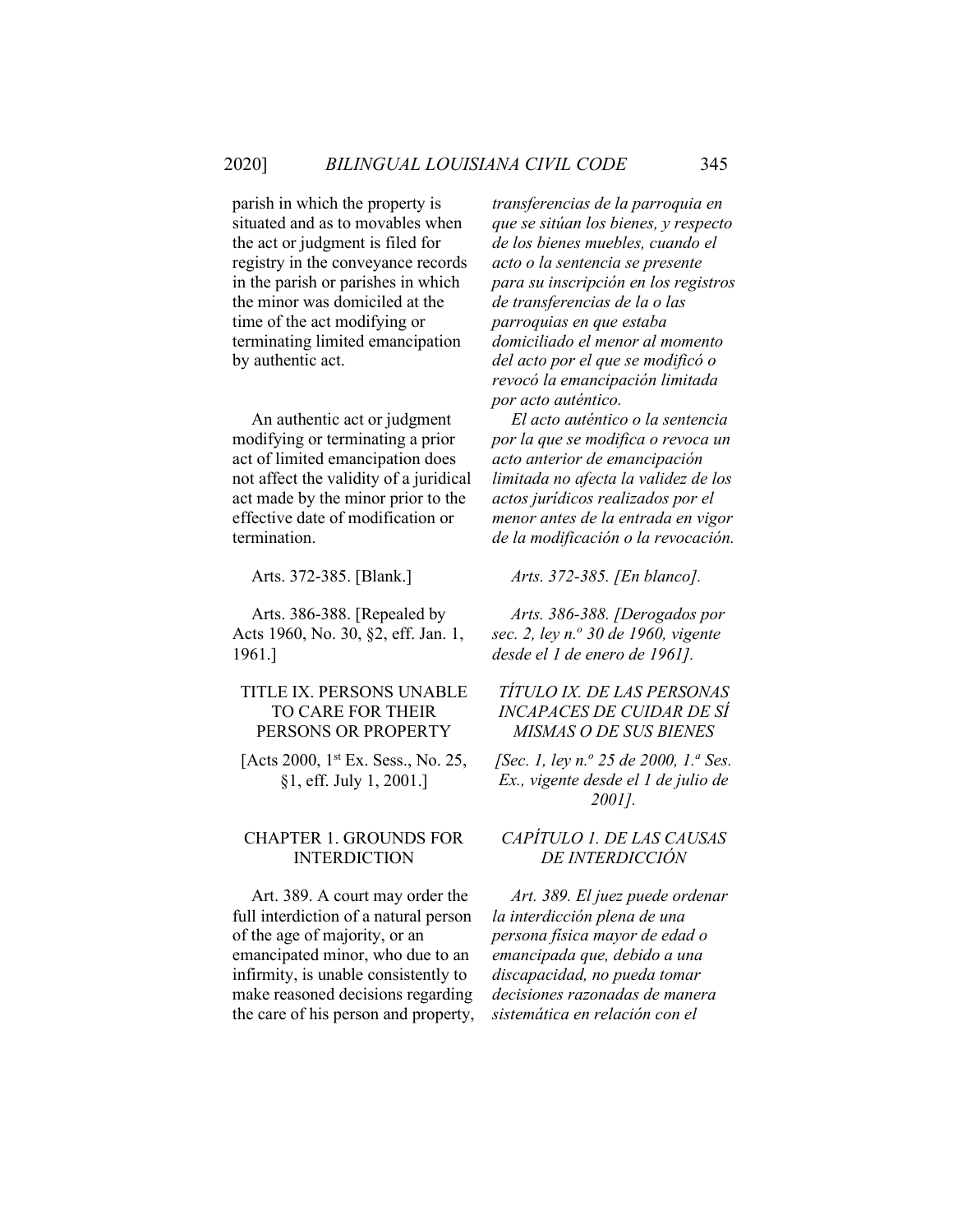parish in which the property is situated and as to movables when the act or judgment is filed for registry in the conveyance records in the parish or parishes in which the minor was domiciled at the time of the act modifying or terminating limited emancipation by authentic act.

*transferencias de la parroquia en que se sitúan los bienes, y respecto de los bienes muebles, cuando el acto o la sentencia se presente para su inscripción en los registros de transferencias de la o las parroquias en que estaba domiciliado el menor al momento del acto por el que se modificó o revocó la emancipación limitada por acto auténtico.*

An authentic act or judgment modifying or terminating a prior act of limited emancipation does not affect the validity of a juridical act made by the minor prior to the effective date of modification or termination.

*El acto auténtico o la sentencia por la que se modifica o revoca un acto anterior de emancipación limitada no afecta la validez de los actos jurídicos realizados por el menor antes de la entrada en vigor de la modificación o la revocación.*

Arts. 372-385. [Blank.]

*Arts. 372-385. [En blanco].*

Arts. 386-388. [Repealed by Acts 1960, No. 30, §2, eff. Jan. 1, 1961.]

*Arts. 386-388. [Derogados por sec. 2, ley n.º 30 de 1960, vigente desde el 1 de enero de 1961].*

## TITLE IX. PERSONS UNABLE TO CARE FOR THEIR PERSONS OR PROPERTY

[Acts 2000, 1st Ex. Sess., No. 25, §1, eff. July 1, 2001.]

## *TÍTULO IX. DE LAS PERSONAS INCAPACES DE CUIDAR DE SÍ MISMAS O DE SUS BIENES*

*[Sec. 1, ley n.º 25 de 2000, 1.ª Ses. Ex., vigente desde el 1 de julio de 2001].*

### CHAPTER 1. GROUNDS FOR INTERDICTION

### *CAPÍTULO 1. DE LAS CAUSAS DE INTERDICCIÓN*

Art. 389. A court may order the full interdiction of a natural person of the age of majority, or an emancipated minor, who due to an infirmity, is unable consistently to make reasoned decisions regarding the care of his person and property,

*Art. 389. El juez puede ordenar la interdicción plena de una persona física mayor de edad o emancipada que, debido a una discapacidad, no pueda tomar decisiones razonadas de manera sistemática en relación con el*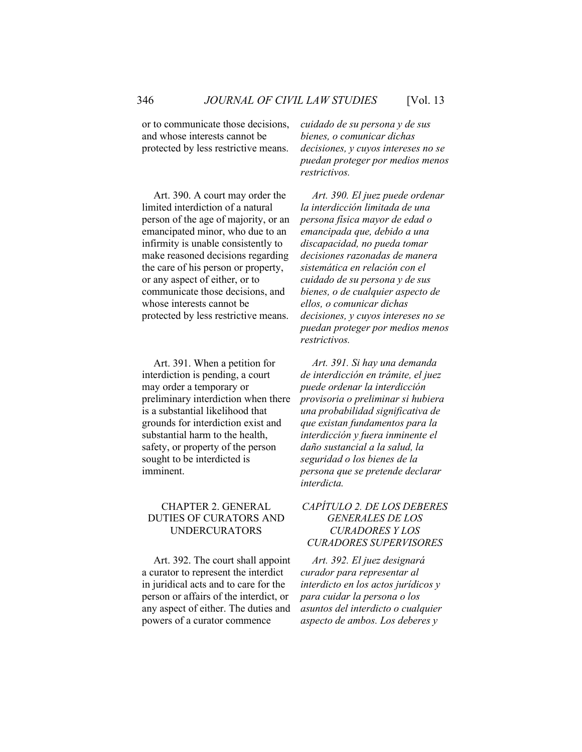or to communicate those decisions, and whose interests cannot be protected by less restrictive means.

*cuidado de su persona y de sus bienes, o comunicar dichas decisiones, y cuyos intereses no se puedan proteger por medios menos restrictivos.*

Art. 390. A court may order the limited interdiction of a natural person of the age of majority, or an emancipated minor, who due to an infirmity is unable consistently to make reasoned decisions regarding the care of his person or property, or any aspect of either, or to communicate those decisions, and whose interests cannot be protected by less restrictive means.

*Art. 390. El juez puede ordenar la interdicción limitada de una persona física mayor de edad o emancipada que, debido a una discapacidad, no pueda tomar decisiones razonadas de manera sistemática en relación con el cuidado de su persona y de sus bienes, o de cualquier aspecto de ellos, o comunicar dichas decisiones, y cuyos intereses no se puedan proteger por medios menos restrictivos.*

Art. 391. When a petition for interdiction is pending, a court may order a temporary or preliminary interdiction when there is a substantial likelihood that grounds for interdiction exist and substantial harm to the health, safety, or property of the person sought to be interdicted is imminent.

*Art. 391. Si hay una demanda de interdicción en trámite, el juez puede ordenar la interdicción provisoria o preliminar si hubiera una probabilidad significativa de que existan fundamentos para la interdicción y fuera inminente el daño sustancial a la salud, la seguridad o los bienes de la persona que se pretende declarar interdicta.*

## CHAPTER 2. GENERAL DUTIES OF CURATORS AND UNDERCURATORS

## *CAPÍTULO 2. DE LOS DEBERES GENERALES DE LOS CURADORES Y LOS CURADORES SUPERVISORES*

Art. 392. The court shall appoint a curator to represent the interdict in juridical acts and to care for the person or affairs of the interdict, or any aspect of either. The duties and powers of a curator commence

*Art. 392. El juez designará curador para representar al interdicto en los actos jurídicos y para cuidar la persona o los asuntos del interdicto o cualquier aspecto de ambos. Los deberes y*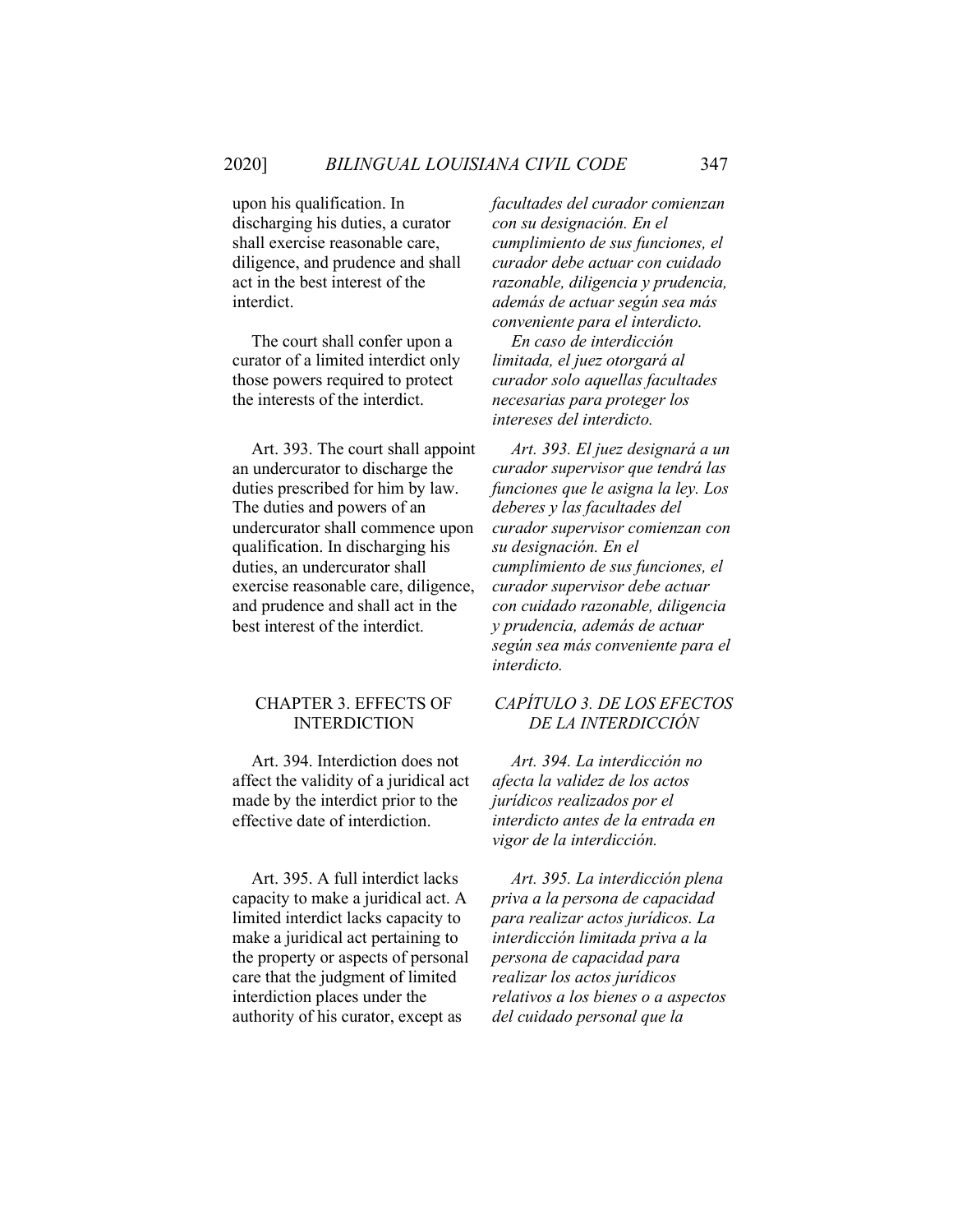upon his qualification. In discharging his duties, a curator shall exercise reasonable care, diligence, and prudence and shall act in the best interest of the interdict.

*facultades del curador comienzan con su designación. En el cumplimiento de sus funciones, el curador debe actuar con cuidado razonable, diligencia y prudencia, además de actuar según sea más conveniente para el interdicto.*

The court shall confer upon a curator of a limited interdict only those powers required to protect the interests of the interdict.

*En caso de interdicción limitada, el juez otorgará al curador solo aquellas facultades necesarias para proteger los intereses del interdicto.*

Art. 393. The court shall appoint an undercurator to discharge the duties prescribed for him by law. The duties and powers of an undercurator shall commence upon qualification. In discharging his duties, an undercurator shall exercise reasonable care, diligence, and prudence and shall act in the best interest of the interdict.

*Art. 393. El juez designará a un curador supervisor que tendrá las funciones que le asigna la ley. Los deberes y las facultades del curador supervisor comienzan con su designación. En el cumplimiento de sus funciones, el curador supervisor debe actuar con cuidado razonable, diligencia y prudencia, además de actuar según sea más conveniente para el interdicto.*

## CHAPTER 3. EFFECTS OF INTERDICTION

## *CAPÍTULO 3. DE LOS EFECTOS DE LA INTERDICCIÓN*

Art. 394. Interdiction does not affect the validity of a juridical act made by the interdict prior to the effective date of interdiction.

*Art. 394. La interdicción no afecta la validez de los actos jurídicos realizados por el interdicto antes de la entrada en vigor de la interdicción.*

Art. 395. A full interdict lacks capacity to make a juridical act. A limited interdict lacks capacity to make a juridical act pertaining to the property or aspects of personal care that the judgment of limited interdiction places under the authority of his curator, except as

*Art. 395. La interdicción plena priva a la persona de capacidad para realizar actos jurídicos. La interdicción limitada priva a la persona de capacidad para realizar los actos jurídicos relativos a los bienes o a aspectos del cuidado personal que la*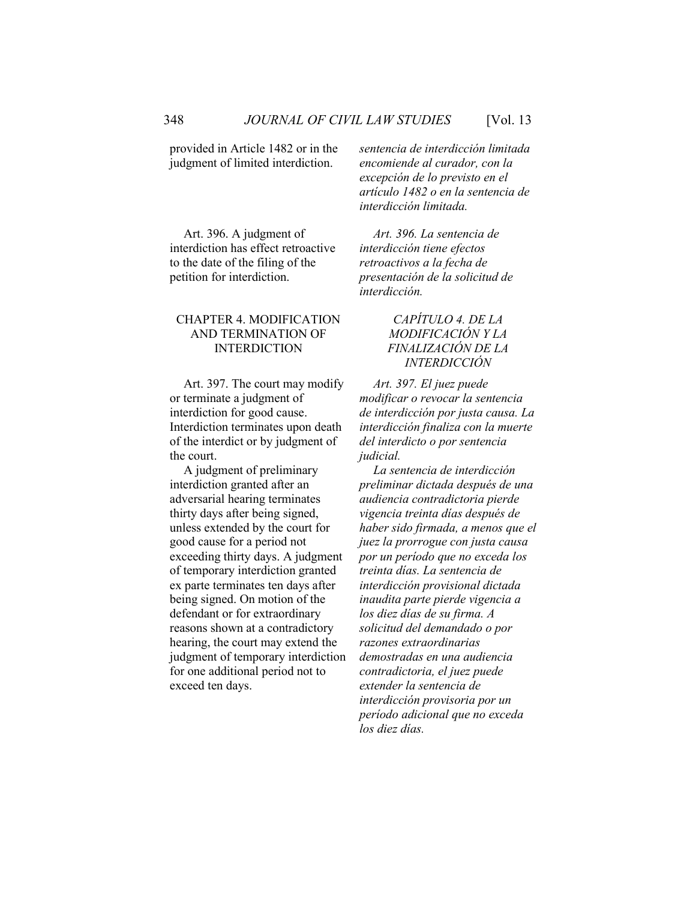provided in Article 1482 or in the judgment of limited interdiction.

*sentencia de interdicción limitada encomiende al curador, con la excepción de lo previsto en el artículo 1482 o en la sentencia de interdicción limitada.*

Art. 396. A judgment of interdiction has effect retroactive to the date of the filing of the petition for interdiction.

*Art. 396. La sentencia de interdicción tiene efectos retroactivos a la fecha de presentación de la solicitud de interdicción.*

## CHAPTER 4. MODIFICATION AND TERMINATION OF INTERDICTION

## *CAPÍTULO 4. DE LA MODIFICACIÓN Y LA FINALIZACIÓN DE LA INTERDICCIÓN*

Art. 397. The court may modify or terminate a judgment of interdiction for good cause. Interdiction terminates upon death of the interdict or by judgment of the court.

A judgment of preliminary interdiction granted after an adversarial hearing terminates thirty days after being signed, unless extended by the court for good cause for a period not exceeding thirty days. A judgment of temporary interdiction granted ex parte terminates ten days after being signed. On motion of the defendant or for extraordinary reasons shown at a contradictory hearing, the court may extend the judgment of temporary interdiction for one additional period not to exceed ten days.

*Art. 397. El juez puede modificar o revocar la sentencia de interdicción por justa causa. La interdicción finaliza con la muerte del interdicto o por sentencia judicial.*

*La sentencia de interdicción preliminar dictada después de una audiencia contradictoria pierde vigencia treinta días después de haber sido firmada, a menos que el juez la prorrogue con justa causa por un período que no exceda los treinta días. La sentencia de interdicción provisional dictada inaudita parte pierde vigencia a los diez días de su firma. A solicitud del demandado o por razones extraordinarias demostradas en una audiencia contradictoria, el juez puede extender la sentencia de interdicción provisoria por un período adicional que no exceda los diez días.*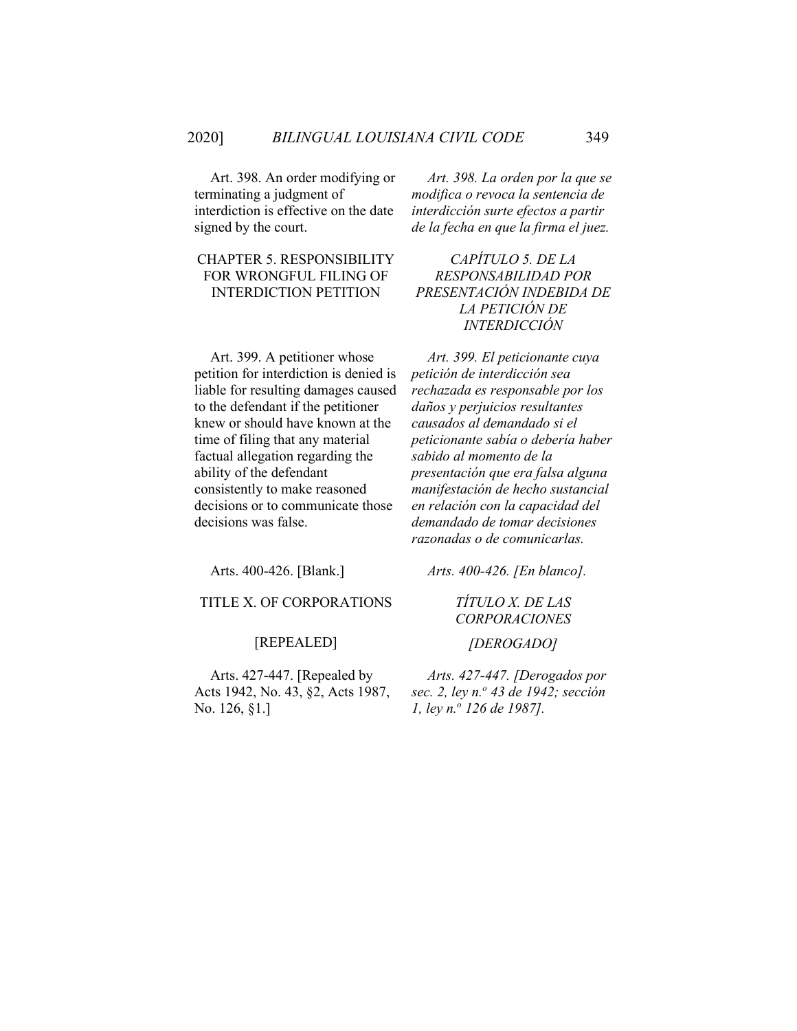Art. 398. An order modifying or terminating a judgment of interdiction is effective on the date signed by the court.

*Art. 398. La orden por la que se modifica o revoca la sentencia de interdicción surte efectos a partir de la fecha en que la firma el juez.*

## CHAPTER 5. RESPONSIBILITY FOR WRONGFUL FILING OF INTERDICTION PETITION

## *CAPÍTULO 5. DE LA RESPONSABILIDAD POR PRESENTACIÓN INDEBIDA DE LA PETICIÓN DE INTERDICCIÓN*

Art. 399. A petitioner whose petition for interdiction is denied is liable for resulting damages caused to the defendant if the petitioner knew or should have known at the time of filing that any material factual allegation regarding the ability of the defendant consistently to make reasoned decisions or to communicate those decisions was false.

*Art. 399. El peticionante cuya petición de interdicción sea rechazada es responsable por los daños y perjuicios resultantes causados al demandado si el peticionante sabía o debería haber sabido al momento de la presentación que era falsa alguna manifestación de hecho sustancial en relación con la capacidad del demandado de tomar decisiones razonadas o de comunicarlas.*

Arts. 400-426. [Blank.]

*Arts. 400-426. [En blanco].*

# TITLE X. OF CORPORATIONS

[REPEALED]

# *TÍTULO X. DE LAS CORPORACIONES*

*[DEROGADO]*

Arts. 427-447. [Repealed by Acts 1942, No. 43, §2, Acts 1987, No. 126, §1.]

*Arts. 427-447. [Derogados por sec. 2, ley n.º 43 de 1942; sección 1, ley n.º 126 de 1987].*